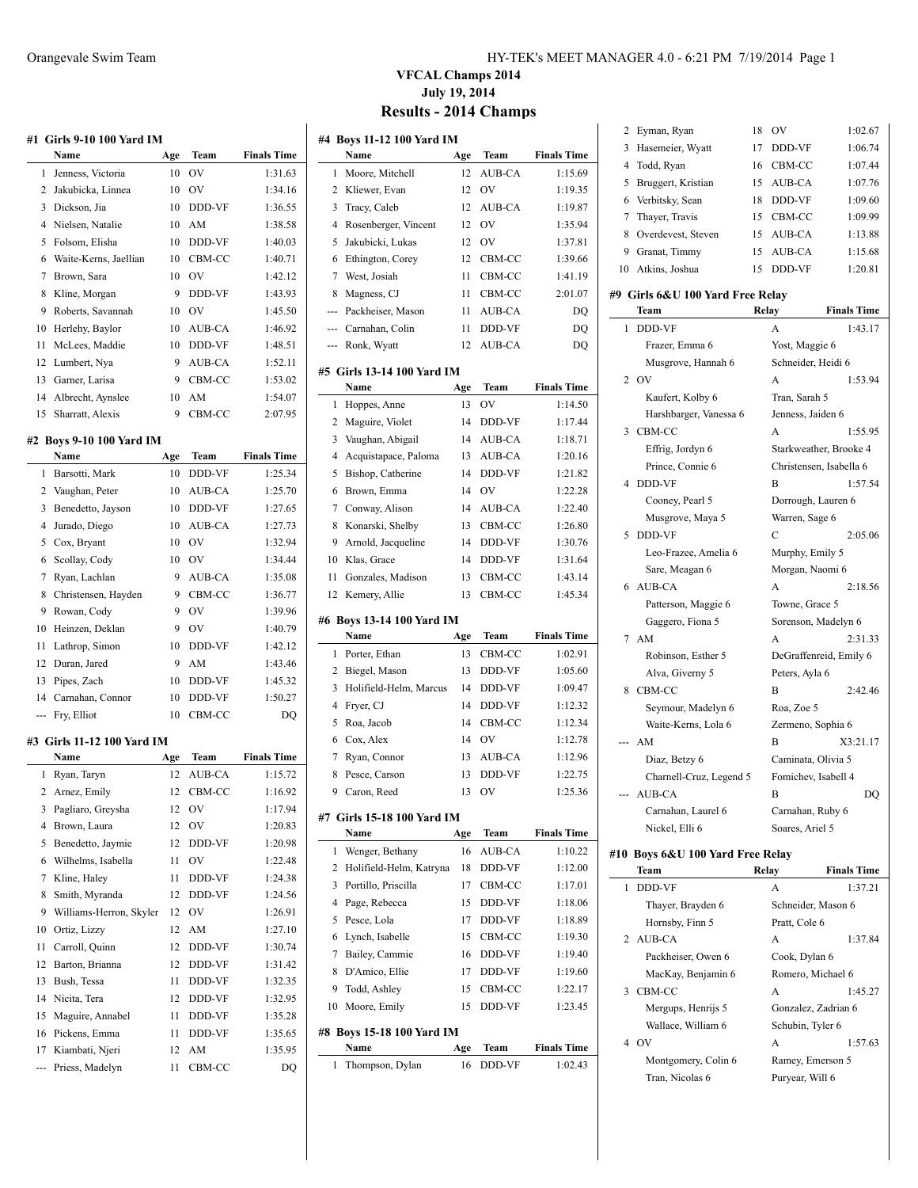# VFCAL Champs 2014

## July 19, 2014

## Results - 2014 Champs

### #1 Girls 9-10 100 Yard IM

| | Name | Age | Team | Finals Time |
|---|---|---|---|---|
| 1 | Jenness, Victoria | 10 | OV | 1:31.63 |
| 2 | Jakubicka, Linnea | 10 | OV | 1:34.16 |
| 3 | Dickson, Jia | 10 | DDD-VF | 1:36.55 |
| 4 | Nielsen, Natalie | 10 | AM | 1:38.58 |
| 5 | Folsom, Elisha | 10 | DDD-VF | 1:40.03 |
| 6 | Waite-Kerns, Jaellian | 10 | CBM-CC | 1:40.71 |
| 7 | Brown, Sara | 10 | OV | 1:42.12 |
| 8 | Kline, Morgan | 9 | DDD-VF | 1:43.93 |
| 9 | Roberts, Savannah | 10 | OV | 1:45.50 |
| 10 | Herlehy, Baylor | 10 | AUB-CA | 1:46.92 |
| 11 | McLees, Maddie | 10 | DDD-VF | 1:48.51 |
| 12 | Lumbert, Nya | 9 | AUB-CA | 1:52.11 |
| 13 | Garner, Larisa | 9 | CBM-CC | 1:53.02 |
| 14 | Albrecht, Aynslee | 10 | AM | 1:54.07 |
| 15 | Sharratt, Alexis | 9 | CBM-CC | 2:07.95 |

### #2 Boys 9-10 100 Yard IM

| | Name | Age | Team | Finals Time |
|---|---|---|---|---|
| 1 | Barsotti, Mark | 10 | DDD-VF | 1:25.34 |
| 2 | Vaughan, Peter | 10 | AUB-CA | 1:25.70 |
| 3 | Benedetto, Jayson | 10 | DDD-VF | 1:27.65 |
| 4 | Jurado, Diego | 10 | AUB-CA | 1:27.73 |
| 5 | Cox, Bryant | 10 | OV | 1:32.94 |
| 6 | Scollay, Cody | 10 | OV | 1:34.44 |
| 7 | Ryan, Lachlan | 9 | AUB-CA | 1:35.08 |
| 8 | Christensen, Hayden | 9 | CBM-CC | 1:36.77 |
| 9 | Rowan, Cody | 9 | OV | 1:39.96 |
| 10 | Heinzen, Deklan | 9 | OV | 1:40.79 |
| 11 | Lathrop, Simon | 10 | DDD-VF | 1:42.12 |
| 12 | Duran, Jared | 9 | AM | 1:43.46 |
| 13 | Pipes, Zach | 10 | DDD-VF | 1:45.32 |
| 14 | Carnahan, Connor | 10 | DDD-VF | 1:50.27 |
| --- | Fry, Elliot | 10 | CBM-CC | DQ |

### #3 Girls 11-12 100 Yard IM

| | Name | Age | Team | Finals Time |
|---|---|---|---|---|
| 1 | Ryan, Taryn | 12 | AUB-CA | 1:15.72 |
| 2 | Arnez, Emily | 12 | CBM-CC | 1:16.92 |
| 3 | Pagliaro, Greysha | 12 | OV | 1:17.94 |
| 4 | Brown, Laura | 12 | OV | 1:20.83 |
| 5 | Benedetto, Jaymie | 12 | DDD-VF | 1:20.98 |
| 6 | Wilhelms, Isabella | 11 | OV | 1:22.48 |
| 7 | Kline, Haley | 11 | DDD-VF | 1:24.38 |
| 8 | Smith, Myranda | 12 | DDD-VF | 1:24.56 |
| 9 | Williams-Herron, Skyler | 12 | OV | 1:26.91 |
| 10 | Ortiz, Lizzy | 12 | AM | 1:27.10 |
| 11 | Carroll, Quinn | 12 | DDD-VF | 1:30.74 |
| 12 | Barton, Brianna | 12 | DDD-VF | 1:31.42 |
| 13 | Bush, Tessa | 11 | DDD-VF | 1:32.35 |
| 14 | Nicita, Tera | 12 | DDD-VF | 1:32.95 |
| 15 | Maguire, Annabel | 11 | DDD-VF | 1:35.28 |
| 16 | Pickens, Emma | 11 | DDD-VF | 1:35.65 |
| 17 | Kiambati, Njeri | 12 | AM | 1:35.95 |
| --- | Priess, Madelyn | 11 | CBM-CC | DQ |

### #4 Boys 11-12 100 Yard IM

| | Name | Age | Team | Finals Time |
|---|---|---|---|---|
| 1 | Moore, Mitchell | 12 | AUB-CA | 1:15.69 |
| 2 | Kliewer, Evan | 12 | OV | 1:19.35 |
| 3 | Tracy, Caleb | 12 | AUB-CA | 1:19.87 |
| 4 | Rosenberger, Vincent | 12 | OV | 1:35.94 |
| 5 | Jakubicki, Lukas | 12 | OV | 1:37.81 |
| 6 | Ethington, Corey | 12 | CBM-CC | 1:39.66 |
| 7 | West, Josiah | 11 | CBM-CC | 1:41.19 |
| 8 | Magness, CJ | 11 | CBM-CC | 2:01.07 |
| --- | Packheiser, Mason | 11 | AUB-CA | DQ |
| --- | Carnahan, Colin | 11 | DDD-VF | DQ |
| --- | Ronk, Wyatt | 12 | AUB-CA | DQ |

### #5 Girls 13-14 100 Yard IM

| | Name | Age | Team | Finals Time |
|---|---|---|---|---|
| 1 | Hoppes, Anne | 13 | OV | 1:14.50 |
| 2 | Maguire, Violet | 14 | DDD-VF | 1:17.44 |
| 3 | Vaughan, Abigail | 14 | AUB-CA | 1:18.71 |
| 4 | Acquistapace, Paloma | 13 | AUB-CA | 1:20.16 |
| 5 | Bishop, Catherine | 14 | DDD-VF | 1:21.82 |
| 6 | Brown, Emma | 14 | OV | 1:22.28 |
| 7 | Conway, Alison | 14 | AUB-CA | 1:22.40 |
| 8 | Konarski, Shelby | 13 | CBM-CC | 1:26.80 |
| 9 | Arnold, Jacqueline | 14 | DDD-VF | 1:30.76 |
| 10 | Klas, Grace | 14 | DDD-VF | 1:31.64 |
| 11 | Gonzales, Madison | 13 | CBM-CC | 1:43.14 |
| 12 | Kemery, Allie | 13 | CBM-CC | 1:45.34 |

### #6 Boys 13-14 100 Yard IM

| | Name | Age | Team | Finals Time |
|---|---|---|---|---|
| 1 | Porter, Ethan | 13 | CBM-CC | 1:02.91 |
| 2 | Biegel, Mason | 13 | DDD-VF | 1:05.60 |
| 3 | Holifield-Helm, Marcus | 14 | DDD-VF | 1:09.47 |
| 4 | Fryer, CJ | 14 | DDD-VF | 1:12.32 |
| 5 | Roa, Jacob | 14 | CBM-CC | 1:12.34 |
| 6 | Cox, Alex | 14 | OV | 1:12.78 |
| 7 | Ryan, Connor | 13 | AUB-CA | 1:12.96 |
| 8 | Pesce, Carson | 13 | DDD-VF | 1:22.75 |
| 9 | Caron, Reed | 13 | OV | 1:25.36 |

### #7 Girls 15-18 100 Yard IM

| | Name | Age | Team | Finals Time |
|---|---|---|---|---|
| 1 | Wenger, Bethany | 16 | AUB-CA | 1:10.22 |
| 2 | Holifield-Helm, Katryna | 18 | DDD-VF | 1:12.00 |
| 3 | Portillo, Priscilla | 17 | CBM-CC | 1:17.01 |
| 4 | Page, Rebecca | 15 | DDD-VF | 1:18.06 |
| 5 | Pesce, Lola | 17 | DDD-VF | 1:18.89 |
| 6 | Lynch, Isabelle | 15 | CBM-CC | 1:19.30 |
| 7 | Bailey, Cammie | 16 | DDD-VF | 1:19.40 |
| 8 | D'Amico, Ellie | 17 | DDD-VF | 1:19.60 |
| 9 | Todd, Ashley | 15 | CBM-CC | 1:22.17 |
| 10 | Moore, Emily | 15 | DDD-VF | 1:23.45 |

### #8 Boys 15-18 100 Yard IM

| | Name | Age | Team | Finals Time |
|---|---|---|---|---|
| 1 | Thompson, Dylan | 16 | DDD-VF | 1:02.43 |
| 2 | Eyman, Ryan | 18 | OV | 1:02.67 |
| 3 | Hasemeier, Wyatt | 17 | DDD-VF | 1:06.74 |
| 4 | Todd, Ryan | 16 | CBM-CC | 1:07.44 |
| 5 | Bruggert, Kristian | 15 | AUB-CA | 1:07.76 |
| 6 | Verbitsky, Sean | 18 | DDD-VF | 1:09.60 |
| 7 | Thayer, Travis | 15 | CBM-CC | 1:09.99 |
| 8 | Overdevest, Steven | 15 | AUB-CA | 1:13.88 |
| 9 | Granat, Timmy | 15 | AUB-CA | 1:15.68 |
| 10 | Atkins, Joshua | 15 | DDD-VF | 1:20.81 |

### #9 Girls 6&U 100 Yard Free Relay

| | Team | Relay | Finals Time |
|---|---|---|---|
| 1 | DDD-VF | A | 1:43.17 |
| | Frazer, Emma 6 | Yost, Maggie 6 | |
| | Musgrove, Hannah 6 | Schneider, Heidi 6 | |
| 2 | OV | A | 1:53.94 |
| | Kaufert, Kolby 6 | Tran, Sarah 5 | |
| | Harshbarger, Vanessa 6 | Jenness, Jaiden 6 | |
| 3 | CBM-CC | A | 1:55.95 |
| | Effrig, Jordyn 6 | Starkweather, Brooke 4 | |
| | Prince, Connie 6 | Christensen, Isabella 6 | |
| 4 | DDD-VF | B | 1:57.54 |
| | Cooney, Pearl 5 | Dorrough, Lauren 6 | |
| | Musgrove, Maya 5 | Warren, Sage 6 | |
| 5 | DDD-VF | C | 2:05.06 |
| | Leo-Frazee, Amelia 6 | Murphy, Emily 5 | |
| | Sare, Meagan 6 | Morgan, Naomi 6 | |
| 6 | AUB-CA | A | 2:18.56 |
| | Patterson, Maggie 6 | Towne, Grace 5 | |
| | Gaggero, Fiona 5 | Sorenson, Madelyn 6 | |
| 7 | AM | A | 2:31.33 |
| | Robinson, Esther 5 | DeGraffenreid, Emily 6 | |
| | Alva, Giverny 5 | Peters, Ayla 6 | |
| 8 | CBM-CC | B | 2:42.46 |
| | Seymour, Madelyn 6 | Roa, Zoe 5 | |
| | Waite-Kerns, Lola 6 | Zermeno, Sophia 6 | |
| --- | AM | B | X3:21.17 |
| | Diaz, Betzy 6 | Caminata, Olivia 5 | |
| | Charnell-Cruz, Legend 5 | Fomichev, Isabell 4 | |
| --- | AUB-CA | B | DQ |
| | Carnahan, Laurel 6 | Carnahan, Ruby 6 | |
| | Nickel, Elli 6 | Soares, Ariel 5 | |

### #10 Boys 6&U 100 Yard Free Relay

| | Team | Relay | Finals Time |
|---|---|---|---|
| 1 | DDD-VF | A | 1:37.21 |
| | Thayer, Brayden 6 | Schneider, Mason 6 | |
| | Hornsby, Finn 5 | Pratt, Cole 6 | |
| 2 | AUB-CA | A | 1:37.84 |
| | Packheiser, Owen 6 | Cook, Dylan 6 | |
| | MacKay, Benjamin 6 | Romero, Michael 6 | |
| 3 | CBM-CC | A | 1:45.27 |
| | Mergups, Henrijs 5 | Gonzalez, Zadrian 6 | |
| | Wallace, William 6 | Schubin, Tyler 6 | |
| 4 | OV | A | 1:57.63 |
| | Montgomery, Colin 6 | Ramey, Emerson 5 | |
| | Tran, Nicolas 6 | Puryear, Will 6 | |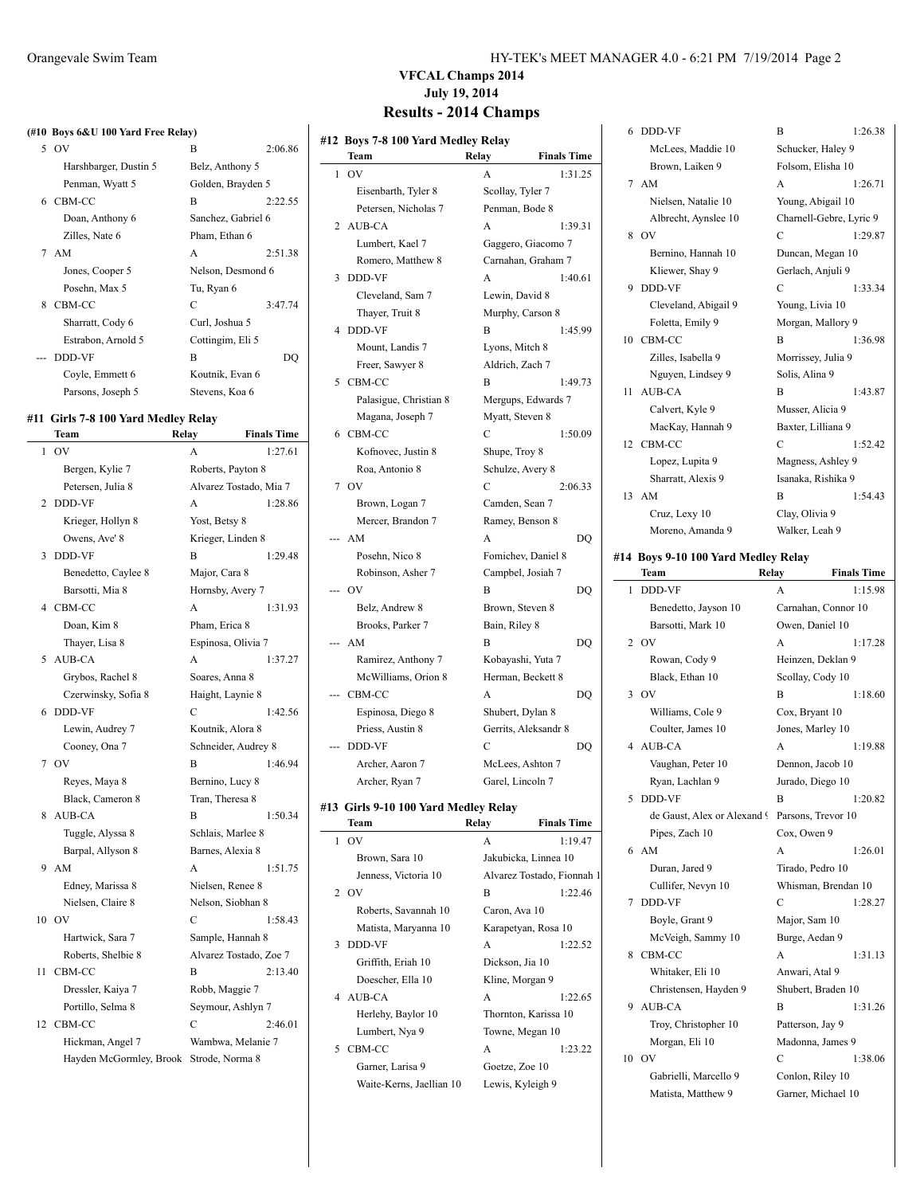# VFCAL Champs 2014

July 19, 2014

## Results - 2014 Champs

### (#10 Boys 6&U 100 Yard Free Relay)

| | Team | Relay | Finals Time |
|---|---|---|---|
| 5 | OV | B | 2:06.86 |
| | Harshbarger, Dustin 5 | Belz, Anthony 5 | |
| | Penman, Wyatt 5 | Golden, Brayden 5 | |
| 6 | CBM-CC | B | 2:22.55 |
| | Doan, Anthony 6 | Sanchez, Gabriel 6 | |
| | Zilles, Nate 6 | Pham, Ethan 6 | |
| 7 | AM | A | 2:51.38 |
| | Jones, Cooper 5 | Nelson, Desmond 6 | |
| | Posehn, Max 5 | Tu, Ryan 6 | |
| 8 | CBM-CC | C | 3:47.74 |
| | Sharratt, Cody 6 | Curl, Joshua 5 | |
| | Estrabon, Arnold 5 | Cottingim, Eli 5 | |
| --- | DDD-VF | B | DQ |
| | Coyle, Emmett 6 | Koutnik, Evan 6 | |
| | Parsons, Joseph 5 | Stevens, Koa 6 | |

### #11 Girls 7-8 100 Yard Medley Relay

| | Team | Relay | Finals Time |
|---|---|---|---|
| 1 | OV | A | 1:27.61 |
| | Bergen, Kylie 7 | Roberts, Payton 8 | |
| | Petersen, Julia 8 | Alvarez Tostado, Mia 7 | |
| 2 | DDD-VF | A | 1:28.86 |
| | Krieger, Hollyn 8 | Yost, Betsy 8 | |
| | Owens, Ave' 8 | Krieger, Linden 8 | |
| 3 | DDD-VF | B | 1:29.48 |
| | Benedetto, Caylee 8 | Major, Cara 8 | |
| | Barsotti, Mia 8 | Hornsby, Avery 7 | |
| 4 | CBM-CC | A | 1:31.93 |
| | Doan, Kim 8 | Pham, Erica 8 | |
| | Thayer, Lisa 8 | Espinosa, Olivia 7 | |
| 5 | AUB-CA | A | 1:37.27 |
| | Grybos, Rachel 8 | Soares, Anna 8 | |
| | Czerwinsky, Sofia 8 | Haight, Laynie 8 | |
| 6 | DDD-VF | C | 1:42.56 |
| | Lewin, Audrey 7 | Koutnik, Alora 8 | |
| | Cooney, Ona 7 | Schneider, Audrey 8 | |
| 7 | OV | B | 1:46.94 |
| | Reyes, Maya 8 | Bernino, Lucy 8 | |
| | Black, Cameron 8 | Tran, Theresa 8 | |
| 8 | AUB-CA | B | 1:50.34 |
| | Tuggle, Alyssa 8 | Schlais, Marlee 8 | |
| | Barpal, Allyson 8 | Barnes, Alexia 8 | |
| 9 | AM | A | 1:51.75 |
| | Edney, Marissa 8 | Nielsen, Renee 8 | |
| | Nielsen, Claire 8 | Nelson, Siobhan 8 | |
| 10 | OV | C | 1:58.43 |
| | Hartwick, Sara 7 | Sample, Hannah 8 | |
| | Roberts, Shelbie 8 | Alvarez Tostado, Zoe 7 | |
| 11 | CBM-CC | B | 2:13.40 |
| | Dressler, Kaiya 7 | Robb, Maggie 7 | |
| | Portillo, Selma 8 | Seymour, Ashlyn 7 | |
| 12 | CBM-CC | C | 2:46.01 |
| | Hickman, Angel 7 | Wambwa, Melanie 7 | |
| | Hayden McGormley, Brook | Strode, Norma 8 | |

### #12 Boys 7-8 100 Yard Medley Relay

| | Team | Relay | Finals Time |
|---|---|---|---|
| 1 | OV | A | 1:31.25 |
| | Eisenbarth, Tyler 8 | Scollay, Tyler 7 | |
| | Petersen, Nicholas 7 | Penman, Bode 8 | |
| 2 | AUB-CA | A | 1:39.31 |
| | Lumbert, Kael 7 | Gaggero, Giacomo 7 | |
| | Romero, Matthew 8 | Carnahan, Graham 7 | |
| 3 | DDD-VF | A | 1:40.61 |
| | Cleveland, Sam 7 | Lewin, David 8 | |
| | Thayer, Truit 8 | Murphy, Carson 8 | |
| 4 | DDD-VF | B | 1:45.99 |
| | Mount, Landis 7 | Lyons, Mitch 8 | |
| | Freer, Sawyer 8 | Aldrich, Zach 7 | |
| 5 | CBM-CC | B | 1:49.73 |
| | Palasigue, Christian 8 | Mergups, Edwards 7 | |
| | Magana, Joseph 7 | Myatt, Steven 8 | |
| 6 | CBM-CC | C | 1:50.09 |
| | Kofnovec, Justin 8 | Shupe, Troy 8 | |
| | Roa, Antonio 8 | Schulze, Avery 8 | |
| 7 | OV | C | 2:06.33 |
| | Brown, Logan 7 | Camden, Sean 7 | |
| | Mercer, Brandon 7 | Ramey, Benson 8 | |
| --- | AM | A | DQ |
| | Posehn, Nico 8 | Fomichev, Daniel 8 | |
| | Robinson, Asher 7 | Campbel, Josiah 7 | |
| --- | OV | B | DQ |
| | Belz, Andrew 8 | Brown, Steven 8 | |
| | Brooks, Parker 7 | Bain, Riley 8 | |
| --- | AM | B | DQ |
| | Ramirez, Anthony 7 | Kobayashi, Yuta 7 | |
| | McWilliams, Orion 8 | Herman, Beckett 8 | |
| --- | CBM-CC | A | DQ |
| | Espinosa, Diego 8 | Shubert, Dylan 8 | |
| | Priess, Austin 8 | Gerrits, Aleksandr 8 | |
| --- | DDD-VF | C | DQ |
| | Archer, Aaron 7 | McLees, Ashton 7 | |
| | Archer, Ryan 7 | Garel, Lincoln 7 | |

### #13 Girls 9-10 100 Yard Medley Relay

| | Team | Relay | Finals Time |
|---|---|---|---|
| 1 | OV | A | 1:19.47 |
| | Brown, Sara 10 | Jakubicka, Linnea 10 | |
| | Jenness, Victoria 10 | Alvarez Tostado, Fionnah 1 | |
| 2 | OV | B | 1:22.46 |
| | Roberts, Savannah 10 | Caron, Ava 10 | |
| | Matista, Maryanna 10 | Karapetyan, Rosa 10 | |
| 3 | DDD-VF | A | 1:22.52 |
| | Griffith, Eriah 10 | Dickson, Jia 10 | |
| | Doescher, Ella 10 | Kline, Morgan 9 | |
| 4 | AUB-CA | A | 1:22.65 |
| | Herlehy, Baylor 10 | Thornton, Karissa 10 | |
| | Lumbert, Nya 9 | Towne, Megan 10 | |
| 5 | CBM-CC | A | 1:23.22 |
| | Garner, Larisa 9 | Goetze, Zoe 10 | |
| | Waite-Kerns, Jaellian 10 | Lewis, Kyleigh 9 | |
| 6 | DDD-VF | B | 1:26.38 |
| | McLees, Maddie 10 | Schucker, Haley 9 | |
| | Brown, Laiken 9 | Folsom, Elisha 10 | |
| 7 | AM | A | 1:26.71 |
| | Nielsen, Natalie 10 | Young, Abigail 10 | |
| | Albrecht, Aynslee 10 | Charnell-Gebre, Lyric 9 | |
| 8 | OV | C | 1:29.87 |
| | Bernino, Hannah 10 | Duncan, Megan 10 | |
| | Kliewer, Shay 9 | Gerlach, Anjuli 9 | |
| 9 | DDD-VF | C | 1:33.34 |
| | Cleveland, Abigail 9 | Young, Livia 10 | |
| | Foletta, Emily 9 | Morgan, Mallory 9 | |
| 10 | CBM-CC | B | 1:36.98 |
| | Zilles, Isabella 9 | Morrissey, Julia 9 | |
| | Nguyen, Lindsey 9 | Solis, Alina 9 | |
| 11 | AUB-CA | B | 1:43.87 |
| | Calvert, Kyle 9 | Musser, Alicia 9 | |
| | MacKay, Hannah 9 | Baxter, Lilliana 9 | |
| 12 | CBM-CC | C | 1:52.42 |
| | Lopez, Lupita 9 | Magness, Ashley 9 | |
| | Sharratt, Alexis 9 | Isanaka, Rishika 9 | |
| 13 | AM | B | 1:54.43 |
| | Cruz, Lexy 10 | Clay, Olivia 9 | |
| | Moreno, Amanda 9 | Walker, Leah 9 | |

### #14 Boys 9-10 100 Yard Medley Relay

| | Team | Relay | Finals Time |
|---|---|---|---|
| 1 | DDD-VF | A | 1:15.98 |
| | Benedetto, Jayson 10 | Carnahan, Connor 10 | |
| | Barsotti, Mark 10 | Owen, Daniel 10 | |
| 2 | OV | A | 1:17.28 |
| | Rowan, Cody 9 | Heinzen, Deklan 9 | |
| | Black, Ethan 10 | Scollay, Cody 10 | |
| 3 | OV | B | 1:18.60 |
| | Williams, Cole 9 | Cox, Bryant 10 | |
| | Coulter, James 10 | Jones, Marley 10 | |
| 4 | AUB-CA | A | 1:19.88 |
| | Vaughan, Peter 10 | Dennon, Jacob 10 | |
| | Ryan, Lachlan 9 | Jurado, Diego 10 | |
| 5 | DDD-VF | B | 1:20.82 |
| | de Gaust, Alex or Alexand 9 | Parsons, Trevor 10 | |
| | Pipes, Zach 10 | Cox, Owen 9 | |
| 6 | AM | A | 1:26.01 |
| | Duran, Jared 9 | Tirado, Pedro 10 | |
| | Cullifer, Nevyn 10 | Whisman, Brendan 10 | |
| 7 | DDD-VF | C | 1:28.27 |
| | Boyle, Grant 9 | Major, Sam 10 | |
| | McVeigh, Sammy 10 | Burge, Aedan 9 | |
| 8 | CBM-CC | A | 1:31.13 |
| | Whitaker, Eli 10 | Anwari, Atal 9 | |
| | Christensen, Hayden 9 | Shubert, Braden 10 | |
| 9 | AUB-CA | B | 1:31.26 |
| | Troy, Christopher 10 | Patterson, Jay 9 | |
| | Morgan, Eli 10 | Madonna, James 9 | |
| 10 | OV | C | 1:38.06 |
| | Gabrielli, Marcello 9 | Conlon, Riley 10 | |
| | Matista, Matthew 9 | Garner, Michael 10 | |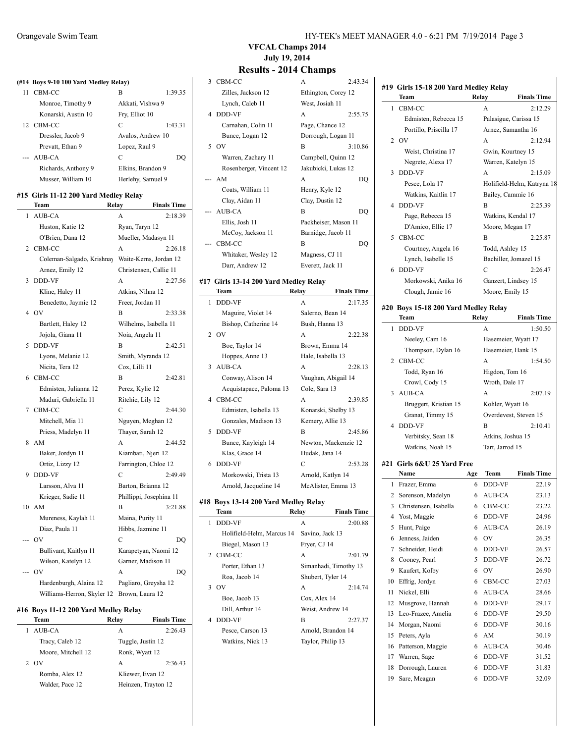## VFCAL Champs 2014

**July 19, 2014**

# Results - 2014 Champs

### (#14 Boys 9-10 100 Yard Medley Relay)

| | Team | Relay | Finals Time |
|---|---|---|---|
| 11 | CBM-CC | B | 1:39.35 |
| | Monroe, Timothy 9 | Akkati, Vishwa 9 | |
| | Konarski, Austin 10 | Fry, Elliot 10 | |
| 12 | CBM-CC | C | 1:43.31 |
| | Dressler, Jacob 9 | Avalos, Andrew 10 | |
| | Prevatt, Ethan 9 | Lopez, Raul 9 | |
| --- | AUB-CA | C | DQ |
| | Richards, Anthony 9 | Elkins, Brandon 9 | |
| | Musser, William 10 | Herlehy, Samuel 9 | |

### #15 Girls 11-12 200 Yard Medley Relay

| | Team | Relay | Finals Time |
|---|---|---|---|
| 1 | AUB-CA | A | 2:18.39 |
| | Huston, Katie 12 | Ryan, Taryn 12 | |
| | O'Brien, Dana 12 | Mueller, Madasyn 11 | |
| 2 | CBM-CC | A | 2:26.18 |
| | Coleman-Salgado, Krishnay | Waite-Kerns, Jordan 12 | |
| | Arnez, Emily 12 | Christensen, Callie 11 | |
| 3 | DDD-VF | A | 2:27.56 |
| | Kline, Haley 11 | Atkins, Nihna 12 | |
| | Benedetto, Jaymie 12 | Freer, Jordan 11 | |
| 4 | OV | B | 2:33.38 |
| | Bartlett, Haley 12 | Wilhelms, Isabella 11 | |
| | Jojola, Giana 11 | Noia, Angela 11 | |
| 5 | DDD-VF | B | 2:42.51 |
| | Lyons, Melanie 12 | Smith, Myranda 12 | |
| | Nicita, Tera 12 | Cox, Lilli 11 | |
| 6 | CBM-CC | B | 2:42.81 |
| | Edmisten, Julianna 12 | Perez, Kylie 12 | |
| | Maduri, Gabriella 11 | Ritchie, Lily 12 | |
| 7 | CBM-CC | C | 2:44.30 |
| | Mitchell, Mia 11 | Nguyen, Meghan 12 | |
| | Priess, Madelyn 11 | Thayer, Sarah 12 | |
| 8 | AM | A | 2:44.52 |
| | Baker, Jordyn 11 | Kiambati, Njeri 12 | |
| | Ortiz, Lizzy 12 | Farrington, Chloe 12 | |
| 9 | DDD-VF | C | 2:49.49 |
| | Larsson, Alva 11 | Barton, Brianna 12 | |
| | Krieger, Sadie 11 | Phillippi, Josephina 11 | |
| 10 | AM | B | 3:21.88 |
| | Mureness, Kaylah 11 | Maina, Purity 11 | |
| | Diaz, Paula 11 | Hibbs, Jazmine 11 | |
| --- | OV | C | DQ |
| | Bullivant, Kaitlyn 11 | Karapetyan, Naomi 12 | |
| | Wilson, Katelyn 12 | Garner, Madison 11 | |
| --- | OV | A | DQ |
| | Hardenburgh, Alaina 12 | Pagliaro, Greysha 12 | |
| | Williams-Herron, Skyler 12 | Brown, Laura 12 | |

### #16 Boys 11-12 200 Yard Medley Relay

| | Team | Relay | Finals Time |
|---|---|---|---|
| 1 | AUB-CA | A | 2:26.43 |
| | Tracy, Caleb 12 | Tuggle, Justin 12 | |
| | Moore, Mitchell 12 | Ronk, Wyatt 12 | |
| 2 | OV | A | 2:36.43 |
| | Romba, Alex 12 | Kliewer, Evan 12 | |
| | Walder, Pace 12 | Heinzen, Trayton 12 | |
| 3 | CBM-CC | A | 2:43.34 |
| | Zilles, Jackson 12 | Ethington, Corey 12 | |
| | Lynch, Caleb 11 | West, Josiah 11 | |
| 4 | DDD-VF | A | 2:55.75 |
| | Carnahan, Colin 11 | Page, Chance 12 | |
| | Bunce, Logan 12 | Dorrough, Logan 11 | |
| 5 | OV | B | 3:10.86 |
| | Warren, Zachary 11 | Campbell, Quinn 12 | |
| | Rosenberger, Vincent 12 | Jakubicki, Lukas 12 | |
| --- | AM | A | DQ |
| | Coats, William 11 | Henry, Kyle 12 | |
| | Clay, Aidan 11 | Clay, Dustin 12 | |
| --- | AUB-CA | B | DQ |
| | Ellis, Josh 11 | Packheiser, Mason 11 | |
| | McCoy, Jackson 11 | Barnidge, Jacob 11 | |
| --- | CBM-CC | B | DQ |
| | Whitaker, Wesley 12 | Magness, CJ 11 | |
| | Darr, Andrew 12 | Everett, Jack 11 | |

### #17 Girls 13-14 200 Yard Medley Relay

| | Team | Relay | Finals Time |
|---|---|---|---|
| 1 | DDD-VF | A | 2:17.35 |
| | Maguire, Violet 14 | Salerno, Bean 14 | |
| | Bishop, Catherine 14 | Bush, Hanna 13 | |
| 2 | OV | A | 2:22.38 |
| | Boe, Taylor 14 | Brown, Emma 14 | |
| | Hoppes, Anne 13 | Hale, Isabella 13 | |
| 3 | AUB-CA | A | 2:28.13 |
| | Conway, Alison 14 | Vaughan, Abigail 14 | |
| | Acquistapace, Paloma 13 | Cole, Sara 13 | |
| 4 | CBM-CC | A | 2:39.85 |
| | Edmisten, Isabella 13 | Konarski, Shelby 13 | |
| | Gonzales, Madison 13 | Kemery, Allie 13 | |
| 5 | DDD-VF | B | 2:45.86 |
| | Bunce, Kayleigh 14 | Newton, Mackenzie 12 | |
| | Klas, Grace 14 | Hudak, Jana 14 | |
| 6 | DDD-VF | C | 2:53.28 |
| | Morkowski, Trista 13 | Arnold, Katlyn 14 | |
| | Arnold, Jacqueline 14 | McAlister, Emma 13 | |

### #18 Boys 13-14 200 Yard Medley Relay

| | Team | Relay | Finals Time |
|---|---|---|---|
| 1 | DDD-VF | A | 2:00.88 |
| | Holifield-Helm, Marcus 14 | Savino, Jack 13 | |
| | Biegel, Mason 13 | Fryer, CJ 14 | |
| 2 | CBM-CC | A | 2:01.79 |
| | Porter, Ethan 13 | Simanhadi, Timothy 13 | |
| | Roa, Jacob 14 | Shubert, Tyler 14 | |
| 3 | OV | A | 2:14.74 |
| | Boe, Jacob 13 | Cox, Alex 14 | |
| | Dill, Arthur 14 | Weist, Andrew 14 | |
| 4 | DDD-VF | B | 2:27.37 |
| | Pesce, Carson 13 | Arnold, Brandon 14 | |
| | Watkins, Nick 13 | Taylor, Philip 13 | |

### #19 Girls 15-18 200 Yard Medley Relay

| | Team | Relay | Finals Time |
|---|---|---|---|
| 1 | CBM-CC | A | 2:12.29 |
| | Edmisten, Rebecca 15 | Palasigue, Carissa 15 | |
| | Portillo, Priscilla 17 | Arnez, Samantha 16 | |
| 2 | OV | A | 2:12.94 |
| | Weist, Christina 17 | Gwin, Kourtney 15 | |
| | Negrete, Alexa 17 | Warren, Katelyn 15 | |
| 3 | DDD-VF | A | 2:15.09 |
| | Pesce, Lola 17 | Holifield-Helm, Katryna 18 | |
| | Watkins, Kaitlin 17 | Bailey, Cammie 16 | |
| 4 | DDD-VF | B | 2:25.39 |
| | Page, Rebecca 15 | Watkins, Kendal 17 | |
| | D'Amico, Ellie 17 | Moore, Megan 17 | |
| 5 | CBM-CC | B | 2:25.87 |
| | Courtney, Angela 16 | Todd, Ashley 15 | |
| | Lynch, Isabelle 15 | Bachiller, Jomazel 15 | |
| 6 | DDD-VF | C | 2:26.47 |
| | Morkowski, Anika 16 | Ganzert, Lindsey 15 | |
| | Clough, Jamie 16 | Moore, Emily 15 | |

### #20 Boys 15-18 200 Yard Medley Relay

| | Team | Relay | Finals Time |
|---|---|---|---|
| 1 | DDD-VF | A | 1:50.50 |
| | Neeley, Cam 16 | Hasemeier, Wyatt 17 | |
| | Thompson, Dylan 16 | Hasemeier, Hank 15 | |
| 2 | CBM-CC | A | 1:54.50 |
| | Todd, Ryan 16 | Higdon, Tom 16 | |
| | Crowl, Cody 15 | Wroth, Dale 17 | |
| 3 | AUB-CA | A | 2:07.19 |
| | Bruggert, Kristian 15 | Kohler, Wyatt 16 | |
| | Granat, Timmy 15 | Overdevest, Steven 15 | |
| 4 | DDD-VF | B | 2:10.41 |
| | Verbitsky, Sean 18 | Atkins, Joshua 15 | |
| | Watkins, Noah 15 | Tart, Jarrod 15 | |

### #21 Girls 6&U 25 Yard Free

| | Name | Age | Team | Finals Time |
|---|---|---|---|---|
| 1 | Frazer, Emma | 6 | DDD-VF | 22.19 |
| 2 | Sorenson, Madelyn | 6 | AUB-CA | 23.13 |
| 3 | Christensen, Isabella | 6 | CBM-CC | 23.22 |
| 4 | Yost, Maggie | 6 | DDD-VF | 24.96 |
| 5 | Hunt, Paige | 6 | AUB-CA | 26.19 |
| 6 | Jenness, Jaiden | 6 | OV | 26.35 |
| 7 | Schneider, Heidi | 6 | DDD-VF | 26.57 |
| 8 | Cooney, Pearl | 5 | DDD-VF | 26.72 |
| 9 | Kaufert, Kolby | 6 | OV | 26.90 |
| 10 | Effrig, Jordyn | 6 | CBM-CC | 27.03 |
| 11 | Nickel, Elli | 6 | AUB-CA | 28.66 |
| 12 | Musgrove, Hannah | 6 | DDD-VF | 29.17 |
| 13 | Leo-Frazee, Amelia | 6 | DDD-VF | 29.50 |
| 14 | Morgan, Naomi | 6 | DDD-VF | 30.16 |
| 15 | Peters, Ayla | 6 | AM | 30.19 |
| 16 | Patterson, Maggie | 6 | AUB-CA | 30.46 |
| 17 | Warren, Sage | 6 | DDD-VF | 31.52 |
| 18 | Dorrough, Lauren | 6 | DDD-VF | 31.83 |
| 19 | Sare, Meagan | 6 | DDD-VF | 32.09 |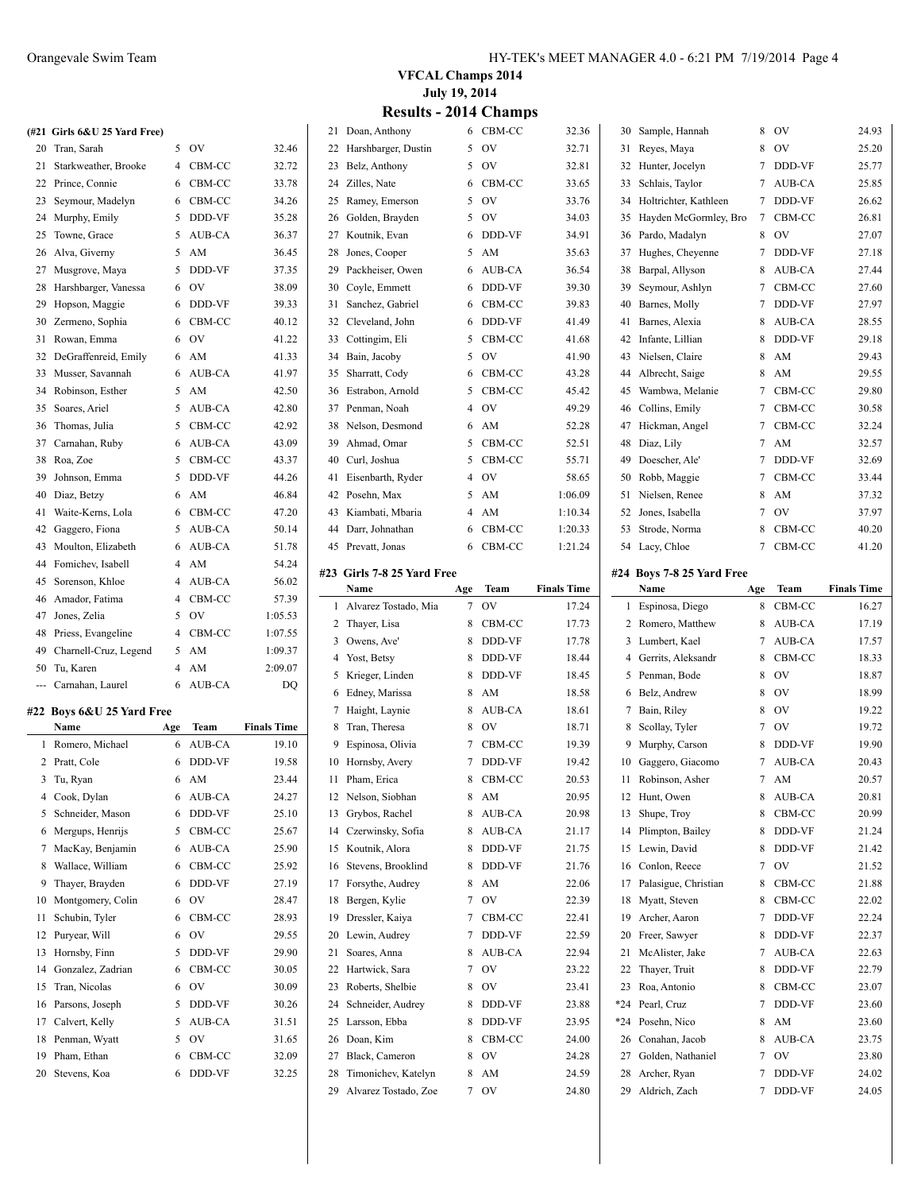# VFCAL Champs 2014

## July 19, 2014

## Results - 2014 Champs

### (#21 Girls 6&U 25 Yard Free)

| | Name | Age | Team | Finals Time |
|---|---|---|---|---|
| 20 | Tran, Sarah | 5 | OV | 32.46 |
| 21 | Starkweather, Brooke | 4 | CBM-CC | 32.72 |
| 22 | Prince, Connie | 6 | CBM-CC | 33.78 |
| 23 | Seymour, Madelyn | 6 | CBM-CC | 34.26 |
| 24 | Murphy, Emily | 5 | DDD-VF | 35.28 |
| 25 | Towne, Grace | 5 | AUB-CA | 36.37 |
| 26 | Alva, Giverny | 5 | AM | 36.45 |
| 27 | Musgrove, Maya | 5 | DDD-VF | 37.35 |
| 28 | Harshbarger, Vanessa | 6 | OV | 38.09 |
| 29 | Hopson, Maggie | 6 | DDD-VF | 39.33 |
| 30 | Zermeno, Sophia | 6 | CBM-CC | 40.12 |
| 31 | Rowan, Emma | 6 | OV | 41.22 |
| 32 | DeGraffenreid, Emily | 6 | AM | 41.33 |
| 33 | Musser, Savannah | 6 | AUB-CA | 41.97 |
| 34 | Robinson, Esther | 5 | AM | 42.50 |
| 35 | Soares, Ariel | 5 | AUB-CA | 42.80 |
| 36 | Thomas, Julia | 5 | CBM-CC | 42.92 |
| 37 | Carnahan, Ruby | 6 | AUB-CA | 43.09 |
| 38 | Roa, Zoe | 5 | CBM-CC | 43.37 |
| 39 | Johnson, Emma | 5 | DDD-VF | 44.26 |
| 40 | Diaz, Betzy | 6 | AM | 46.84 |
| 41 | Waite-Kerns, Lola | 6 | CBM-CC | 47.20 |
| 42 | Gaggero, Fiona | 5 | AUB-CA | 50.14 |
| 43 | Moulton, Elizabeth | 6 | AUB-CA | 51.78 |
| 44 | Fomichev, Isabell | 4 | AM | 54.24 |
| 45 | Sorenson, Khloe | 4 | AUB-CA | 56.02 |
| 46 | Amador, Fatima | 4 | CBM-CC | 57.39 |
| 47 | Jones, Zelia | 5 | OV | 1:05.53 |
| 48 | Priess, Evangeline | 4 | CBM-CC | 1:07.55 |
| 49 | Charnell-Cruz, Legend | 5 | AM | 1:09.37 |
| 50 | Tu, Karen | 4 | AM | 2:09.07 |
| --- | Carnahan, Laurel | 6 | AUB-CA | DQ |

### #22 Boys 6&U 25 Yard Free

| | Name | Age | Team | Finals Time |
|---|---|---|---|---|
| 1 | Romero, Michael | 6 | AUB-CA | 19.10 |
| 2 | Pratt, Cole | 6 | DDD-VF | 19.58 |
| 3 | Tu, Ryan | 6 | AM | 23.44 |
| 4 | Cook, Dylan | 6 | AUB-CA | 24.27 |
| 5 | Schneider, Mason | 6 | DDD-VF | 25.10 |
| 6 | Mergups, Henrijs | 5 | CBM-CC | 25.67 |
| 7 | MacKay, Benjamin | 6 | AUB-CA | 25.90 |
| 8 | Wallace, William | 6 | CBM-CC | 25.92 |
| 9 | Thayer, Brayden | 6 | DDD-VF | 27.19 |
| 10 | Montgomery, Colin | 6 | OV | 28.47 |
| 11 | Schubin, Tyler | 6 | CBM-CC | 28.93 |
| 12 | Puryear, Will | 6 | OV | 29.55 |
| 13 | Hornsby, Finn | 5 | DDD-VF | 29.90 |
| 14 | Gonzalez, Zadrian | 6 | CBM-CC | 30.05 |
| 15 | Tran, Nicolas | 6 | OV | 30.09 |
| 16 | Parsons, Joseph | 5 | DDD-VF | 30.26 |
| 17 | Calvert, Kelly | 5 | AUB-CA | 31.51 |
| 18 | Penman, Wyatt | 5 | OV | 31.65 |
| 19 | Pham, Ethan | 6 | CBM-CC | 32.09 |
| 20 | Stevens, Koa | 6 | DDD-VF | 32.25 |
| 21 | Doan, Anthony | 6 | CBM-CC | 32.36 |
| 22 | Harshbarger, Dustin | 5 | OV | 32.71 |
| 23 | Belz, Anthony | 5 | OV | 32.81 |
| 24 | Zilles, Nate | 6 | CBM-CC | 33.65 |
| 25 | Ramey, Emerson | 5 | OV | 33.76 |
| 26 | Golden, Brayden | 5 | OV | 34.03 |
| 27 | Koutnik, Evan | 6 | DDD-VF | 34.91 |
| 28 | Jones, Cooper | 5 | AM | 35.63 |
| 29 | Packheiser, Owen | 6 | AUB-CA | 36.54 |
| 30 | Coyle, Emmett | 6 | DDD-VF | 39.30 |
| 31 | Sanchez, Gabriel | 6 | CBM-CC | 39.83 |
| 32 | Cleveland, John | 6 | DDD-VF | 41.49 |
| 33 | Cottingim, Eli | 5 | CBM-CC | 41.68 |
| 34 | Bain, Jacoby | 5 | OV | 41.90 |
| 35 | Sharratt, Cody | 6 | CBM-CC | 43.28 |
| 36 | Estrabon, Arnold | 5 | CBM-CC | 45.42 |
| 37 | Penman, Noah | 4 | OV | 49.29 |
| 38 | Nelson, Desmond | 6 | AM | 52.28 |
| 39 | Ahmad, Omar | 5 | CBM-CC | 52.51 |
| 40 | Curl, Joshua | 5 | CBM-CC | 55.71 |
| 41 | Eisenbarth, Ryder | 4 | OV | 58.65 |
| 42 | Posehn, Max | 5 | AM | 1:06.09 |
| 43 | Kiambati, Mbaria | 4 | AM | 1:10.34 |
| 44 | Darr, Johnathan | 6 | CBM-CC | 1:20.33 |
| 45 | Prevatt, Jonas | 6 | CBM-CC | 1:21.24 |

### #23 Girls 7-8 25 Yard Free

| | Name | Age | Team | Finals Time |
|---|---|---|---|---|
| 1 | Alvarez Tostado, Mia | 7 | OV | 17.24 |
| 2 | Thayer, Lisa | 8 | CBM-CC | 17.73 |
| 3 | Owens, Ave' | 8 | DDD-VF | 17.78 |
| 4 | Yost, Betsy | 8 | DDD-VF | 18.44 |
| 5 | Krieger, Linden | 8 | DDD-VF | 18.45 |
| 6 | Edney, Marissa | 8 | AM | 18.58 |
| 7 | Haight, Laynie | 8 | AUB-CA | 18.61 |
| 8 | Tran, Theresa | 8 | OV | 18.71 |
| 9 | Espinosa, Olivia | 7 | CBM-CC | 19.39 |
| 10 | Hornsby, Avery | 7 | DDD-VF | 19.42 |
| 11 | Pham, Erica | 8 | CBM-CC | 20.53 |
| 12 | Nelson, Siobhan | 8 | AM | 20.95 |
| 13 | Grybos, Rachel | 8 | AUB-CA | 20.98 |
| 14 | Czerwinsky, Sofia | 8 | AUB-CA | 21.17 |
| 15 | Koutnik, Alora | 8 | DDD-VF | 21.75 |
| 16 | Stevens, Brooklind | 8 | DDD-VF | 21.76 |
| 17 | Forsythe, Audrey | 8 | AM | 22.06 |
| 18 | Bergen, Kylie | 7 | OV | 22.39 |
| 19 | Dressler, Kaiya | 7 | CBM-CC | 22.41 |
| 20 | Lewin, Audrey | 7 | DDD-VF | 22.59 |
| 21 | Soares, Anna | 8 | AUB-CA | 22.94 |
| 22 | Hartwick, Sara | 7 | OV | 23.22 |
| 23 | Roberts, Shelbie | 8 | OV | 23.41 |
| 24 | Schneider, Audrey | 8 | DDD-VF | 23.88 |
| 25 | Larsson, Ebba | 8 | DDD-VF | 23.95 |
| 26 | Doan, Kim | 8 | CBM-CC | 24.00 |
| 27 | Black, Cameron | 8 | OV | 24.28 |
| 28 | Timonichev, Katelyn | 8 | AM | 24.59 |
| 29 | Alvarez Tostado, Zoe | 7 | OV | 24.80 |
| 30 | Sample, Hannah | 8 | OV | 24.93 |
| 31 | Reyes, Maya | 8 | OV | 25.20 |
| 32 | Hunter, Jocelyn | 7 | DDD-VF | 25.77 |
| 33 | Schlais, Taylor | 7 | AUB-CA | 25.85 |
| 34 | Holtrichter, Kathleen | 7 | DDD-VF | 26.62 |
| 35 | Hayden McGormley, Bro | 7 | CBM-CC | 26.81 |
| 36 | Pardo, Madalyn | 8 | OV | 27.07 |
| 37 | Hughes, Cheyenne | 7 | DDD-VF | 27.18 |
| 38 | Barpal, Allyson | 8 | AUB-CA | 27.44 |
| 39 | Seymour, Ashlyn | 7 | CBM-CC | 27.60 |
| 40 | Barnes, Molly | 7 | DDD-VF | 27.97 |
| 41 | Barnes, Alexia | 8 | AUB-CA | 28.55 |
| 42 | Infante, Lillian | 8 | DDD-VF | 29.18 |
| 43 | Nielsen, Claire | 8 | AM | 29.43 |
| 44 | Albrecht, Saige | 8 | AM | 29.55 |
| 45 | Wambwa, Melanie | 7 | CBM-CC | 29.80 |
| 46 | Collins, Emily | 7 | CBM-CC | 30.58 |
| 47 | Hickman, Angel | 7 | CBM-CC | 32.24 |
| 48 | Diaz, Lily | 7 | AM | 32.57 |
| 49 | Doescher, Ale' | 7 | DDD-VF | 32.69 |
| 50 | Robb, Maggie | 7 | CBM-CC | 33.44 |
| 51 | Nielsen, Renee | 8 | AM | 37.32 |
| 52 | Jones, Isabella | 7 | OV | 37.97 |
| 53 | Strode, Norma | 8 | CBM-CC | 40.20 |
| 54 | Lacy, Chloe | 7 | CBM-CC | 41.20 |

### #24 Boys 7-8 25 Yard Free

| | Name | Age | Team | Finals Time |
|---|---|---|---|---|
| 1 | Espinosa, Diego | 8 | CBM-CC | 16.27 |
| 2 | Romero, Matthew | 8 | AUB-CA | 17.19 |
| 3 | Lumbert, Kael | 7 | AUB-CA | 17.57 |
| 4 | Gerrits, Aleksandr | 8 | CBM-CC | 18.33 |
| 5 | Penman, Bode | 8 | OV | 18.87 |
| 6 | Belz, Andrew | 8 | OV | 18.99 |
| 7 | Bain, Riley | 8 | OV | 19.22 |
| 8 | Scollay, Tyler | 7 | OV | 19.72 |
| 9 | Murphy, Carson | 8 | DDD-VF | 19.90 |
| 10 | Gaggero, Giacomo | 7 | AUB-CA | 20.43 |
| 11 | Robinson, Asher | 7 | AM | 20.57 |
| 12 | Hunt, Owen | 8 | AUB-CA | 20.81 |
| 13 | Shupe, Troy | 8 | CBM-CC | 20.99 |
| 14 | Plimpton, Bailey | 8 | DDD-VF | 21.24 |
| 15 | Lewin, David | 8 | DDD-VF | 21.42 |
| 16 | Conlon, Reece | 7 | OV | 21.52 |
| 17 | Palasigue, Christian | 8 | CBM-CC | 21.88 |
| 18 | Myatt, Steven | 8 | CBM-CC | 22.02 |
| 19 | Archer, Aaron | 7 | DDD-VF | 22.24 |
| 20 | Freer, Sawyer | 8 | DDD-VF | 22.37 |
| 21 | McAlister, Jake | 7 | AUB-CA | 22.63 |
| 22 | Thayer, Truit | 8 | DDD-VF | 22.79 |
| 23 | Roa, Antonio | 8 | CBM-CC | 23.07 |
| *24 | Pearl, Cruz | 7 | DDD-VF | 23.60 |
| *24 | Posehn, Nico | 8 | AM | 23.60 |
| 26 | Conahan, Jacob | 8 | AUB-CA | 23.75 |
| 27 | Golden, Nathaniel | 7 | OV | 23.80 |
| 28 | Archer, Ryan | 7 | DDD-VF | 24.02 |
| 29 | Aldrich, Zach | 7 | DDD-VF | 24.05 |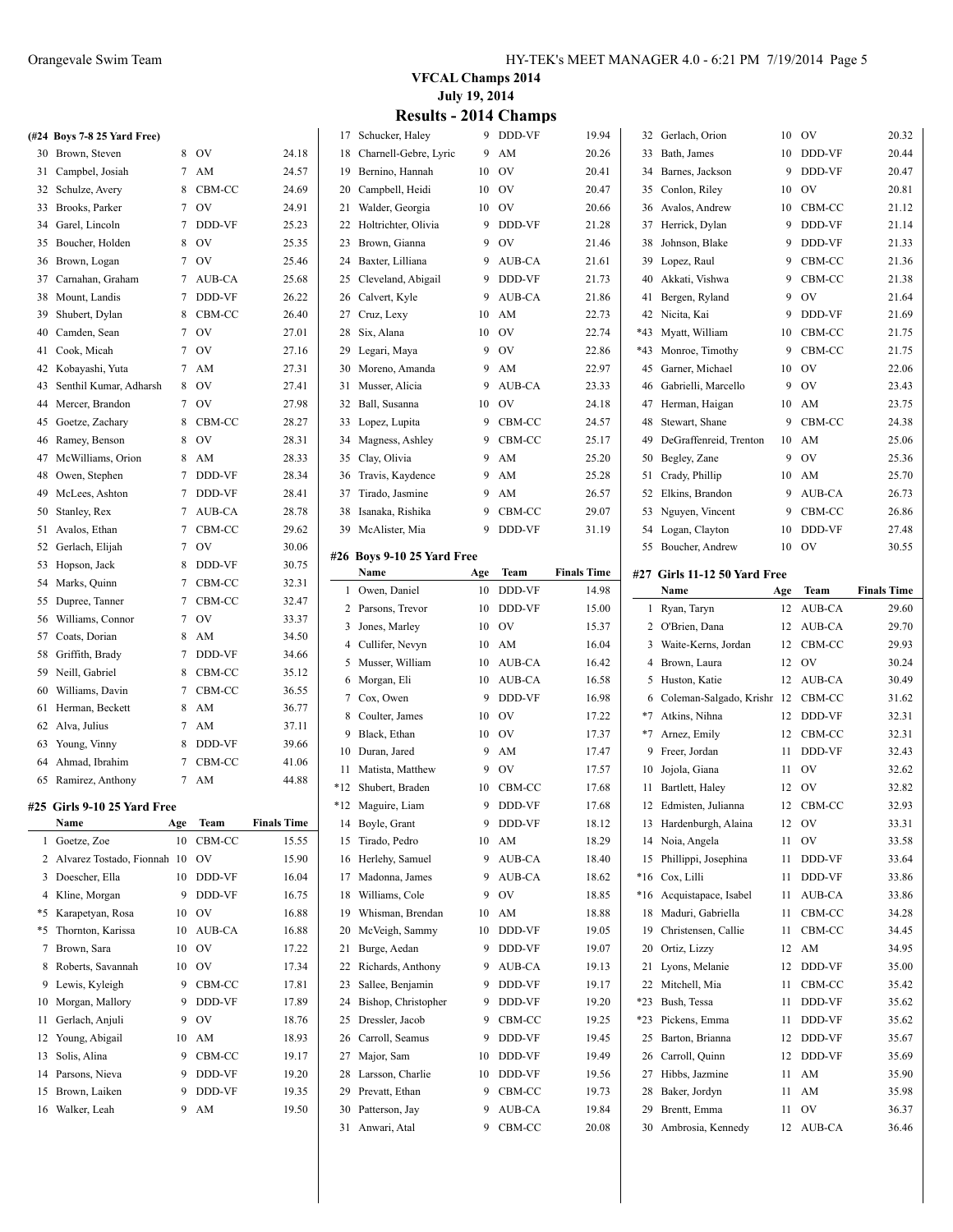# VFCAL Champs 2014

**July 19, 2014**

## Results - 2014 Champs

### (#24 Boys 7-8 25 Yard Free)

| | Name | Age | Team | Finals Time |
|---|---|---|---|---|
| 30 | Brown, Steven | 8 | OV | 24.18 |
| 31 | Campbel, Josiah | 7 | AM | 24.57 |
| 32 | Schulze, Avery | 8 | CBM-CC | 24.69 |
| 33 | Brooks, Parker | 7 | OV | 24.91 |
| 34 | Garel, Lincoln | 7 | DDD-VF | 25.23 |
| 35 | Boucher, Holden | 8 | OV | 25.35 |
| 36 | Brown, Logan | 7 | OV | 25.46 |
| 37 | Carnahan, Graham | 7 | AUB-CA | 25.68 |
| 38 | Mount, Landis | 7 | DDD-VF | 26.22 |
| 39 | Shubert, Dylan | 8 | CBM-CC | 26.40 |
| 40 | Camden, Sean | 7 | OV | 27.01 |
| 41 | Cook, Micah | 7 | OV | 27.16 |
| 42 | Kobayashi, Yuta | 7 | AM | 27.31 |
| 43 | Senthil Kumar, Adharsh | 8 | OV | 27.41 |
| 44 | Mercer, Brandon | 7 | OV | 27.98 |
| 45 | Goetze, Zachary | 8 | CBM-CC | 28.27 |
| 46 | Ramey, Benson | 8 | OV | 28.31 |
| 47 | McWilliams, Orion | 8 | AM | 28.33 |
| 48 | Owen, Stephen | 7 | DDD-VF | 28.34 |
| 49 | McLees, Ashton | 7 | DDD-VF | 28.41 |
| 50 | Stanley, Rex | 7 | AUB-CA | 28.78 |
| 51 | Avalos, Ethan | 7 | CBM-CC | 29.62 |
| 52 | Gerlach, Elijah | 7 | OV | 30.06 |
| 53 | Hopson, Jack | 8 | DDD-VF | 30.75 |
| 54 | Marks, Quinn | 7 | CBM-CC | 32.31 |
| 55 | Dupree, Tanner | 7 | CBM-CC | 32.47 |
| 56 | Williams, Connor | 7 | OV | 33.37 |
| 57 | Coats, Dorian | 8 | AM | 34.50 |
| 58 | Griffith, Brady | 7 | DDD-VF | 34.66 |
| 59 | Neill, Gabriel | 8 | CBM-CC | 35.12 |
| 60 | Williams, Davin | 7 | CBM-CC | 36.55 |
| 61 | Herman, Beckett | 8 | AM | 36.77 |
| 62 | Alva, Julius | 7 | AM | 37.11 |
| 63 | Young, Vinny | 8 | DDD-VF | 39.66 |
| 64 | Ahmad, Ibrahim | 7 | CBM-CC | 41.06 |
| 65 | Ramirez, Anthony | 7 | AM | 44.88 |

### #25 Girls 9-10 25 Yard Free

| | Name | Age | Team | Finals Time |
|---|---|---|---|---|
| 1 | Goetze, Zoe | 10 | CBM-CC | 15.55 |
| 2 | Alvarez Tostado, Fionnah | 10 | OV | 15.90 |
| 3 | Doescher, Ella | 10 | DDD-VF | 16.04 |
| 4 | Kline, Morgan | 9 | DDD-VF | 16.75 |
| *5 | Karapetyan, Rosa | 10 | OV | 16.88 |
| *5 | Thornton, Karissa | 10 | AUB-CA | 16.88 |
| 7 | Brown, Sara | 10 | OV | 17.22 |
| 8 | Roberts, Savannah | 10 | OV | 17.34 |
| 9 | Lewis, Kyleigh | 9 | CBM-CC | 17.81 |
| 10 | Morgan, Mallory | 9 | DDD-VF | 17.89 |
| 11 | Gerlach, Anjuli | 9 | OV | 18.76 |
| 12 | Young, Abigail | 10 | AM | 18.93 |
| 13 | Solis, Alina | 9 | CBM-CC | 19.17 |
| 14 | Parsons, Nieva | 9 | DDD-VF | 19.20 |
| 15 | Brown, Laiken | 9 | DDD-VF | 19.35 |
| 16 | Walker, Leah | 9 | AM | 19.50 |
| 17 | Schucker, Haley | 9 | DDD-VF | 19.94 |
| 18 | Charnell-Gebre, Lyric | 9 | AM | 20.26 |
| 19 | Bernino, Hannah | 10 | OV | 20.41 |
| 20 | Campbell, Heidi | 10 | OV | 20.47 |
| 21 | Walder, Georgia | 10 | OV | 20.66 |
| 22 | Holtrichter, Olivia | 9 | DDD-VF | 21.28 |
| 23 | Brown, Gianna | 9 | OV | 21.46 |
| 24 | Baxter, Lilliana | 9 | AUB-CA | 21.61 |
| 25 | Cleveland, Abigail | 9 | DDD-VF | 21.73 |
| 26 | Calvert, Kyle | 9 | AUB-CA | 21.86 |
| 27 | Cruz, Lexy | 10 | AM | 22.73 |
| 28 | Six, Alana | 10 | OV | 22.74 |
| 29 | Legari, Maya | 9 | OV | 22.86 |
| 30 | Moreno, Amanda | 9 | AM | 22.97 |
| 31 | Musser, Alicia | 9 | AUB-CA | 23.33 |
| 32 | Ball, Susanna | 10 | OV | 24.18 |
| 33 | Lopez, Lupita | 9 | CBM-CC | 24.57 |
| 34 | Magness, Ashley | 9 | CBM-CC | 25.17 |
| 35 | Clay, Olivia | 9 | AM | 25.20 |
| 36 | Travis, Kaydence | 9 | AM | 25.28 |
| 37 | Tirado, Jasmine | 9 | AM | 26.57 |
| 38 | Isanaka, Rishika | 9 | CBM-CC | 29.07 |
| 39 | McAlister, Mia | 9 | DDD-VF | 31.19 |

### #26 Boys 9-10 25 Yard Free

| | Name | Age | Team | Finals Time |
|---|---|---|---|---|
| 1 | Owen, Daniel | 10 | DDD-VF | 14.98 |
| 2 | Parsons, Trevor | 10 | DDD-VF | 15.00 |
| 3 | Jones, Marley | 10 | OV | 15.37 |
| 4 | Cullifer, Nevyn | 10 | AM | 16.04 |
| 5 | Musser, William | 10 | AUB-CA | 16.42 |
| 6 | Morgan, Eli | 10 | AUB-CA | 16.58 |
| 7 | Cox, Owen | 9 | DDD-VF | 16.98 |
| 8 | Coulter, James | 10 | OV | 17.22 |
| 9 | Black, Ethan | 10 | OV | 17.37 |
| 10 | Duran, Jared | 9 | AM | 17.47 |
| 11 | Matista, Matthew | 9 | OV | 17.57 |
| *12 | Shubert, Braden | 10 | CBM-CC | 17.68 |
| *12 | Maguire, Liam | 9 | DDD-VF | 17.68 |
| 14 | Boyle, Grant | 9 | DDD-VF | 18.12 |
| 15 | Tirado, Pedro | 10 | AM | 18.29 |
| 16 | Herlehy, Samuel | 9 | AUB-CA | 18.40 |
| 17 | Madonna, James | 9 | AUB-CA | 18.62 |
| 18 | Williams, Cole | 9 | OV | 18.85 |
| 19 | Whisman, Brendan | 10 | AM | 18.88 |
| 20 | McVeigh, Sammy | 10 | DDD-VF | 19.05 |
| 21 | Burge, Aedan | 9 | DDD-VF | 19.07 |
| 22 | Richards, Anthony | 9 | AUB-CA | 19.13 |
| 23 | Sallee, Benjamin | 9 | DDD-VF | 19.17 |
| 24 | Bishop, Christopher | 9 | DDD-VF | 19.20 |
| 25 | Dressler, Jacob | 9 | CBM-CC | 19.25 |
| 26 | Carroll, Seamus | 9 | DDD-VF | 19.45 |
| 27 | Major, Sam | 10 | DDD-VF | 19.49 |
| 28 | Larsson, Charlie | 10 | DDD-VF | 19.56 |
| 29 | Prevatt, Ethan | 9 | CBM-CC | 19.73 |
| 30 | Patterson, Jay | 9 | AUB-CA | 19.84 |
| 31 | Anwari, Atal | 9 | CBM-CC | 20.08 |
| 32 | Gerlach, Orion | 10 | OV | 20.32 |
| 33 | Bath, James | 10 | DDD-VF | 20.44 |
| 34 | Barnes, Jackson | 9 | DDD-VF | 20.47 |
| 35 | Conlon, Riley | 10 | OV | 20.81 |
| 36 | Avalos, Andrew | 10 | CBM-CC | 21.12 |
| 37 | Herrick, Dylan | 9 | DDD-VF | 21.14 |
| 38 | Johnson, Blake | 9 | DDD-VF | 21.33 |
| 39 | Lopez, Raul | 9 | CBM-CC | 21.36 |
| 40 | Akkati, Vishwa | 9 | CBM-CC | 21.38 |
| 41 | Bergen, Ryland | 9 | OV | 21.64 |
| 42 | Nicita, Kai | 9 | DDD-VF | 21.69 |
| *43 | Myatt, William | 10 | CBM-CC | 21.75 |
| *43 | Monroe, Timothy | 9 | CBM-CC | 21.75 |
| 45 | Garner, Michael | 10 | OV | 22.06 |
| 46 | Gabrielli, Marcello | 9 | OV | 23.43 |
| 47 | Herman, Haigan | 10 | AM | 23.75 |
| 48 | Stewart, Shane | 9 | CBM-CC | 24.38 |
| 49 | DeGraffenreid, Trenton | 10 | AM | 25.06 |
| 50 | Begley, Zane | 9 | OV | 25.36 |
| 51 | Crady, Phillip | 10 | AM | 25.70 |
| 52 | Elkins, Brandon | 9 | AUB-CA | 26.73 |
| 53 | Nguyen, Vincent | 9 | CBM-CC | 26.86 |
| 54 | Logan, Clayton | 10 | DDD-VF | 27.48 |
| 55 | Boucher, Andrew | 10 | OV | 30.55 |

### #27 Girls 11-12 50 Yard Free

| | Name | Age | Team | Finals Time |
|---|---|---|---|---|
| 1 | Ryan, Taryn | 12 | AUB-CA | 29.60 |
| 2 | O'Brien, Dana | 12 | AUB-CA | 29.70 |
| 3 | Waite-Kerns, Jordan | 12 | CBM-CC | 29.93 |
| 4 | Brown, Laura | 12 | OV | 30.24 |
| 5 | Huston, Katie | 12 | AUB-CA | 30.49 |
| 6 | Coleman-Salgado, Krishr | 12 | CBM-CC | 31.62 |
| *7 | Atkins, Nihna | 12 | DDD-VF | 32.31 |
| *7 | Arnez, Emily | 12 | CBM-CC | 32.31 |
| 9 | Freer, Jordan | 11 | DDD-VF | 32.43 |
| 10 | Jojola, Giana | 11 | OV | 32.62 |
| 11 | Bartlett, Haley | 12 | OV | 32.82 |
| 12 | Edmisten, Julianna | 12 | CBM-CC | 32.93 |
| 13 | Hardenburgh, Alaina | 12 | OV | 33.31 |
| 14 | Noia, Angela | 11 | OV | 33.58 |
| 15 | Phillippi, Josephina | 11 | DDD-VF | 33.64 |
| *16 | Cox, Lilli | 11 | DDD-VF | 33.86 |
| *16 | Acquistapace, Isabel | 11 | AUB-CA | 33.86 |
| 18 | Maduri, Gabriella | 11 | CBM-CC | 34.28 |
| 19 | Christensen, Callie | 11 | CBM-CC | 34.45 |
| 20 | Ortiz, Lizzy | 12 | AM | 34.95 |
| 21 | Lyons, Melanie | 12 | DDD-VF | 35.00 |
| 22 | Mitchell, Mia | 11 | CBM-CC | 35.42 |
| *23 | Bush, Tessa | 11 | DDD-VF | 35.62 |
| *23 | Pickens, Emma | 11 | DDD-VF | 35.62 |
| 25 | Barton, Brianna | 12 | DDD-VF | 35.67 |
| 26 | Carroll, Quinn | 12 | DDD-VF | 35.69 |
| 27 | Hibbs, Jazmine | 11 | AM | 35.90 |
| 28 | Baker, Jordyn | 11 | AM | 35.98 |
| 29 | Brentt, Emma | 11 | OV | 36.37 |
| 30 | Ambrosia, Kennedy | 12 | AUB-CA | 36.46 |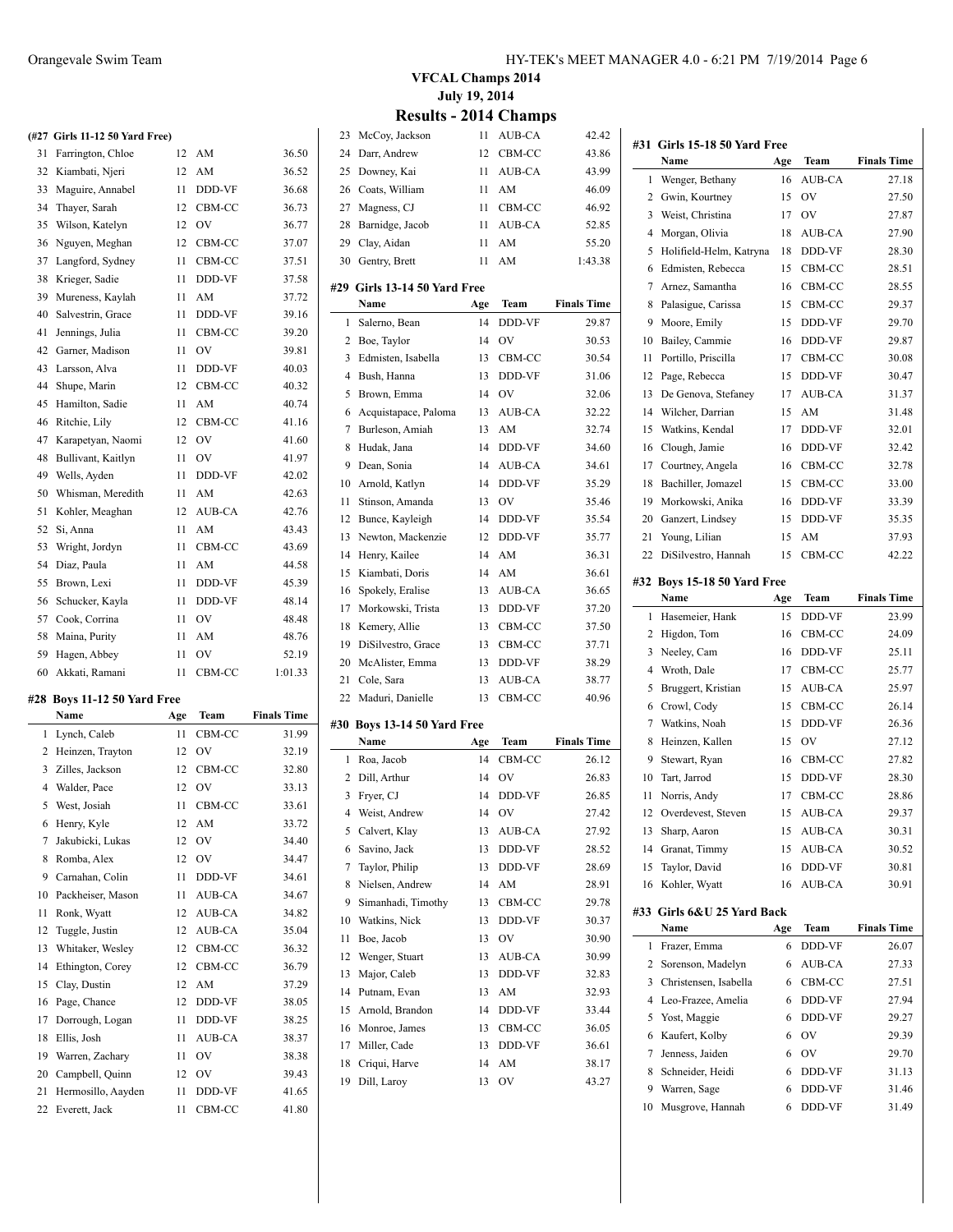# VFCAL Champs 2014

July 19, 2014

## Results - 2014 Champs

### (#27 Girls 11-12 50 Yard Free)

| | Name | Age | Team | Finals Time |
|---|---|---|---|---|
| 31 | Farrington, Chloe | 12 | AM | 36.50 |
| 32 | Kiambati, Njeri | 12 | AM | 36.52 |
| 33 | Maguire, Annabel | 11 | DDD-VF | 36.68 |
| 34 | Thayer, Sarah | 12 | CBM-CC | 36.73 |
| 35 | Wilson, Katelyn | 12 | OV | 36.77 |
| 36 | Nguyen, Meghan | 12 | CBM-CC | 37.07 |
| 37 | Langford, Sydney | 11 | CBM-CC | 37.51 |
| 38 | Krieger, Sadie | 11 | DDD-VF | 37.58 |
| 39 | Mureness, Kaylah | 11 | AM | 37.72 |
| 40 | Salvestrin, Grace | 11 | DDD-VF | 39.16 |
| 41 | Jennings, Julia | 11 | CBM-CC | 39.20 |
| 42 | Garner, Madison | 11 | OV | 39.81 |
| 43 | Larsson, Alva | 11 | DDD-VF | 40.03 |
| 44 | Shupe, Marin | 12 | CBM-CC | 40.32 |
| 45 | Hamilton, Sadie | 11 | AM | 40.74 |
| 46 | Ritchie, Lily | 12 | CBM-CC | 41.16 |
| 47 | Karapetyan, Naomi | 12 | OV | 41.60 |
| 48 | Bullivant, Kaitlyn | 11 | OV | 41.97 |
| 49 | Wells, Ayden | 11 | DDD-VF | 42.02 |
| 50 | Whisman, Meredith | 11 | AM | 42.63 |
| 51 | Kohler, Meaghan | 12 | AUB-CA | 42.76 |
| 52 | Si, Anna | 11 | AM | 43.43 |
| 53 | Wright, Jordyn | 11 | CBM-CC | 43.69 |
| 54 | Diaz, Paula | 11 | AM | 44.58 |
| 55 | Brown, Lexi | 11 | DDD-VF | 45.39 |
| 56 | Schucker, Kayla | 11 | DDD-VF | 48.14 |
| 57 | Cook, Corrina | 11 | OV | 48.48 |
| 58 | Maina, Purity | 11 | AM | 48.76 |
| 59 | Hagen, Abbey | 11 | OV | 52.19 |
| 60 | Akkati, Ramani | 11 | CBM-CC | 1:01.33 |

### #28 Boys 11-12 50 Yard Free

| | Name | Age | Team | Finals Time |
|---|---|---|---|---|
| 1 | Lynch, Caleb | 11 | CBM-CC | 31.99 |
| 2 | Heinzen, Trayton | 12 | OV | 32.19 |
| 3 | Zilles, Jackson | 12 | CBM-CC | 32.80 |
| 4 | Walder, Pace | 12 | OV | 33.13 |
| 5 | West, Josiah | 11 | CBM-CC | 33.61 |
| 6 | Henry, Kyle | 12 | AM | 33.72 |
| 7 | Jakubicki, Lukas | 12 | OV | 34.40 |
| 8 | Romba, Alex | 12 | OV | 34.47 |
| 9 | Carnahan, Colin | 11 | DDD-VF | 34.61 |
| 10 | Packheiser, Mason | 11 | AUB-CA | 34.67 |
| 11 | Ronk, Wyatt | 12 | AUB-CA | 34.82 |
| 12 | Tuggle, Justin | 12 | AUB-CA | 35.04 |
| 13 | Whitaker, Wesley | 12 | CBM-CC | 36.32 |
| 14 | Ethington, Corey | 12 | CBM-CC | 36.79 |
| 15 | Clay, Dustin | 12 | AM | 37.29 |
| 16 | Page, Chance | 12 | DDD-VF | 38.05 |
| 17 | Dorrough, Logan | 11 | DDD-VF | 38.25 |
| 18 | Ellis, Josh | 11 | AUB-CA | 38.37 |
| 19 | Warren, Zachary | 11 | OV | 38.38 |
| 20 | Campbell, Quinn | 12 | OV | 39.43 |
| 21 | Hermosillo, Aayden | 11 | DDD-VF | 41.65 |
| 22 | Everett, Jack | 11 | CBM-CC | 41.80 |
| 23 | McCoy, Jackson | 11 | AUB-CA | 42.42 |
| 24 | Darr, Andrew | 12 | CBM-CC | 43.86 |
| 25 | Downey, Kai | 11 | AUB-CA | 43.99 |
| 26 | Coats, William | 11 | AM | 46.09 |
| 27 | Magness, CJ | 11 | CBM-CC | 46.92 |
| 28 | Barnidge, Jacob | 11 | AUB-CA | 52.85 |
| 29 | Clay, Aidan | 11 | AM | 55.20 |
| 30 | Gentry, Brett | 11 | AM | 1:43.38 |

### #29 Girls 13-14 50 Yard Free

| | Name | Age | Team | Finals Time |
|---|---|---|---|---|
| 1 | Salerno, Bean | 14 | DDD-VF | 29.87 |
| 2 | Boe, Taylor | 14 | OV | 30.53 |
| 3 | Edmisten, Isabella | 13 | CBM-CC | 30.54 |
| 4 | Bush, Hanna | 13 | DDD-VF | 31.06 |
| 5 | Brown, Emma | 14 | OV | 32.06 |
| 6 | Acquistapace, Paloma | 13 | AUB-CA | 32.22 |
| 7 | Burleson, Amiah | 13 | AM | 32.74 |
| 8 | Hudak, Jana | 14 | DDD-VF | 34.60 |
| 9 | Dean, Sonia | 14 | AUB-CA | 34.61 |
| 10 | Arnold, Katlyn | 14 | DDD-VF | 35.29 |
| 11 | Stinson, Amanda | 13 | OV | 35.46 |
| 12 | Bunce, Kayleigh | 14 | DDD-VF | 35.54 |
| 13 | Newton, Mackenzie | 12 | DDD-VF | 35.77 |
| 14 | Henry, Kailee | 14 | AM | 36.31 |
| 15 | Kiambati, Doris | 14 | AM | 36.61 |
| 16 | Spokely, Eralise | 13 | AUB-CA | 36.65 |
| 17 | Morkowski, Trista | 13 | DDD-VF | 37.20 |
| 18 | Kemery, Allie | 13 | CBM-CC | 37.50 |
| 19 | DiSilvestro, Grace | 13 | CBM-CC | 37.71 |
| 20 | McAlister, Emma | 13 | DDD-VF | 38.29 |
| 21 | Cole, Sara | 13 | AUB-CA | 38.77 |
| 22 | Maduri, Danielle | 13 | CBM-CC | 40.96 |

### #30 Boys 13-14 50 Yard Free

| | Name | Age | Team | Finals Time |
|---|---|---|---|---|
| 1 | Roa, Jacob | 14 | CBM-CC | 26.12 |
| 2 | Dill, Arthur | 14 | OV | 26.83 |
| 3 | Fryer, CJ | 14 | DDD-VF | 26.85 |
| 4 | Weist, Andrew | 14 | OV | 27.42 |
| 5 | Calvert, Klay | 13 | AUB-CA | 27.92 |
| 6 | Savino, Jack | 13 | DDD-VF | 28.52 |
| 7 | Taylor, Philip | 13 | DDD-VF | 28.69 |
| 8 | Nielsen, Andrew | 14 | AM | 28.91 |
| 9 | Simanhadi, Timothy | 13 | CBM-CC | 29.78 |
| 10 | Watkins, Nick | 13 | DDD-VF | 30.37 |
| 11 | Boe, Jacob | 13 | OV | 30.90 |
| 12 | Wenger, Stuart | 13 | AUB-CA | 30.99 |
| 13 | Major, Caleb | 13 | DDD-VF | 32.83 |
| 14 | Putnam, Evan | 13 | AM | 32.93 |
| 15 | Arnold, Brandon | 14 | DDD-VF | 33.44 |
| 16 | Monroe, James | 13 | CBM-CC | 36.05 |
| 17 | Miller, Cade | 13 | DDD-VF | 36.61 |
| 18 | Criqui, Harve | 14 | AM | 38.17 |
| 19 | Dill, Laroy | 13 | OV | 43.27 |

### #31 Girls 15-18 50 Yard Free

| | Name | Age | Team | Finals Time |
|---|---|---|---|---|
| 1 | Wenger, Bethany | 16 | AUB-CA | 27.18 |
| 2 | Gwin, Kourtney | 15 | OV | 27.50 |
| 3 | Weist, Christina | 17 | OV | 27.87 |
| 4 | Morgan, Olivia | 18 | AUB-CA | 27.90 |
| 5 | Holifield-Helm, Katryna | 18 | DDD-VF | 28.30 |
| 6 | Edmisten, Rebecca | 15 | CBM-CC | 28.51 |
| 7 | Arnez, Samantha | 16 | CBM-CC | 28.55 |
| 8 | Palasigue, Carissa | 15 | CBM-CC | 29.37 |
| 9 | Moore, Emily | 15 | DDD-VF | 29.70 |
| 10 | Bailey, Cammie | 16 | DDD-VF | 29.87 |
| 11 | Portillo, Priscilla | 17 | CBM-CC | 30.08 |
| 12 | Page, Rebecca | 15 | DDD-VF | 30.47 |
| 13 | De Genova, Stefaney | 17 | AUB-CA | 31.37 |
| 14 | Wilcher, Darrian | 15 | AM | 31.48 |
| 15 | Watkins, Kendal | 17 | DDD-VF | 32.01 |
| 16 | Clough, Jamie | 16 | DDD-VF | 32.42 |
| 17 | Courtney, Angela | 16 | CBM-CC | 32.78 |
| 18 | Bachiller, Jomazel | 15 | CBM-CC | 33.00 |
| 19 | Morkowski, Anika | 16 | DDD-VF | 33.39 |
| 20 | Ganzert, Lindsey | 15 | DDD-VF | 35.35 |
| 21 | Young, Lilian | 15 | AM | 37.93 |
| 22 | DiSilvestro, Hannah | 15 | CBM-CC | 42.22 |

### #32 Boys 15-18 50 Yard Free

| | Name | Age | Team | Finals Time |
|---|---|---|---|---|
| 1 | Hasemeier, Hank | 15 | DDD-VF | 23.99 |
| 2 | Higdon, Tom | 16 | CBM-CC | 24.09 |
| 3 | Neeley, Cam | 16 | DDD-VF | 25.11 |
| 4 | Wroth, Dale | 17 | CBM-CC | 25.77 |
| 5 | Bruggert, Kristian | 15 | AUB-CA | 25.97 |
| 6 | Crowl, Cody | 15 | CBM-CC | 26.14 |
| 7 | Watkins, Noah | 15 | DDD-VF | 26.36 |
| 8 | Heinzen, Kallen | 15 | OV | 27.12 |
| 9 | Stewart, Ryan | 16 | CBM-CC | 27.82 |
| 10 | Tart, Jarrod | 15 | DDD-VF | 28.30 |
| 11 | Norris, Andy | 17 | CBM-CC | 28.86 |
| 12 | Overdevest, Steven | 15 | AUB-CA | 29.37 |
| 13 | Sharp, Aaron | 15 | AUB-CA | 30.31 |
| 14 | Granat, Timmy | 15 | AUB-CA | 30.52 |
| 15 | Taylor, David | 16 | DDD-VF | 30.81 |
| 16 | Kohler, Wyatt | 16 | AUB-CA | 30.91 |

### #33 Girls 6&U 25 Yard Back

| | Name | Age | Team | Finals Time |
|---|---|---|---|---|
| 1 | Frazer, Emma | 6 | DDD-VF | 26.07 |
| 2 | Sorenson, Madelyn | 6 | AUB-CA | 27.33 |
| 3 | Christensen, Isabella | 6 | CBM-CC | 27.51 |
| 4 | Leo-Frazee, Amelia | 6 | DDD-VF | 27.94 |
| 5 | Yost, Maggie | 6 | DDD-VF | 29.27 |
| 6 | Kaufert, Kolby | 6 | OV | 29.39 |
| 7 | Jenness, Jaiden | 6 | OV | 29.70 |
| 8 | Schneider, Heidi | 6 | DDD-VF | 31.13 |
| 9 | Warren, Sage | 6 | DDD-VF | 31.46 |
| 10 | Musgrove, Hannah | 6 | DDD-VF | 31.49 |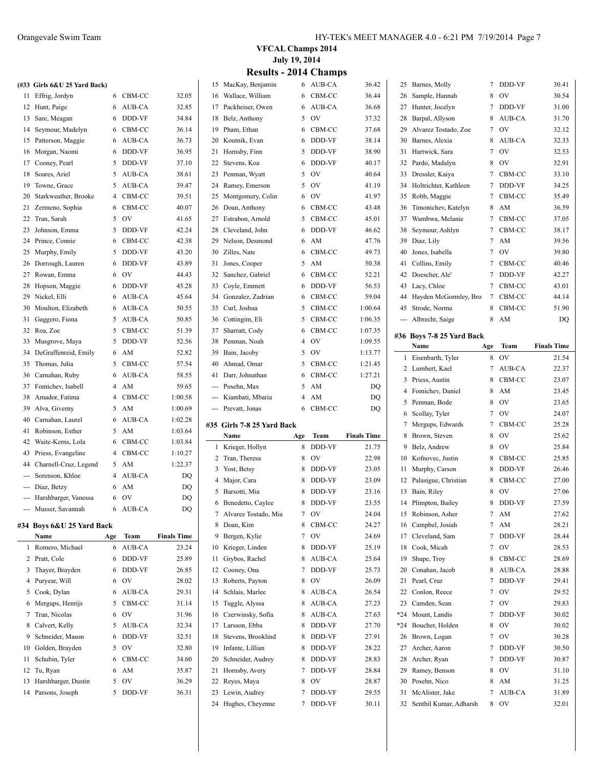# VFCAL Champs 2014

**July 19, 2014**

## Results - 2014 Champs

### (#33 Girls 6&U 25 Yard Back)

| | Name | Age | Team | Finals Time |
|---|---|---|---|---|
| 11 | Effrig, Jordyn | 6 | CBM-CC | 32.05 |
| 12 | Hunt, Paige | 6 | AUB-CA | 32.85 |
| 13 | Sare, Meagan | 6 | DDD-VF | 34.84 |
| 14 | Seymour, Madelyn | 6 | CBM-CC | 36.14 |
| 15 | Patterson, Maggie | 6 | AUB-CA | 36.73 |
| 16 | Morgan, Naomi | 6 | DDD-VF | 36.95 |
| 17 | Cooney, Pearl | 5 | DDD-VF | 37.10 |
| 18 | Soares, Ariel | 5 | AUB-CA | 38.61 |
| 19 | Towne, Grace | 5 | AUB-CA | 39.47 |
| 20 | Starkweather, Brooke | 4 | CBM-CC | 39.51 |
| 21 | Zermeno, Sophia | 6 | CBM-CC | 40.07 |
| 22 | Tran, Sarah | 5 | OV | 41.65 |
| 23 | Johnson, Emma | 5 | DDD-VF | 42.24 |
| 24 | Prince, Connie | 6 | CBM-CC | 42.38 |
| 25 | Murphy, Emily | 5 | DDD-VF | 43.20 |
| 26 | Dorrough, Lauren | 6 | DDD-VF | 43.89 |
| 27 | Rowan, Emma | 6 | OV | 44.43 |
| 28 | Hopson, Maggie | 6 | DDD-VF | 45.28 |
| 29 | Nickel, Elli | 6 | AUB-CA | 45.64 |
| 30 | Moulton, Elizabeth | 6 | AUB-CA | 50.55 |
| 31 | Gaggero, Fiona | 5 | AUB-CA | 50.85 |
| 32 | Roa, Zoe | 5 | CBM-CC | 51.39 |
| 33 | Musgrove, Maya | 5 | DDD-VF | 52.56 |
| 34 | DeGraffenreid, Emily | 6 | AM | 52.82 |
| 35 | Thomas, Julia | 5 | CBM-CC | 57.54 |
| 36 | Carnahan, Ruby | 6 | AUB-CA | 58.55 |
| 37 | Fomichev, Isabell | 4 | AM | 59.65 |
| 38 | Amador, Fatima | 4 | CBM-CC | 1:00.58 |
| 39 | Alva, Giverny | 5 | AM | 1:00.69 |
| 40 | Carnahan, Laurel | 6 | AUB-CA | 1:02.28 |
| 41 | Robinson, Esther | 5 | AM | 1:03.64 |
| 42 | Waite-Kerns, Lola | 6 | CBM-CC | 1:03.84 |
| 43 | Priess, Evangeline | 4 | CBM-CC | 1:10.27 |
| 44 | Charnell-Cruz, Legend | 5 | AM | 1:22.37 |
| --- | Sorenson, Khloe | 4 | AUB-CA | DQ |
| --- | Diaz, Betzy | 6 | AM | DQ |
| --- | Harshbarger, Vanessa | 6 | OV | DQ |
| --- | Musser, Savannah | 6 | AUB-CA | DQ |

### #34 Boys 6&U 25 Yard Back

| | Name | Age | Team | Finals Time |
|---|---|---|---|---|
| 1 | Romero, Michael | 6 | AUB-CA | 23.24 |
| 2 | Pratt, Cole | 6 | DDD-VF | 25.89 |
| 3 | Thayer, Brayden | 6 | DDD-VF | 26.85 |
| 4 | Puryear, Will | 6 | OV | 28.02 |
| 5 | Cook, Dylan | 6 | AUB-CA | 29.31 |
| 6 | Mergups, Henrijs | 5 | CBM-CC | 31.14 |
| 7 | Tran, Nicolas | 6 | OV | 31.96 |
| 8 | Calvert, Kelly | 5 | AUB-CA | 32.34 |
| 9 | Schneider, Mason | 6 | DDD-VF | 32.51 |
| 10 | Golden, Brayden | 5 | OV | 32.80 |
| 11 | Schubin, Tyler | 6 | CBM-CC | 34.60 |
| 12 | Tu, Ryan | 6 | AM | 35.87 |
| 13 | Harshbarger, Dustin | 5 | OV | 36.29 |
| 14 | Parsons, Joseph | 5 | DDD-VF | 36.31 |
| 15 | MacKay, Benjamin | 6 | AUB-CA | 36.42 |
| 16 | Wallace, William | 6 | CBM-CC | 36.44 |
| 17 | Packheiser, Owen | 6 | AUB-CA | 36.68 |
| 18 | Belz, Anthony | 5 | OV | 37.32 |
| 19 | Pham, Ethan | 6 | CBM-CC | 37.68 |
| 20 | Koutnik, Evan | 6 | DDD-VF | 38.14 |
| 21 | Hornsby, Finn | 5 | DDD-VF | 38.90 |
| 22 | Stevens, Koa | 6 | DDD-VF | 40.17 |
| 23 | Penman, Wyatt | 5 | OV | 40.64 |
| 24 | Ramey, Emerson | 5 | OV | 41.19 |
| 25 | Montgomery, Colin | 6 | OV | 41.97 |
| 26 | Doan, Anthony | 6 | CBM-CC | 43.48 |
| 27 | Estrabon, Arnold | 5 | CBM-CC | 45.01 |
| 28 | Cleveland, John | 6 | DDD-VF | 46.62 |
| 29 | Nelson, Desmond | 6 | AM | 47.76 |
| 30 | Zilles, Nate | 6 | CBM-CC | 49.73 |
| 31 | Jones, Cooper | 5 | AM | 50.38 |
| 32 | Sanchez, Gabriel | 6 | CBM-CC | 52.21 |
| 33 | Coyle, Emmett | 6 | DDD-VF | 56.53 |
| 34 | Gonzalez, Zadrian | 6 | CBM-CC | 59.04 |
| 35 | Curl, Joshua | 5 | CBM-CC | 1:00.64 |
| 36 | Cottingim, Eli | 5 | CBM-CC | 1:06.35 |
| 37 | Sharratt, Cody | 6 | CBM-CC | 1:07.35 |
| 38 | Penman, Noah | 4 | OV | 1:09.55 |
| 39 | Bain, Jacoby | 5 | OV | 1:13.77 |
| 40 | Ahmad, Omar | 5 | CBM-CC | 1:21.45 |
| 41 | Darr, Johnathan | 6 | CBM-CC | 1:27.21 |
| --- | Posehn, Max | 5 | AM | DQ |
| --- | Kiambati, Mbaria | 4 | AM | DQ |
| --- | Prevatt, Jonas | 6 | CBM-CC | DQ |

### #35 Girls 7-8 25 Yard Back

| | Name | Age | Team | Finals Time |
|---|---|---|---|---|
| 1 | Krieger, Hollyn | 8 | DDD-VF | 21.75 |
| 2 | Tran, Theresa | 8 | OV | 22.98 |
| 3 | Yost, Betsy | 8 | DDD-VF | 23.05 |
| 4 | Major, Cara | 8 | DDD-VF | 23.09 |
| 5 | Barsotti, Mia | 8 | DDD-VF | 23.16 |
| 6 | Benedetto, Caylee | 8 | DDD-VF | 23.55 |
| 7 | Alvarez Tostado, Mia | 7 | OV | 24.04 |
| 8 | Doan, Kim | 8 | CBM-CC | 24.27 |
| 9 | Bergen, Kylie | 7 | OV | 24.69 |
| 10 | Krieger, Linden | 8 | DDD-VF | 25.19 |
| 11 | Grybos, Rachel | 8 | AUB-CA | 25.64 |
| 12 | Cooney, Ona | 7 | DDD-VF | 25.73 |
| 13 | Roberts, Payton | 8 | OV | 26.09 |
| 14 | Schlais, Marlee | 8 | AUB-CA | 26.54 |
| 15 | Tuggle, Alyssa | 8 | AUB-CA | 27.23 |
| 16 | Czerwinsky, Sofia | 8 | AUB-CA | 27.63 |
| 17 | Larsson, Ebba | 8 | DDD-VF | 27.70 |
| 18 | Stevens, Brooklind | 8 | DDD-VF | 27.91 |
| 19 | Infante, Lillian | 8 | DDD-VF | 28.22 |
| 20 | Schneider, Audrey | 8 | DDD-VF | 28.83 |
| 21 | Hornsby, Avery | 7 | DDD-VF | 28.84 |
| 22 | Reyes, Maya | 8 | OV | 28.87 |
| 23 | Lewin, Audrey | 7 | DDD-VF | 29.55 |
| 24 | Hughes, Cheyenne | 7 | DDD-VF | 30.11 |
| 25 | Barnes, Molly | 7 | DDD-VF | 30.41 |
| 26 | Sample, Hannah | 8 | OV | 30.54 |
| 27 | Hunter, Jocelyn | 7 | DDD-VF | 31.00 |
| 28 | Barpal, Allyson | 8 | AUB-CA | 31.70 |
| 29 | Alvarez Tostado, Zoe | 7 | OV | 32.12 |
| 30 | Barnes, Alexia | 8 | AUB-CA | 32.33 |
| 31 | Hartwick, Sara | 7 | OV | 32.53 |
| 32 | Pardo, Madalyn | 8 | OV | 32.91 |
| 33 | Dressler, Kaiya | 7 | CBM-CC | 33.10 |
| 34 | Holtrichter, Kathleen | 7 | DDD-VF | 34.25 |
| 35 | Robb, Maggie | 7 | CBM-CC | 35.49 |
| 36 | Timonichev, Katelyn | 8 | AM | 36.59 |
| 37 | Wambwa, Melanie | 7 | CBM-CC | 37.05 |
| 38 | Seymour, Ashlyn | 7 | CBM-CC | 38.17 |
| 39 | Diaz, Lily | 7 | AM | 39.56 |
| 40 | Jones, Isabella | 7 | OV | 39.80 |
| 41 | Collins, Emily | 7 | CBM-CC | 40.46 |
| 42 | Doescher, Ale' | 7 | DDD-VF | 42.27 |
| 43 | Lacy, Chloe | 7 | CBM-CC | 43.01 |
| 44 | Hayden McGormley, Bro | 7 | CBM-CC | 44.14 |
| 45 | Strode, Norma | 8 | CBM-CC | 51.90 |
| --- | Albrecht, Saige | 8 | AM | DQ |

### #36 Boys 7-8 25 Yard Back

| | Name | Age | Team | Finals Time |
|---|---|---|---|---|
| 1 | Eisenbarth, Tyler | 8 | OV | 21.54 |
| 2 | Lumbert, Kael | 7 | AUB-CA | 22.37 |
| 3 | Priess, Austin | 8 | CBM-CC | 23.07 |
| 4 | Fomichev, Daniel | 8 | AM | 23.45 |
| 5 | Penman, Bode | 8 | OV | 23.65 |
| 6 | Scollay, Tyler | 7 | OV | 24.07 |
| 7 | Mergups, Edwards | 7 | CBM-CC | 25.28 |
| 8 | Brown, Steven | 8 | OV | 25.62 |
| 9 | Belz, Andrew | 8 | OV | 25.84 |
| 10 | Kofnovec, Justin | 8 | CBM-CC | 25.85 |
| 11 | Murphy, Carson | 8 | DDD-VF | 26.46 |
| 12 | Palasigue, Christian | 8 | CBM-CC | 27.00 |
| 13 | Bain, Riley | 8 | OV | 27.06 |
| 14 | Plimpton, Bailey | 8 | DDD-VF | 27.59 |
| 15 | Robinson, Asher | 7 | AM | 27.62 |
| 16 | Campbel, Josiah | 7 | AM | 28.21 |
| 17 | Cleveland, Sam | 7 | DDD-VF | 28.44 |
| 18 | Cook, Micah | 7 | OV | 28.53 |
| 19 | Shupe, Troy | 8 | CBM-CC | 28.69 |
| 20 | Conahan, Jacob | 8 | AUB-CA | 28.88 |
| 21 | Pearl, Cruz | 7 | DDD-VF | 29.41 |
| 22 | Conlon, Reece | 7 | OV | 29.52 |
| 23 | Camden, Sean | 7 | OV | 29.83 |
| *24 | Mount, Landis | 7 | DDD-VF | 30.02 |
| *24 | Boucher, Holden | 8 | OV | 30.02 |
| 26 | Brown, Logan | 7 | OV | 30.28 |
| 27 | Archer, Aaron | 7 | DDD-VF | 30.50 |
| 28 | Archer, Ryan | 7 | DDD-VF | 30.87 |
| 29 | Ramey, Benson | 8 | OV | 31.10 |
| 30 | Posehn, Nico | 8 | AM | 31.25 |
| 31 | McAlister, Jake | 7 | AUB-CA | 31.89 |
| 32 | Senthil Kumar, Adharsh | 8 | OV | 32.01 |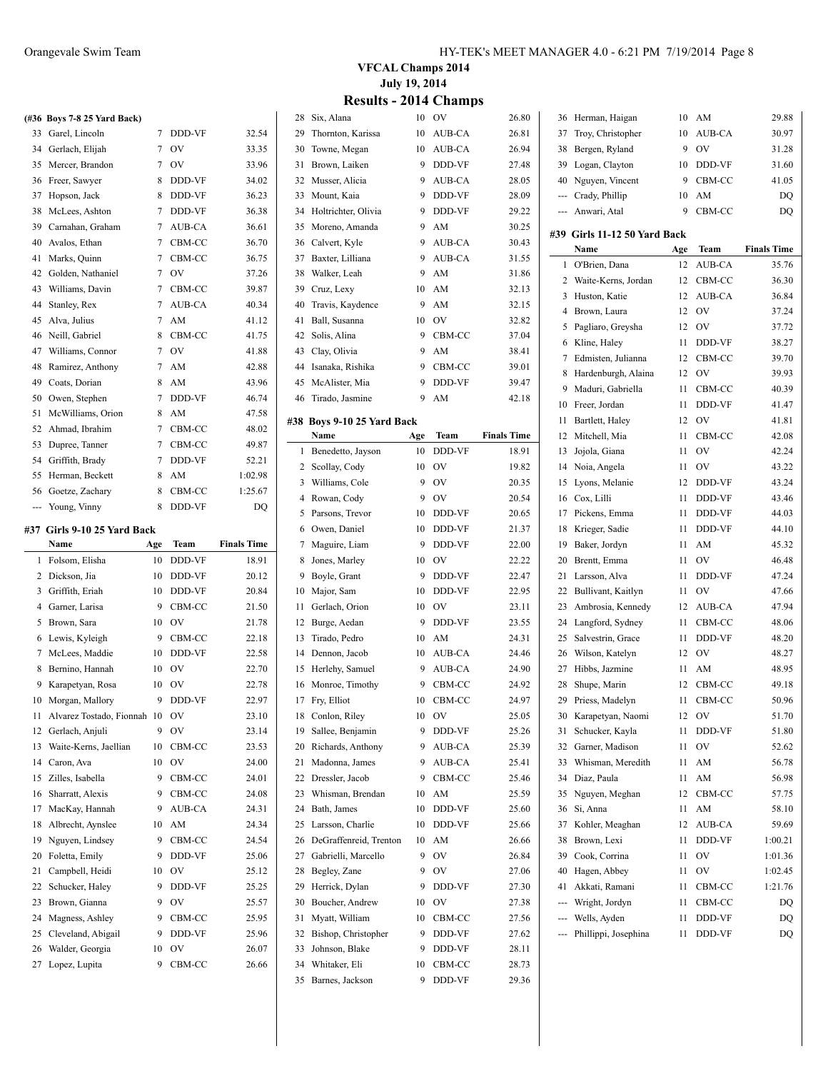# VFCAL Champs 2014

**July 19, 2014**

## Results - 2014 Champs

### (#36 Boys 7-8 25 Yard Back)

| | Name | Age | Team | Finals Time |
|---|---|---|---|---|
| 33 | Garel, Lincoln | 7 | DDD-VF | 32.54 |
| 34 | Gerlach, Elijah | 7 | OV | 33.35 |
| 35 | Mercer, Brandon | 7 | OV | 33.96 |
| 36 | Freer, Sawyer | 8 | DDD-VF | 34.02 |
| 37 | Hopson, Jack | 8 | DDD-VF | 36.23 |
| 38 | McLees, Ashton | 7 | DDD-VF | 36.38 |
| 39 | Carnahan, Graham | 7 | AUB-CA | 36.61 |
| 40 | Avalos, Ethan | 7 | CBM-CC | 36.70 |
| 41 | Marks, Quinn | 7 | CBM-CC | 36.75 |
| 42 | Golden, Nathaniel | 7 | OV | 37.26 |
| 43 | Williams, Davin | 7 | CBM-CC | 39.87 |
| 44 | Stanley, Rex | 7 | AUB-CA | 40.34 |
| 45 | Alva, Julius | 7 | AM | 41.12 |
| 46 | Neill, Gabriel | 8 | CBM-CC | 41.75 |
| 47 | Williams, Connor | 7 | OV | 41.88 |
| 48 | Ramirez, Anthony | 7 | AM | 42.88 |
| 49 | Coats, Dorian | 8 | AM | 43.96 |
| 50 | Owen, Stephen | 7 | DDD-VF | 46.74 |
| 51 | McWilliams, Orion | 8 | AM | 47.58 |
| 52 | Ahmad, Ibrahim | 7 | CBM-CC | 48.02 |
| 53 | Dupree, Tanner | 7 | CBM-CC | 49.87 |
| 54 | Griffith, Brady | 7 | DDD-VF | 52.21 |
| 55 | Herman, Beckett | 8 | AM | 1:02.98 |
| 56 | Goetze, Zachary | 8 | CBM-CC | 1:25.67 |
| --- | Young, Vinny | 8 | DDD-VF | DQ |

### #37 Girls 9-10 25 Yard Back

| | Name | Age | Team | Finals Time |
|---|---|---|---|---|
| 1 | Folsom, Elisha | 10 | DDD-VF | 18.91 |
| 2 | Dickson, Jia | 10 | DDD-VF | 20.12 |
| 3 | Griffith, Eriah | 10 | DDD-VF | 20.84 |
| 4 | Garner, Larisa | 9 | CBM-CC | 21.50 |
| 5 | Brown, Sara | 10 | OV | 21.78 |
| 6 | Lewis, Kyleigh | 9 | CBM-CC | 22.18 |
| 7 | McLees, Maddie | 10 | DDD-VF | 22.58 |
| 8 | Bernino, Hannah | 10 | OV | 22.70 |
| 9 | Karapetyan, Rosa | 10 | OV | 22.78 |
| 10 | Morgan, Mallory | 9 | DDD-VF | 22.97 |
| 11 | Alvarez Tostado, Fionnah | 10 | OV | 23.10 |
| 12 | Gerlach, Anjuli | 9 | OV | 23.14 |
| 13 | Waite-Kerns, Jaellian | 10 | CBM-CC | 23.53 |
| 14 | Caron, Ava | 10 | OV | 24.00 |
| 15 | Zilles, Isabella | 9 | CBM-CC | 24.01 |
| 16 | Sharratt, Alexis | 9 | CBM-CC | 24.08 |
| 17 | MacKay, Hannah | 9 | AUB-CA | 24.31 |
| 18 | Albrecht, Aynslee | 10 | AM | 24.34 |
| 19 | Nguyen, Lindsey | 9 | CBM-CC | 24.54 |
| 20 | Foletta, Emily | 9 | DDD-VF | 25.06 |
| 21 | Campbell, Heidi | 10 | OV | 25.12 |
| 22 | Schucker, Haley | 9 | DDD-VF | 25.25 |
| 23 | Brown, Gianna | 9 | OV | 25.57 |
| 24 | Magness, Ashley | 9 | CBM-CC | 25.95 |
| 25 | Cleveland, Abigail | 9 | DDD-VF | 25.96 |
| 26 | Walder, Georgia | 10 | OV | 26.07 |
| 27 | Lopez, Lupita | 9 | CBM-CC | 26.66 |
| 28 | Six, Alana | 10 | OV | 26.80 |
| 29 | Thornton, Karissa | 10 | AUB-CA | 26.81 |
| 30 | Towne, Megan | 10 | AUB-CA | 26.94 |
| 31 | Brown, Laiken | 9 | DDD-VF | 27.48 |
| 32 | Musser, Alicia | 9 | AUB-CA | 28.05 |
| 33 | Mount, Kaia | 9 | DDD-VF | 28.09 |
| 34 | Holtrichter, Olivia | 9 | DDD-VF | 29.22 |
| 35 | Moreno, Amanda | 9 | AM | 30.25 |
| 36 | Calvert, Kyle | 9 | AUB-CA | 30.43 |
| 37 | Baxter, Lilliana | 9 | AUB-CA | 31.55 |
| 38 | Walker, Leah | 9 | AM | 31.86 |
| 39 | Cruz, Lexy | 10 | AM | 32.13 |
| 40 | Travis, Kaydence | 9 | AM | 32.15 |
| 41 | Ball, Susanna | 10 | OV | 32.82 |
| 42 | Solis, Alina | 9 | CBM-CC | 37.04 |
| 43 | Clay, Olivia | 9 | AM | 38.41 |
| 44 | Isanaka, Rishika | 9 | CBM-CC | 39.01 |
| 45 | McAlister, Mia | 9 | DDD-VF | 39.47 |
| 46 | Tirado, Jasmine | 9 | AM | 42.18 |

### #38 Boys 9-10 25 Yard Back

| | Name | Age | Team | Finals Time |
|---|---|---|---|---|
| 1 | Benedetto, Jayson | 10 | DDD-VF | 18.91 |
| 2 | Scollay, Cody | 10 | OV | 19.82 |
| 3 | Williams, Cole | 9 | OV | 20.35 |
| 4 | Rowan, Cody | 9 | OV | 20.54 |
| 5 | Parsons, Trevor | 10 | DDD-VF | 20.65 |
| 6 | Owen, Daniel | 10 | DDD-VF | 21.37 |
| 7 | Maguire, Liam | 9 | DDD-VF | 22.00 |
| 8 | Jones, Marley | 10 | OV | 22.22 |
| 9 | Boyle, Grant | 9 | DDD-VF | 22.47 |
| 10 | Major, Sam | 10 | DDD-VF | 22.95 |
| 11 | Gerlach, Orion | 10 | OV | 23.11 |
| 12 | Burge, Aedan | 9 | DDD-VF | 23.55 |
| 13 | Tirado, Pedro | 10 | AM | 24.31 |
| 14 | Dennon, Jacob | 10 | AUB-CA | 24.46 |
| 15 | Herlehy, Samuel | 9 | AUB-CA | 24.90 |
| 16 | Monroe, Timothy | 9 | CBM-CC | 24.92 |
| 17 | Fry, Elliot | 10 | CBM-CC | 24.97 |
| 18 | Conlon, Riley | 10 | OV | 25.05 |
| 19 | Sallee, Benjamin | 9 | DDD-VF | 25.26 |
| 20 | Richards, Anthony | 9 | AUB-CA | 25.39 |
| 21 | Madonna, James | 9 | AUB-CA | 25.41 |
| 22 | Dressler, Jacob | 9 | CBM-CC | 25.46 |
| 23 | Whisman, Brendan | 10 | AM | 25.59 |
| 24 | Bath, James | 10 | DDD-VF | 25.60 |
| 25 | Larsson, Charlie | 10 | DDD-VF | 25.66 |
| 26 | DeGraffenreid, Trenton | 10 | AM | 26.66 |
| 27 | Gabrielli, Marcello | 9 | OV | 26.84 |
| 28 | Begley, Zane | 9 | OV | 27.06 |
| 29 | Herrick, Dylan | 9 | DDD-VF | 27.30 |
| 30 | Boucher, Andrew | 10 | OV | 27.38 |
| 31 | Myatt, William | 10 | CBM-CC | 27.56 |
| 32 | Bishop, Christopher | 9 | DDD-VF | 27.62 |
| 33 | Johnson, Blake | 9 | DDD-VF | 28.11 |
| 34 | Whitaker, Eli | 10 | CBM-CC | 28.73 |
| 35 | Barnes, Jackson | 9 | DDD-VF | 29.36 |
| 36 | Herman, Haigan | 10 | AM | 29.88 |
| 37 | Troy, Christopher | 10 | AUB-CA | 30.97 |
| 38 | Bergen, Ryland | 9 | OV | 31.28 |
| 39 | Logan, Clayton | 10 | DDD-VF | 31.60 |
| 40 | Nguyen, Vincent | 9 | CBM-CC | 41.05 |
| --- | Crady, Phillip | 10 | AM | DQ |
| --- | Anwari, Atal | 9 | CBM-CC | DQ |

### #39 Girls 11-12 50 Yard Back

| | Name | Age | Team | Finals Time |
|---|---|---|---|---|
| 1 | O'Brien, Dana | 12 | AUB-CA | 35.76 |
| 2 | Waite-Kerns, Jordan | 12 | CBM-CC | 36.30 |
| 3 | Huston, Katie | 12 | AUB-CA | 36.84 |
| 4 | Brown, Laura | 12 | OV | 37.24 |
| 5 | Pagliaro, Greysha | 12 | OV | 37.72 |
| 6 | Kline, Haley | 11 | DDD-VF | 38.27 |
| 7 | Edmisten, Julianna | 12 | CBM-CC | 39.70 |
| 8 | Hardenburgh, Alaina | 12 | OV | 39.93 |
| 9 | Maduri, Gabriella | 11 | CBM-CC | 40.39 |
| 10 | Freer, Jordan | 11 | DDD-VF | 41.47 |
| 11 | Bartlett, Haley | 12 | OV | 41.81 |
| 12 | Mitchell, Mia | 11 | CBM-CC | 42.08 |
| 13 | Jojola, Giana | 11 | OV | 42.24 |
| 14 | Noia, Angela | 11 | OV | 43.22 |
| 15 | Lyons, Melanie | 12 | DDD-VF | 43.24 |
| 16 | Cox, Lilli | 11 | DDD-VF | 43.46 |
| 17 | Pickens, Emma | 11 | DDD-VF | 44.03 |
| 18 | Krieger, Sadie | 11 | DDD-VF | 44.10 |
| 19 | Baker, Jordyn | 11 | AM | 45.32 |
| 20 | Brentt, Emma | 11 | OV | 46.48 |
| 21 | Larsson, Alva | 11 | DDD-VF | 47.24 |
| 22 | Bullivant, Kaitlyn | 11 | OV | 47.66 |
| 23 | Ambrosia, Kennedy | 12 | AUB-CA | 47.94 |
| 24 | Langford, Sydney | 11 | CBM-CC | 48.06 |
| 25 | Salvestrin, Grace | 11 | DDD-VF | 48.20 |
| 26 | Wilson, Katelyn | 12 | OV | 48.27 |
| 27 | Hibbs, Jazmine | 11 | AM | 48.95 |
| 28 | Shupe, Marin | 12 | CBM-CC | 49.18 |
| 29 | Priess, Madelyn | 11 | CBM-CC | 50.96 |
| 30 | Karapetyan, Naomi | 12 | OV | 51.70 |
| 31 | Schucker, Kayla | 11 | DDD-VF | 51.80 |
| 32 | Garner, Madison | 11 | OV | 52.62 |
| 33 | Whisman, Meredith | 11 | AM | 56.78 |
| 34 | Diaz, Paula | 11 | AM | 56.98 |
| 35 | Nguyen, Meghan | 12 | CBM-CC | 57.75 |
| 36 | Si, Anna | 11 | AM | 58.10 |
| 37 | Kohler, Meaghan | 12 | AUB-CA | 59.69 |
| 38 | Brown, Lexi | 11 | DDD-VF | 1:00.21 |
| 39 | Cook, Corrina | 11 | OV | 1:01.36 |
| 40 | Hagen, Abbey | 11 | OV | 1:02.45 |
| 41 | Akkati, Ramani | 11 | CBM-CC | 1:21.76 |
| --- | Wright, Jordyn | 11 | CBM-CC | DQ |
| --- | Wells, Ayden | 11 | DDD-VF | DQ |
| --- | Phillippi, Josephina | 11 | DDD-VF | DQ |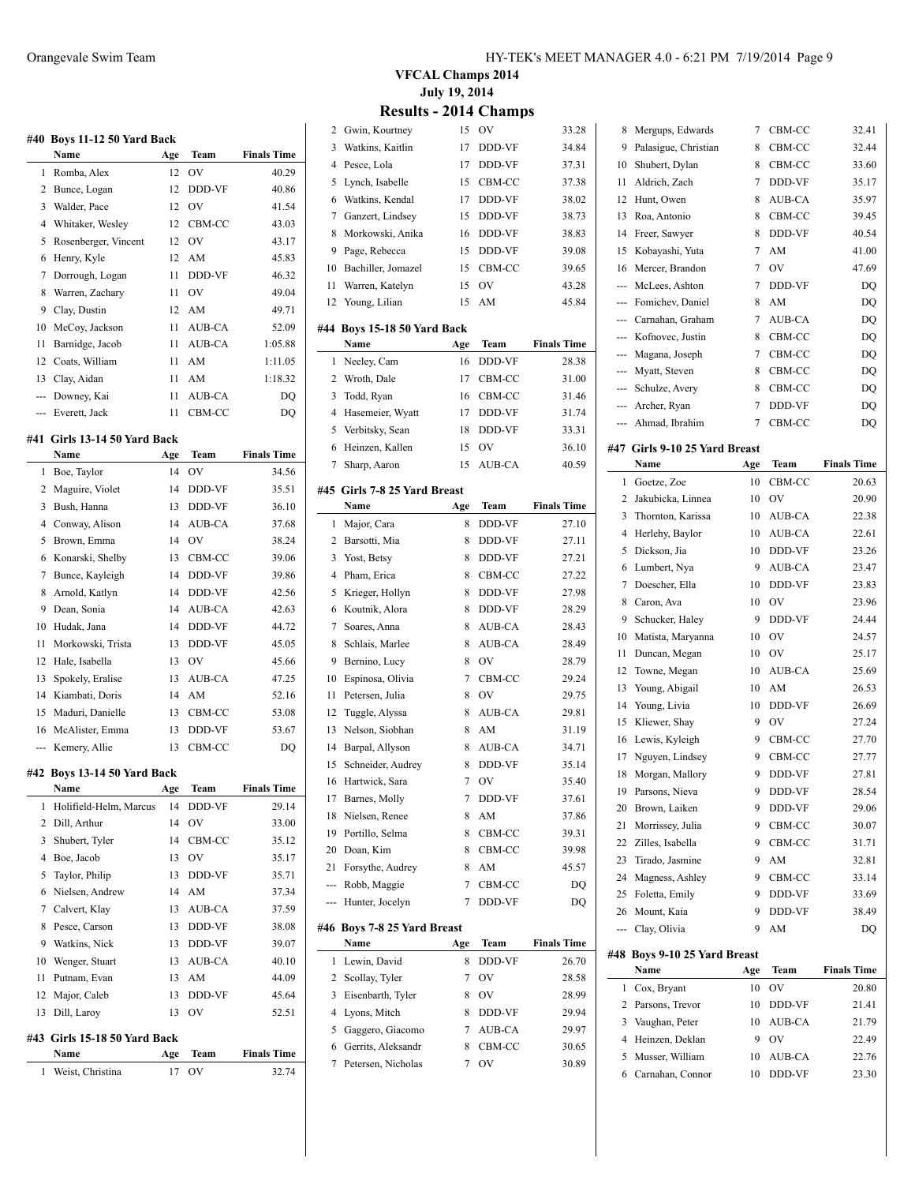## VFCAL Champs 2014

**July 19, 2014**

# Results - 2014 Champs

### #40 Boys 11-12 50 Yard Back

| | Name | Age | Team | Finals Time |
|---|---|---|---|---|
| 1 | Romba, Alex | 12 | OV | 40.29 |
| 2 | Bunce, Logan | 12 | DDD-VF | 40.86 |
| 3 | Walder, Pace | 12 | OV | 41.54 |
| 4 | Whitaker, Wesley | 12 | CBM-CC | 43.03 |
| 5 | Rosenberger, Vincent | 12 | OV | 43.17 |
| 6 | Henry, Kyle | 12 | AM | 45.83 |
| 7 | Dorrough, Logan | 11 | DDD-VF | 46.32 |
| 8 | Warren, Zachary | 11 | OV | 49.04 |
| 9 | Clay, Dustin | 12 | AM | 49.71 |
| 10 | McCoy, Jackson | 11 | AUB-CA | 52.09 |
| 11 | Barnidge, Jacob | 11 | AUB-CA | 1:05.88 |
| 12 | Coats, William | 11 | AM | 1:11.05 |
| 13 | Clay, Aidan | 11 | AM | 1:18.32 |
| --- | Downey, Kai | 11 | AUB-CA | DQ |
| --- | Everett, Jack | 11 | CBM-CC | DQ |

### #41 Girls 13-14 50 Yard Back

| | Name | Age | Team | Finals Time |
|---|---|---|---|---|
| 1 | Boe, Taylor | 14 | OV | 34.56 |
| 2 | Maguire, Violet | 14 | DDD-VF | 35.51 |
| 3 | Bush, Hanna | 13 | DDD-VF | 36.10 |
| 4 | Conway, Alison | 14 | AUB-CA | 37.68 |
| 5 | Brown, Emma | 14 | OV | 38.24 |
| 6 | Konarski, Shelby | 13 | CBM-CC | 39.06 |
| 7 | Bunce, Kayleigh | 14 | DDD-VF | 39.86 |
| 8 | Arnold, Katlyn | 14 | DDD-VF | 42.56 |
| 9 | Dean, Sonia | 14 | AUB-CA | 42.63 |
| 10 | Hudak, Jana | 14 | DDD-VF | 44.72 |
| 11 | Morkowski, Trista | 13 | DDD-VF | 45.05 |
| 12 | Hale, Isabella | 13 | OV | 45.66 |
| 13 | Spokely, Eralise | 13 | AUB-CA | 47.25 |
| 14 | Kiambati, Doris | 14 | AM | 52.16 |
| 15 | Maduri, Danielle | 13 | CBM-CC | 53.08 |
| 16 | McAlister, Emma | 13 | DDD-VF | 53.67 |
| --- | Kemery, Allie | 13 | CBM-CC | DQ |

### #42 Boys 13-14 50 Yard Back

| | Name | Age | Team | Finals Time |
|---|---|---|---|---|
| 1 | Holifield-Helm, Marcus | 14 | DDD-VF | 29.14 |
| 2 | Dill, Arthur | 14 | OV | 33.00 |
| 3 | Shubert, Tyler | 14 | CBM-CC | 35.12 |
| 4 | Boe, Jacob | 13 | OV | 35.17 |
| 5 | Taylor, Philip | 13 | DDD-VF | 35.71 |
| 6 | Nielsen, Andrew | 14 | AM | 37.34 |
| 7 | Calvert, Klay | 13 | AUB-CA | 37.59 |
| 8 | Pesce, Carson | 13 | DDD-VF | 38.08 |
| 9 | Watkins, Nick | 13 | DDD-VF | 39.07 |
| 10 | Wenger, Stuart | 13 | AUB-CA | 40.10 |
| 11 | Putnam, Evan | 13 | AM | 44.09 |
| 12 | Major, Caleb | 13 | DDD-VF | 45.64 |
| 13 | Dill, Laroy | 13 | OV | 52.51 |

### #43 Girls 15-18 50 Yard Back

| | Name | Age | Team | Finals Time |
|---|---|---|---|---|
| 1 | Weist, Christina | 17 | OV | 32.74 |
| 2 | Gwin, Kourtney | 15 | OV | 33.28 |
| 3 | Watkins, Kaitlin | 17 | DDD-VF | 34.84 |
| 4 | Pesce, Lola | 17 | DDD-VF | 37.31 |
| 5 | Lynch, Isabelle | 15 | CBM-CC | 37.38 |
| 6 | Watkins, Kendal | 17 | DDD-VF | 38.02 |
| 7 | Ganzert, Lindsey | 15 | DDD-VF | 38.73 |
| 8 | Morkowski, Anika | 16 | DDD-VF | 38.83 |
| 9 | Page, Rebecca | 15 | DDD-VF | 39.08 |
| 10 | Bachiller, Jomazel | 15 | CBM-CC | 39.65 |
| 11 | Warren, Katelyn | 15 | OV | 43.28 |
| 12 | Young, Lilian | 15 | AM | 45.84 |

### #44 Boys 15-18 50 Yard Back

| | Name | Age | Team | Finals Time |
|---|---|---|---|---|
| 1 | Neeley, Cam | 16 | DDD-VF | 28.38 |
| 2 | Wroth, Dale | 17 | CBM-CC | 31.00 |
| 3 | Todd, Ryan | 16 | CBM-CC | 31.46 |
| 4 | Hasemeier, Wyatt | 17 | DDD-VF | 31.74 |
| 5 | Verbitsky, Sean | 18 | DDD-VF | 33.31 |
| 6 | Heinzen, Kallen | 15 | OV | 36.10 |
| 7 | Sharp, Aaron | 15 | AUB-CA | 40.59 |

### #45 Girls 7-8 25 Yard Breast

| | Name | Age | Team | Finals Time |
|---|---|---|---|---|
| 1 | Major, Cara | 8 | DDD-VF | 27.10 |
| 2 | Barsotti, Mia | 8 | DDD-VF | 27.11 |
| 3 | Yost, Betsy | 8 | DDD-VF | 27.21 |
| 4 | Pham, Erica | 8 | CBM-CC | 27.22 |
| 5 | Krieger, Hollyn | 8 | DDD-VF | 27.98 |
| 6 | Koutnik, Alora | 8 | DDD-VF | 28.29 |
| 7 | Soares, Anna | 8 | AUB-CA | 28.43 |
| 8 | Schlais, Marlee | 8 | AUB-CA | 28.49 |
| 9 | Bernino, Lucy | 8 | OV | 28.79 |
| 10 | Espinosa, Olivia | 7 | CBM-CC | 29.24 |
| 11 | Petersen, Julia | 8 | OV | 29.75 |
| 12 | Tuggle, Alyssa | 8 | AUB-CA | 29.81 |
| 13 | Nelson, Siobhan | 8 | AM | 31.19 |
| 14 | Barpal, Allyson | 8 | AUB-CA | 34.71 |
| 15 | Schneider, Audrey | 8 | DDD-VF | 35.14 |
| 16 | Hartwick, Sara | 7 | OV | 35.40 |
| 17 | Barnes, Molly | 7 | DDD-VF | 37.61 |
| 18 | Nielsen, Renee | 8 | AM | 37.86 |
| 19 | Portillo, Selma | 8 | CBM-CC | 39.31 |
| 20 | Doan, Kim | 8 | CBM-CC | 39.98 |
| 21 | Forsythe, Audrey | 8 | AM | 45.57 |
| --- | Robb, Maggie | 7 | CBM-CC | DQ |
| --- | Hunter, Jocelyn | 7 | DDD-VF | DQ |

### #46 Boys 7-8 25 Yard Breast

| | Name | Age | Team | Finals Time |
|---|---|---|---|---|
| 1 | Lewin, David | 8 | DDD-VF | 26.70 |
| 2 | Scollay, Tyler | 7 | OV | 28.58 |
| 3 | Eisenbarth, Tyler | 8 | OV | 28.99 |
| 4 | Lyons, Mitch | 8 | DDD-VF | 29.94 |
| 5 | Gaggero, Giacomo | 7 | AUB-CA | 29.97 |
| 6 | Gerrits, Aleksandr | 8 | CBM-CC | 30.65 |
| 7 | Petersen, Nicholas | 7 | OV | 30.89 |
| 8 | Mergups, Edwards | 7 | CBM-CC | 32.41 |
| 9 | Palasigue, Christian | 8 | CBM-CC | 32.44 |
| 10 | Shubert, Dylan | 8 | CBM-CC | 33.60 |
| 11 | Aldrich, Zach | 7 | DDD-VF | 35.17 |
| 12 | Hunt, Owen | 8 | AUB-CA | 35.97 |
| 13 | Roa, Antonio | 8 | CBM-CC | 39.45 |
| 14 | Freer, Sawyer | 8 | DDD-VF | 40.54 |
| 15 | Kobayashi, Yuta | 7 | AM | 41.00 |
| 16 | Mercer, Brandon | 7 | OV | 47.69 |
| --- | McLees, Ashton | 7 | DDD-VF | DQ |
| --- | Fomichev, Daniel | 8 | AM | DQ |
| --- | Carnahan, Graham | 7 | AUB-CA | DQ |
| --- | Kofnovec, Justin | 8 | CBM-CC | DQ |
| --- | Magana, Joseph | 7 | CBM-CC | DQ |
| --- | Myatt, Steven | 8 | CBM-CC | DQ |
| --- | Schulze, Avery | 8 | CBM-CC | DQ |
| --- | Archer, Ryan | 7 | DDD-VF | DQ |
| --- | Ahmad, Ibrahim | 7 | CBM-CC | DQ |

### #47 Girls 9-10 25 Yard Breast

| | Name | Age | Team | Finals Time |
|---|---|---|---|---|
| 1 | Goetze, Zoe | 10 | CBM-CC | 20.63 |
| 2 | Jakubicka, Linnea | 10 | OV | 20.90 |
| 3 | Thornton, Karissa | 10 | AUB-CA | 22.38 |
| 4 | Herlehy, Baylor | 10 | AUB-CA | 22.61 |
| 5 | Dickson, Jia | 10 | DDD-VF | 23.26 |
| 6 | Lumbert, Nya | 9 | AUB-CA | 23.47 |
| 7 | Doescher, Ella | 10 | DDD-VF | 23.83 |
| 8 | Caron, Ava | 10 | OV | 23.96 |
| 9 | Schucker, Haley | 9 | DDD-VF | 24.44 |
| 10 | Matista, Maryanna | 10 | OV | 24.57 |
| 11 | Duncan, Megan | 10 | OV | 25.17 |
| 12 | Towne, Megan | 10 | AUB-CA | 25.69 |
| 13 | Young, Abigail | 10 | AM | 26.53 |
| 14 | Young, Livia | 10 | DDD-VF | 26.69 |
| 15 | Kliewer, Shay | 9 | OV | 27.24 |
| 16 | Lewis, Kyleigh | 9 | CBM-CC | 27.70 |
| 17 | Nguyen, Lindsey | 9 | CBM-CC | 27.77 |
| 18 | Morgan, Mallory | 9 | DDD-VF | 27.81 |
| 19 | Parsons, Nieva | 9 | DDD-VF | 28.54 |
| 20 | Brown, Laiken | 9 | DDD-VF | 29.06 |
| 21 | Morrissey, Julia | 9 | CBM-CC | 30.07 |
| 22 | Zilles, Isabella | 9 | CBM-CC | 31.71 |
| 23 | Tirado, Jasmine | 9 | AM | 32.81 |
| 24 | Magness, Ashley | 9 | CBM-CC | 33.14 |
| 25 | Foletta, Emily | 9 | DDD-VF | 33.69 |
| 26 | Mount, Kaia | 9 | DDD-VF | 38.49 |
| --- | Clay, Olivia | 9 | AM | DQ |

### #48 Boys 9-10 25 Yard Breast

| | Name | Age | Team | Finals Time |
|---|---|---|---|---|
| 1 | Cox, Bryant | 10 | OV | 20.80 |
| 2 | Parsons, Trevor | 10 | DDD-VF | 21.41 |
| 3 | Vaughan, Peter | 10 | AUB-CA | 21.79 |
| 4 | Heinzen, Deklan | 9 | OV | 22.49 |
| 5 | Musser, William | 10 | AUB-CA | 22.76 |
| 6 | Carnahan, Connor | 10 | DDD-VF | 23.30 |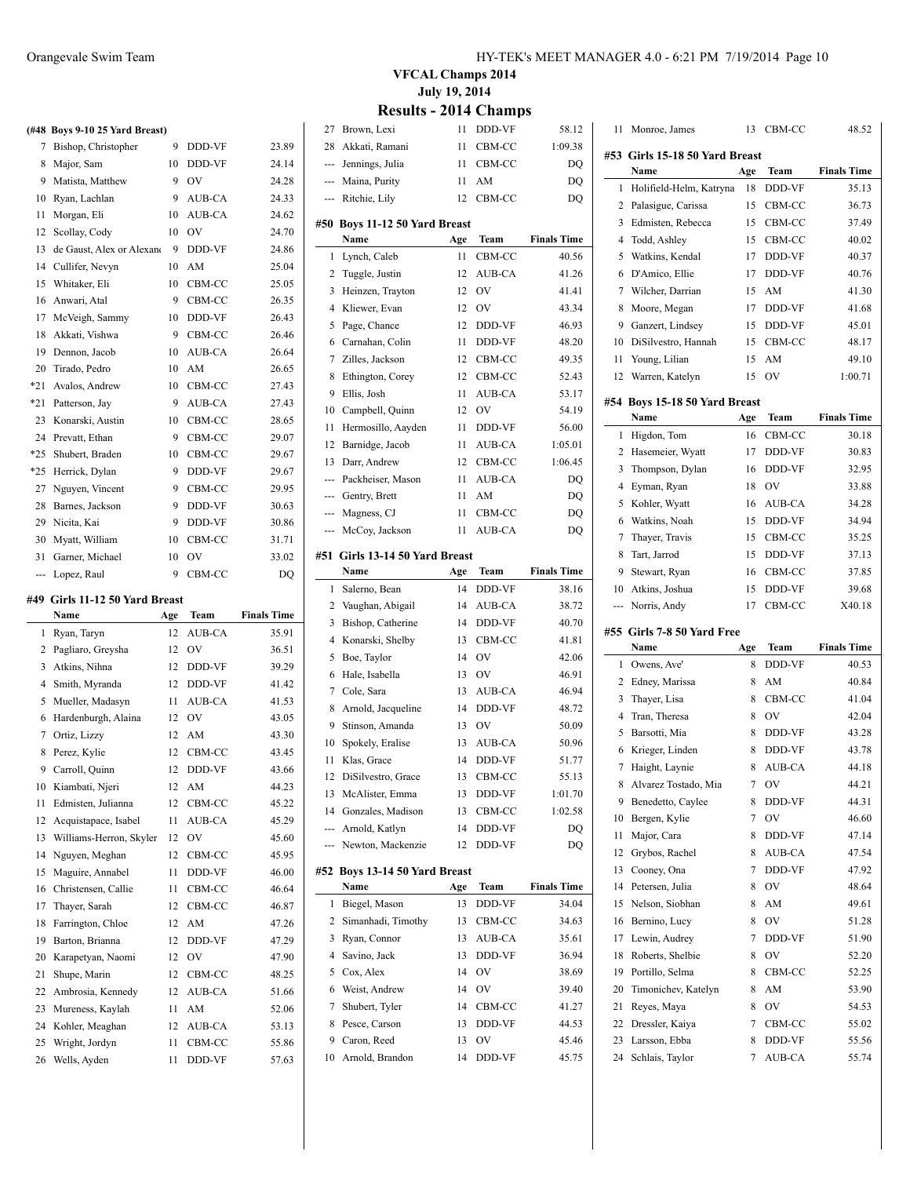# VFCAL Champs 2014

## July 19, 2014

## Results - 2014 Champs

### (#48 Boys 9-10 25 Yard Breast)

| Place | Name | Age | Team | Finals Time |
|---|---|---|---|---|
| 7 | Bishop, Christopher | 9 | DDD-VF | 23.89 |
| 8 | Major, Sam | 10 | DDD-VF | 24.14 |
| 9 | Matista, Matthew | 9 | OV | 24.28 |
| 10 | Ryan, Lachlan | 9 | AUB-CA | 24.33 |
| 11 | Morgan, Eli | 10 | AUB-CA | 24.62 |
| 12 | Scollay, Cody | 10 | OV | 24.70 |
| 13 | de Gaust, Alex or Alexan | 9 | DDD-VF | 24.86 |
| 14 | Cullifer, Nevyn | 10 | AM | 25.04 |
| 15 | Whitaker, Eli | 10 | CBM-CC | 25.05 |
| 16 | Anwari, Atal | 9 | CBM-CC | 26.35 |
| 17 | McVeigh, Sammy | 10 | DDD-VF | 26.43 |
| 18 | Akkati, Vishwa | 9 | CBM-CC | 26.46 |
| 19 | Dennon, Jacob | 10 | AUB-CA | 26.64 |
| 20 | Tirado, Pedro | 10 | AM | 26.65 |
| *21 | Avalos, Andrew | 10 | CBM-CC | 27.43 |
| *21 | Patterson, Jay | 9 | AUB-CA | 27.43 |
| 23 | Konarski, Austin | 10 | CBM-CC | 28.65 |
| 24 | Prevatt, Ethan | 9 | CBM-CC | 29.07 |
| *25 | Shubert, Braden | 10 | CBM-CC | 29.67 |
| *25 | Herrick, Dylan | 9 | DDD-VF | 29.67 |
| 27 | Nguyen, Vincent | 9 | CBM-CC | 29.95 |
| 28 | Barnes, Jackson | 9 | DDD-VF | 30.63 |
| 29 | Nicita, Kai | 9 | DDD-VF | 30.86 |
| 30 | Myatt, William | 10 | CBM-CC | 31.71 |
| 31 | Garner, Michael | 10 | OV | 33.02 |
| --- | Lopez, Raul | 9 | CBM-CC | DQ |

### #49 Girls 11-12 50 Yard Breast

| Place | Name | Age | Team | Finals Time |
|---|---|---|---|---|
| 1 | Ryan, Taryn | 12 | AUB-CA | 35.91 |
| 2 | Pagliaro, Greysha | 12 | OV | 36.51 |
| 3 | Atkins, Nihna | 12 | DDD-VF | 39.29 |
| 4 | Smith, Myranda | 12 | DDD-VF | 41.42 |
| 5 | Mueller, Madasyn | 11 | AUB-CA | 41.53 |
| 6 | Hardenburgh, Alaina | 12 | OV | 43.05 |
| 7 | Ortiz, Lizzy | 12 | AM | 43.30 |
| 8 | Perez, Kylie | 12 | CBM-CC | 43.45 |
| 9 | Carroll, Quinn | 12 | DDD-VF | 43.66 |
| 10 | Kiambati, Njeri | 12 | AM | 44.23 |
| 11 | Edmisten, Julianna | 12 | CBM-CC | 45.22 |
| 12 | Acquistapace, Isabel | 11 | AUB-CA | 45.29 |
| 13 | Williams-Herron, Skyler | 12 | OV | 45.60 |
| 14 | Nguyen, Meghan | 12 | CBM-CC | 45.95 |
| 15 | Maguire, Annabel | 11 | DDD-VF | 46.00 |
| 16 | Christensen, Callie | 11 | CBM-CC | 46.64 |
| 17 | Thayer, Sarah | 12 | CBM-CC | 46.87 |
| 18 | Farrington, Chloe | 12 | AM | 47.26 |
| 19 | Barton, Brianna | 12 | DDD-VF | 47.29 |
| 20 | Karapetyan, Naomi | 12 | OV | 47.90 |
| 21 | Shupe, Marin | 12 | CBM-CC | 48.25 |
| 22 | Ambrosia, Kennedy | 12 | AUB-CA | 51.66 |
| 23 | Mureness, Kaylah | 11 | AM | 52.06 |
| 24 | Kohler, Meaghan | 12 | AUB-CA | 53.13 |
| 25 | Wright, Jordyn | 11 | CBM-CC | 55.86 |
| 26 | Wells, Ayden | 11 | DDD-VF | 57.63 |
| 27 | Brown, Lexi | 11 | DDD-VF | 58.12 |
| 28 | Akkati, Ramani | 11 | CBM-CC | 1:09.38 |
| --- | Jennings, Julia | 11 | CBM-CC | DQ |
| --- | Maina, Purity | 11 | AM | DQ |
| --- | Ritchie, Lily | 12 | CBM-CC | DQ |

### #50 Boys 11-12 50 Yard Breast

| Place | Name | Age | Team | Finals Time |
|---|---|---|---|---|
| 1 | Lynch, Caleb | 11 | CBM-CC | 40.56 |
| 2 | Tuggle, Justin | 12 | AUB-CA | 41.26 |
| 3 | Heinzen, Trayton | 12 | OV | 41.41 |
| 4 | Kliewer, Evan | 12 | OV | 43.34 |
| 5 | Page, Chance | 12 | DDD-VF | 46.93 |
| 6 | Carnahan, Colin | 11 | DDD-VF | 48.20 |
| 7 | Zilles, Jackson | 12 | CBM-CC | 49.35 |
| 8 | Ethington, Corey | 12 | CBM-CC | 52.43 |
| 9 | Ellis, Josh | 11 | AUB-CA | 53.17 |
| 10 | Campbell, Quinn | 12 | OV | 54.19 |
| 11 | Hermosillo, Aayden | 11 | DDD-VF | 56.00 |
| 12 | Barnidge, Jacob | 11 | AUB-CA | 1:05.01 |
| 13 | Darr, Andrew | 12 | CBM-CC | 1:06.45 |
| --- | Packheiser, Mason | 11 | AUB-CA | DQ |
| --- | Gentry, Brett | 11 | AM | DQ |
| --- | Magness, CJ | 11 | CBM-CC | DQ |
| --- | McCoy, Jackson | 11 | AUB-CA | DQ |

### #51 Girls 13-14 50 Yard Breast

| Place | Name | Age | Team | Finals Time |
|---|---|---|---|---|
| 1 | Salerno, Bean | 14 | DDD-VF | 38.16 |
| 2 | Vaughan, Abigail | 14 | AUB-CA | 38.72 |
| 3 | Bishop, Catherine | 14 | DDD-VF | 40.70 |
| 4 | Konarski, Shelby | 13 | CBM-CC | 41.81 |
| 5 | Boe, Taylor | 14 | OV | 42.06 |
| 6 | Hale, Isabella | 13 | OV | 46.91 |
| 7 | Cole, Sara | 13 | AUB-CA | 46.94 |
| 8 | Arnold, Jacqueline | 14 | DDD-VF | 48.72 |
| 9 | Stinson, Amanda | 13 | OV | 50.09 |
| 10 | Spokely, Eralise | 13 | AUB-CA | 50.96 |
| 11 | Klas, Grace | 14 | DDD-VF | 51.77 |
| 12 | DiSilvestro, Grace | 13 | CBM-CC | 55.13 |
| 13 | McAlister, Emma | 13 | DDD-VF | 1:01.70 |
| 14 | Gonzales, Madison | 13 | CBM-CC | 1:02.58 |
| --- | Arnold, Katlyn | 14 | DDD-VF | DQ |
| --- | Newton, Mackenzie | 12 | DDD-VF | DQ |

### #52 Boys 13-14 50 Yard Breast

| Place | Name | Age | Team | Finals Time |
|---|---|---|---|---|
| 1 | Biegel, Mason | 13 | DDD-VF | 34.04 |
| 2 | Simanhadi, Timothy | 13 | CBM-CC | 34.63 |
| 3 | Ryan, Connor | 13 | AUB-CA | 35.61 |
| 4 | Savino, Jack | 13 | DDD-VF | 36.94 |
| 5 | Cox, Alex | 14 | OV | 38.69 |
| 6 | Weist, Andrew | 14 | OV | 39.40 |
| 7 | Shubert, Tyler | 14 | CBM-CC | 41.27 |
| 8 | Pesce, Carson | 13 | DDD-VF | 44.53 |
| 9 | Caron, Reed | 13 | OV | 45.46 |
| 10 | Arnold, Brandon | 14 | DDD-VF | 45.75 |
| 11 | Monroe, James | 13 | CBM-CC | 48.52 |

### #53 Girls 15-18 50 Yard Breast

| Place | Name | Age | Team | Finals Time |
|---|---|---|---|---|
| 1 | Holifield-Helm, Katryna | 18 | DDD-VF | 35.13 |
| 2 | Palasigue, Carissa | 15 | CBM-CC | 36.73 |
| 3 | Edmisten, Rebecca | 15 | CBM-CC | 37.49 |
| 4 | Todd, Ashley | 15 | CBM-CC | 40.02 |
| 5 | Watkins, Kendal | 17 | DDD-VF | 40.37 |
| 6 | D'Amico, Ellie | 17 | DDD-VF | 40.76 |
| 7 | Wilcher, Darrian | 15 | AM | 41.30 |
| 8 | Moore, Megan | 17 | DDD-VF | 41.68 |
| 9 | Ganzert, Lindsey | 15 | DDD-VF | 45.01 |
| 10 | DiSilvestro, Hannah | 15 | CBM-CC | 48.17 |
| 11 | Young, Lilian | 15 | AM | 49.10 |
| 12 | Warren, Katelyn | 15 | OV | 1:00.71 |

### #54 Boys 15-18 50 Yard Breast

| Place | Name | Age | Team | Finals Time |
|---|---|---|---|---|
| 1 | Higdon, Tom | 16 | CBM-CC | 30.18 |
| 2 | Hasemeier, Wyatt | 17 | DDD-VF | 30.83 |
| 3 | Thompson, Dylan | 16 | DDD-VF | 32.95 |
| 4 | Eyman, Ryan | 18 | OV | 33.88 |
| 5 | Kohler, Wyatt | 16 | AUB-CA | 34.28 |
| 6 | Watkins, Noah | 15 | DDD-VF | 34.94 |
| 7 | Thayer, Travis | 15 | CBM-CC | 35.25 |
| 8 | Tart, Jarrod | 15 | DDD-VF | 37.13 |
| 9 | Stewart, Ryan | 16 | CBM-CC | 37.85 |
| 10 | Atkins, Joshua | 15 | DDD-VF | 39.68 |
| --- | Norris, Andy | 17 | CBM-CC | X40.18 |

### #55 Girls 7-8 50 Yard Free

| Place | Name | Age | Team | Finals Time |
|---|---|---|---|---|
| 1 | Owens, Ave' | 8 | DDD-VF | 40.53 |
| 2 | Edney, Marissa | 8 | AM | 40.84 |
| 3 | Thayer, Lisa | 8 | CBM-CC | 41.04 |
| 4 | Tran, Theresa | 8 | OV | 42.04 |
| 5 | Barsotti, Mia | 8 | DDD-VF | 43.28 |
| 6 | Krieger, Linden | 8 | DDD-VF | 43.78 |
| 7 | Haight, Laynie | 8 | AUB-CA | 44.18 |
| 8 | Alvarez Tostado, Mia | 7 | OV | 44.21 |
| 9 | Benedetto, Caylee | 8 | DDD-VF | 44.31 |
| 10 | Bergen, Kylie | 7 | OV | 46.60 |
| 11 | Major, Cara | 8 | DDD-VF | 47.14 |
| 12 | Grybos, Rachel | 8 | AUB-CA | 47.54 |
| 13 | Cooney, Ona | 7 | DDD-VF | 47.92 |
| 14 | Petersen, Julia | 8 | OV | 48.64 |
| 15 | Nelson, Siobhan | 8 | AM | 49.61 |
| 16 | Bernino, Lucy | 8 | OV | 51.28 |
| 17 | Lewin, Audrey | 7 | DDD-VF | 51.90 |
| 18 | Roberts, Shelbie | 8 | OV | 52.20 |
| 19 | Portillo, Selma | 8 | CBM-CC | 52.25 |
| 20 | Timonichev, Katelyn | 8 | AM | 53.90 |
| 21 | Reyes, Maya | 8 | OV | 54.53 |
| 22 | Dressler, Kaiya | 7 | CBM-CC | 55.02 |
| 23 | Larsson, Ebba | 8 | DDD-VF | 55.56 |
| 24 | Schlais, Taylor | 7 | AUB-CA | 55.74 |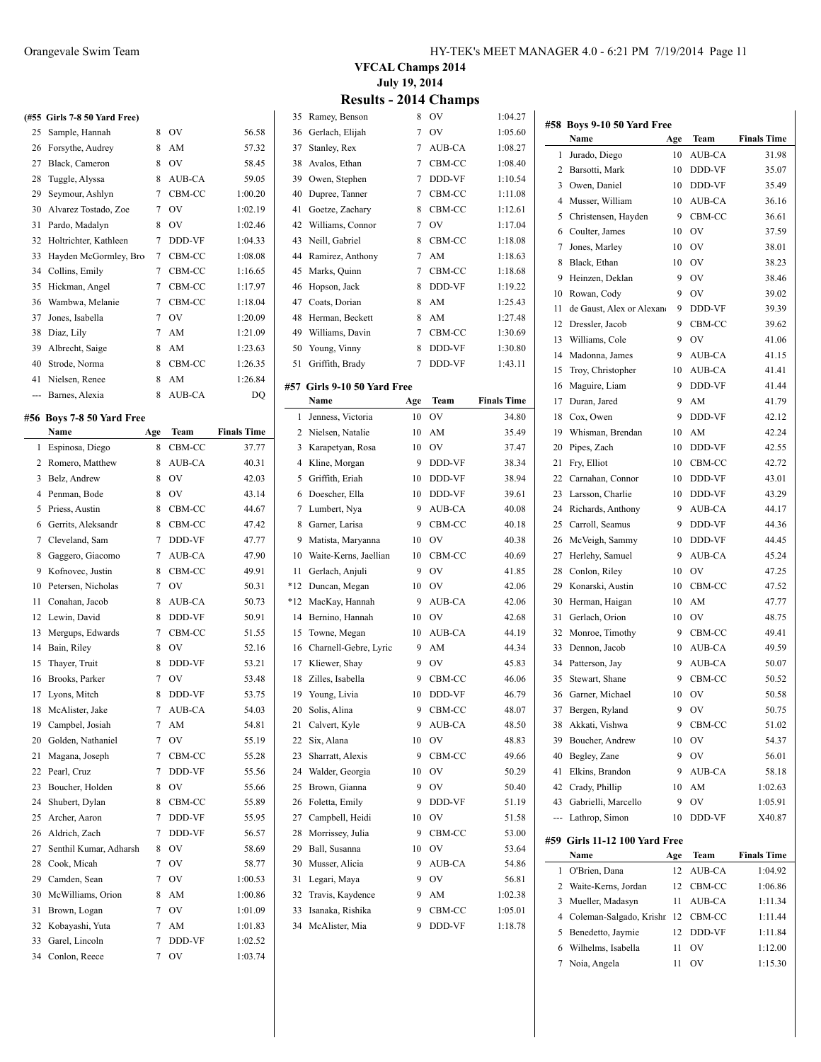# VFCAL Champs 2014

## July 19, 2014

## Results - 2014 Champs

### (#55 Girls 7-8 50 Yard Free)

| | Name | Age | Team | Finals Time |
|---|---|---|---|---|
| 25 | Sample, Hannah | 8 | OV | 56.58 |
| 26 | Forsythe, Audrey | 8 | AM | 57.32 |
| 27 | Black, Cameron | 8 | OV | 58.45 |
| 28 | Tuggle, Alyssa | 8 | AUB-CA | 59.05 |
| 29 | Seymour, Ashlyn | 7 | CBM-CC | 1:00.20 |
| 30 | Alvarez Tostado, Zoe | 7 | OV | 1:02.19 |
| 31 | Pardo, Madalyn | 8 | OV | 1:02.46 |
| 32 | Holtrichter, Kathleen | 7 | DDD-VF | 1:04.33 |
| 33 | Hayden McGormley, Bro | 7 | CBM-CC | 1:08.08 |
| 34 | Collins, Emily | 7 | CBM-CC | 1:16.65 |
| 35 | Hickman, Angel | 7 | CBM-CC | 1:17.97 |
| 36 | Wambwa, Melanie | 7 | CBM-CC | 1:18.04 |
| 37 | Jones, Isabella | 7 | OV | 1:20.09 |
| 38 | Diaz, Lily | 7 | AM | 1:21.09 |
| 39 | Albrecht, Saige | 8 | AM | 1:23.63 |
| 40 | Strode, Norma | 8 | CBM-CC | 1:26.35 |
| 41 | Nielsen, Renee | 8 | AM | 1:26.84 |
| --- | Barnes, Alexia | 8 | AUB-CA | DQ |

### #56 Boys 7-8 50 Yard Free

| | Name | Age | Team | Finals Time |
|---|---|---|---|---|
| 1 | Espinosa, Diego | 8 | CBM-CC | 37.77 |
| 2 | Romero, Matthew | 8 | AUB-CA | 40.31 |
| 3 | Belz, Andrew | 8 | OV | 42.03 |
| 4 | Penman, Bode | 8 | OV | 43.14 |
| 5 | Priess, Austin | 8 | CBM-CC | 44.67 |
| 6 | Gerrits, Aleksandr | 8 | CBM-CC | 47.42 |
| 7 | Cleveland, Sam | 7 | DDD-VF | 47.77 |
| 8 | Gaggero, Giacomo | 7 | AUB-CA | 47.90 |
| 9 | Kofnovec, Justin | 8 | CBM-CC | 49.91 |
| 10 | Petersen, Nicholas | 7 | OV | 50.31 |
| 11 | Conahan, Jacob | 8 | AUB-CA | 50.73 |
| 12 | Lewin, David | 8 | DDD-VF | 50.91 |
| 13 | Mergups, Edwards | 7 | CBM-CC | 51.55 |
| 14 | Bain, Riley | 8 | OV | 52.16 |
| 15 | Thayer, Truit | 8 | DDD-VF | 53.21 |
| 16 | Brooks, Parker | 7 | OV | 53.48 |
| 17 | Lyons, Mitch | 8 | DDD-VF | 53.75 |
| 18 | McAlister, Jake | 7 | AUB-CA | 54.03 |
| 19 | Campbel, Josiah | 7 | AM | 54.81 |
| 20 | Golden, Nathaniel | 7 | OV | 55.19 |
| 21 | Magana, Joseph | 7 | CBM-CC | 55.28 |
| 22 | Pearl, Cruz | 7 | DDD-VF | 55.56 |
| 23 | Boucher, Holden | 8 | OV | 55.66 |
| 24 | Shubert, Dylan | 8 | CBM-CC | 55.89 |
| 25 | Archer, Aaron | 7 | DDD-VF | 55.95 |
| 26 | Aldrich, Zach | 7 | DDD-VF | 56.57 |
| 27 | Senthil Kumar, Adharsh | 8 | OV | 58.69 |
| 28 | Cook, Micah | 7 | OV | 58.77 |
| 29 | Camden, Sean | 7 | OV | 1:00.53 |
| 30 | McWilliams, Orion | 8 | AM | 1:00.86 |
| 31 | Brown, Logan | 7 | OV | 1:01.09 |
| 32 | Kobayashi, Yuta | 7 | AM | 1:01.83 |
| 33 | Garel, Lincoln | 7 | DDD-VF | 1:02.52 |
| 34 | Conlon, Reece | 7 | OV | 1:03.74 |
| 35 | Ramey, Benson | 8 | OV | 1:04.27 |
| 36 | Gerlach, Elijah | 7 | OV | 1:05.60 |
| 37 | Stanley, Rex | 7 | AUB-CA | 1:08.27 |
| 38 | Avalos, Ethan | 7 | CBM-CC | 1:08.40 |
| 39 | Owen, Stephen | 7 | DDD-VF | 1:10.54 |
| 40 | Dupree, Tanner | 7 | CBM-CC | 1:11.08 |
| 41 | Goetze, Zachary | 8 | CBM-CC | 1:12.61 |
| 42 | Williams, Connor | 7 | OV | 1:17.04 |
| 43 | Neill, Gabriel | 8 | CBM-CC | 1:18.08 |
| 44 | Ramirez, Anthony | 7 | AM | 1:18.63 |
| 45 | Marks, Quinn | 7 | CBM-CC | 1:18.68 |
| 46 | Hopson, Jack | 8 | DDD-VF | 1:19.22 |
| 47 | Coats, Dorian | 8 | AM | 1:25.43 |
| 48 | Herman, Beckett | 8 | AM | 1:27.48 |
| 49 | Williams, Davin | 7 | CBM-CC | 1:30.69 |
| 50 | Young, Vinny | 8 | DDD-VF | 1:30.80 |
| 51 | Griffith, Brady | 7 | DDD-VF | 1:43.11 |

### #57 Girls 9-10 50 Yard Free

| | Name | Age | Team | Finals Time |
|---|---|---|---|---|
| 1 | Jenness, Victoria | 10 | OV | 34.80 |
| 2 | Nielsen, Natalie | 10 | AM | 35.49 |
| 3 | Karapetyan, Rosa | 10 | OV | 37.47 |
| 4 | Kline, Morgan | 9 | DDD-VF | 38.34 |
| 5 | Griffith, Eriah | 10 | DDD-VF | 38.94 |
| 6 | Doescher, Ella | 10 | DDD-VF | 39.61 |
| 7 | Lumbert, Nya | 9 | AUB-CA | 40.08 |
| 8 | Garner, Larisa | 9 | CBM-CC | 40.18 |
| 9 | Matista, Maryanna | 10 | OV | 40.38 |
| 10 | Waite-Kerns, Jaellian | 10 | CBM-CC | 40.69 |
| 11 | Gerlach, Anjuli | 9 | OV | 41.85 |
| *12 | Duncan, Megan | 10 | OV | 42.06 |
| *12 | MacKay, Hannah | 9 | AUB-CA | 42.06 |
| 14 | Bernino, Hannah | 10 | OV | 42.68 |
| 15 | Towne, Megan | 10 | AUB-CA | 44.19 |
| 16 | Charnell-Gebre, Lyric | 9 | AM | 44.34 |
| 17 | Kliewer, Shay | 9 | OV | 45.83 |
| 18 | Zilles, Isabella | 9 | CBM-CC | 46.06 |
| 19 | Young, Livia | 10 | DDD-VF | 46.79 |
| 20 | Solis, Alina | 9 | CBM-CC | 48.07 |
| 21 | Calvert, Kyle | 9 | AUB-CA | 48.50 |
| 22 | Six, Alana | 10 | OV | 48.83 |
| 23 | Sharratt, Alexis | 9 | CBM-CC | 49.66 |
| 24 | Walder, Georgia | 10 | OV | 50.29 |
| 25 | Brown, Gianna | 9 | OV | 50.40 |
| 26 | Foletta, Emily | 9 | DDD-VF | 51.19 |
| 27 | Campbell, Heidi | 10 | OV | 51.58 |
| 28 | Morrissey, Julia | 9 | CBM-CC | 53.00 |
| 29 | Ball, Susanna | 10 | OV | 53.64 |
| 30 | Musser, Alicia | 9 | AUB-CA | 54.86 |
| 31 | Legari, Maya | 9 | OV | 56.81 |
| 32 | Travis, Kaydence | 9 | AM | 1:02.38 |
| 33 | Isanaka, Rishika | 9 | CBM-CC | 1:05.01 |
| 34 | McAlister, Mia | 9 | DDD-VF | 1:18.78 |

### #58 Boys 9-10 50 Yard Free

| | Name | Age | Team | Finals Time |
|---|---|---|---|---|
| 1 | Jurado, Diego | 10 | AUB-CA | 31.98 |
| 2 | Barsotti, Mark | 10 | DDD-VF | 35.07 |
| 3 | Owen, Daniel | 10 | DDD-VF | 35.49 |
| 4 | Musser, William | 10 | AUB-CA | 36.16 |
| 5 | Christensen, Hayden | 9 | CBM-CC | 36.61 |
| 6 | Coulter, James | 10 | OV | 37.59 |
| 7 | Jones, Marley | 10 | OV | 38.01 |
| 8 | Black, Ethan | 10 | OV | 38.23 |
| 9 | Heinzen, Deklan | 9 | OV | 38.46 |
| 10 | Rowan, Cody | 9 | OV | 39.02 |
| 11 | de Gaust, Alex or Alexan | 9 | DDD-VF | 39.39 |
| 12 | Dressler, Jacob | 9 | CBM-CC | 39.62 |
| 13 | Williams, Cole | 9 | OV | 41.06 |
| 14 | Madonna, James | 9 | AUB-CA | 41.15 |
| 15 | Troy, Christopher | 10 | AUB-CA | 41.41 |
| 16 | Maguire, Liam | 9 | DDD-VF | 41.44 |
| 17 | Duran, Jared | 9 | AM | 41.79 |
| 18 | Cox, Owen | 9 | DDD-VF | 42.12 |
| 19 | Whisman, Brendan | 10 | AM | 42.24 |
| 20 | Pipes, Zach | 10 | DDD-VF | 42.55 |
| 21 | Fry, Elliot | 10 | CBM-CC | 42.72 |
| 22 | Carnahan, Connor | 10 | DDD-VF | 43.01 |
| 23 | Larsson, Charlie | 10 | DDD-VF | 43.29 |
| 24 | Richards, Anthony | 9 | AUB-CA | 44.17 |
| 25 | Carroll, Seamus | 9 | DDD-VF | 44.36 |
| 26 | McVeigh, Sammy | 10 | DDD-VF | 44.45 |
| 27 | Herlehy, Samuel | 9 | AUB-CA | 45.24 |
| 28 | Conlon, Riley | 10 | OV | 47.25 |
| 29 | Konarski, Austin | 10 | CBM-CC | 47.52 |
| 30 | Herman, Haigan | 10 | AM | 47.77 |
| 31 | Gerlach, Orion | 10 | OV | 48.75 |
| 32 | Monroe, Timothy | 9 | CBM-CC | 49.41 |
| 33 | Dennon, Jacob | 10 | AUB-CA | 49.59 |
| 34 | Patterson, Jay | 9 | AUB-CA | 50.07 |
| 35 | Stewart, Shane | 9 | CBM-CC | 50.52 |
| 36 | Garner, Michael | 10 | OV | 50.58 |
| 37 | Bergen, Ryland | 9 | OV | 50.75 |
| 38 | Akkati, Vishwa | 9 | CBM-CC | 51.02 |
| 39 | Boucher, Andrew | 10 | OV | 54.37 |
| 40 | Begley, Zane | 9 | OV | 56.01 |
| 41 | Elkins, Brandon | 9 | AUB-CA | 58.18 |
| 42 | Crady, Phillip | 10 | AM | 1:02.63 |
| 43 | Gabrielli, Marcello | 9 | OV | 1:05.91 |
| --- | Lathrop, Simon | 10 | DDD-VF | X40.87 |

### #59 Girls 11-12 100 Yard Free

| | Name | Age | Team | Finals Time |
|---|---|---|---|---|
| 1 | O'Brien, Dana | 12 | AUB-CA | 1:04.92 |
| 2 | Waite-Kerns, Jordan | 12 | CBM-CC | 1:06.86 |
| 3 | Mueller, Madasyn | 11 | AUB-CA | 1:11.34 |
| 4 | Coleman-Salgado, Krishr | 12 | CBM-CC | 1:11.44 |
| 5 | Benedetto, Jaymie | 12 | DDD-VF | 1:11.84 |
| 6 | Wilhelms, Isabella | 11 | OV | 1:12.00 |
| 7 | Noia, Angela | 11 | OV | 1:15.30 |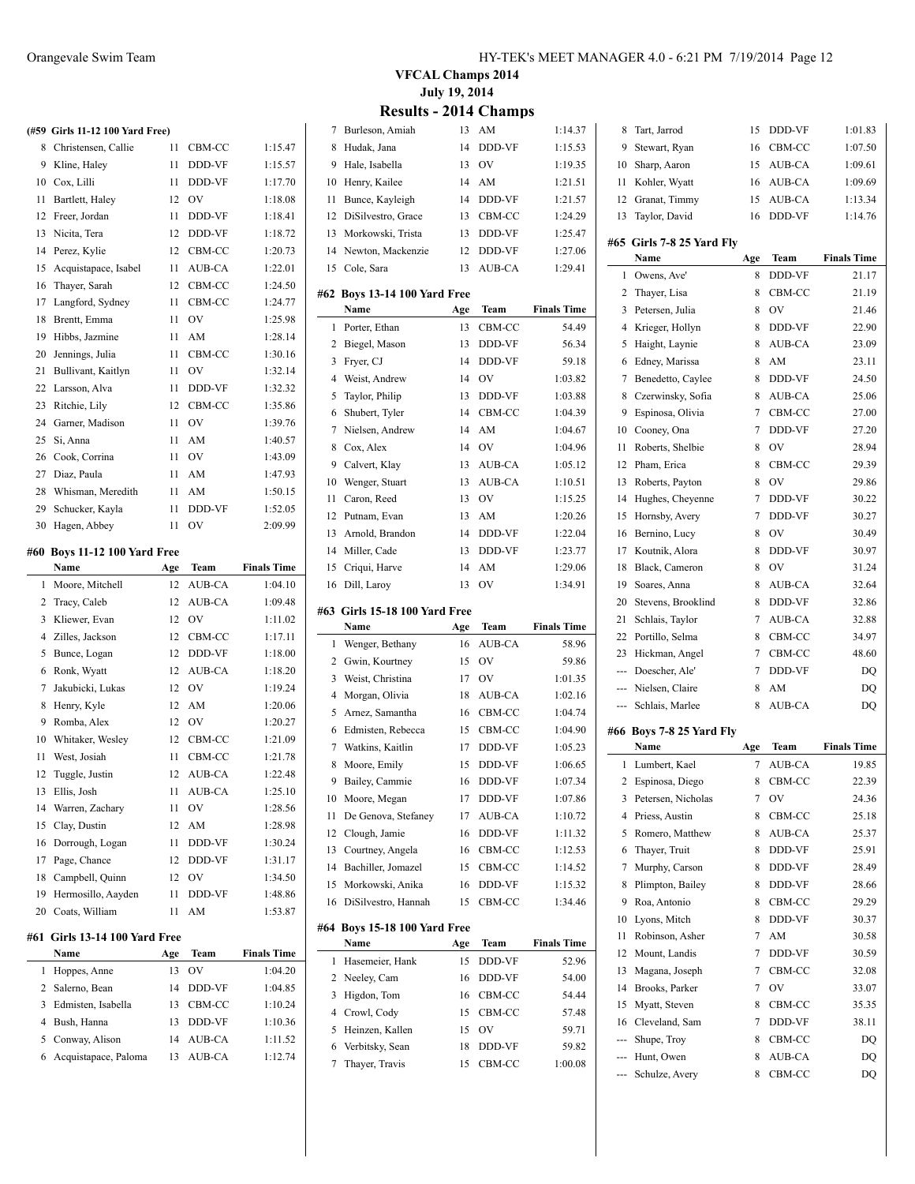# VFCAL Champs 2014

**July 19, 2014**

## Results - 2014 Champs

### (#59 Girls 11-12 100 Yard Free)

| | Name | Age | Team | Finals Time |
|---|---|---|---|---|
| 8 | Christensen, Callie | 11 | CBM-CC | 1:15.47 |
| 9 | Kline, Haley | 11 | DDD-VF | 1:15.57 |
| 10 | Cox, Lilli | 11 | DDD-VF | 1:17.70 |
| 11 | Bartlett, Haley | 12 | OV | 1:18.08 |
| 12 | Freer, Jordan | 11 | DDD-VF | 1:18.41 |
| 13 | Nicita, Tera | 12 | DDD-VF | 1:18.72 |
| 14 | Perez, Kylie | 12 | CBM-CC | 1:20.73 |
| 15 | Acquistapace, Isabel | 11 | AUB-CA | 1:22.01 |
| 16 | Thayer, Sarah | 12 | CBM-CC | 1:24.50 |
| 17 | Langford, Sydney | 11 | CBM-CC | 1:24.77 |
| 18 | Brentt, Emma | 11 | OV | 1:25.98 |
| 19 | Hibbs, Jazmine | 11 | AM | 1:28.14 |
| 20 | Jennings, Julia | 11 | CBM-CC | 1:30.16 |
| 21 | Bullivant, Kaitlyn | 11 | OV | 1:32.14 |
| 22 | Larsson, Alva | 11 | DDD-VF | 1:32.32 |
| 23 | Ritchie, Lily | 12 | CBM-CC | 1:35.86 |
| 24 | Garner, Madison | 11 | OV | 1:39.76 |
| 25 | Si, Anna | 11 | AM | 1:40.57 |
| 26 | Cook, Corrina | 11 | OV | 1:43.09 |
| 27 | Diaz, Paula | 11 | AM | 1:47.93 |
| 28 | Whisman, Meredith | 11 | AM | 1:50.15 |
| 29 | Schucker, Kayla | 11 | DDD-VF | 1:52.05 |
| 30 | Hagen, Abbey | 11 | OV | 2:09.99 |

### #60 Boys 11-12 100 Yard Free

| | Name | Age | Team | Finals Time |
|---|---|---|---|---|
| 1 | Moore, Mitchell | 12 | AUB-CA | 1:04.10 |
| 2 | Tracy, Caleb | 12 | AUB-CA | 1:09.48 |
| 3 | Kliewer, Evan | 12 | OV | 1:11.02 |
| 4 | Zilles, Jackson | 12 | CBM-CC | 1:17.11 |
| 5 | Bunce, Logan | 12 | DDD-VF | 1:18.00 |
| 6 | Ronk, Wyatt | 12 | AUB-CA | 1:18.20 |
| 7 | Jakubicki, Lukas | 12 | OV | 1:19.24 |
| 8 | Henry, Kyle | 12 | AM | 1:20.06 |
| 9 | Romba, Alex | 12 | OV | 1:20.27 |
| 10 | Whitaker, Wesley | 12 | CBM-CC | 1:21.09 |
| 11 | West, Josiah | 11 | CBM-CC | 1:21.78 |
| 12 | Tuggle, Justin | 12 | AUB-CA | 1:22.48 |
| 13 | Ellis, Josh | 11 | AUB-CA | 1:25.10 |
| 14 | Warren, Zachary | 11 | OV | 1:28.56 |
| 15 | Clay, Dustin | 12 | AM | 1:28.98 |
| 16 | Dorrough, Logan | 11 | DDD-VF | 1:30.24 |
| 17 | Page, Chance | 12 | DDD-VF | 1:31.17 |
| 18 | Campbell, Quinn | 12 | OV | 1:34.50 |
| 19 | Hermosillo, Aayden | 11 | DDD-VF | 1:48.86 |
| 20 | Coats, William | 11 | AM | 1:53.87 |

### #61 Girls 13-14 100 Yard Free

| | Name | Age | Team | Finals Time |
|---|---|---|---|---|
| 1 | Hoppes, Anne | 13 | OV | 1:04.20 |
| 2 | Salerno, Bean | 14 | DDD-VF | 1:04.85 |
| 3 | Edmisten, Isabella | 13 | CBM-CC | 1:10.24 |
| 4 | Bush, Hanna | 13 | DDD-VF | 1:10.36 |
| 5 | Conway, Alison | 14 | AUB-CA | 1:11.52 |
| 6 | Acquistapace, Paloma | 13 | AUB-CA | 1:12.74 |
| 7 | Burleson, Amiah | 13 | AM | 1:14.37 |
| 8 | Hudak, Jana | 14 | DDD-VF | 1:15.53 |
| 9 | Hale, Isabella | 13 | OV | 1:19.35 |
| 10 | Henry, Kailee | 14 | AM | 1:21.51 |
| 11 | Bunce, Kayleigh | 14 | DDD-VF | 1:21.57 |
| 12 | DiSilvestro, Grace | 13 | CBM-CC | 1:24.29 |
| 13 | Morkowski, Trista | 13 | DDD-VF | 1:25.47 |
| 14 | Newton, Mackenzie | 12 | DDD-VF | 1:27.06 |
| 15 | Cole, Sara | 13 | AUB-CA | 1:29.41 |

### #62 Boys 13-14 100 Yard Free

| | Name | Age | Team | Finals Time |
|---|---|---|---|---|
| 1 | Porter, Ethan | 13 | CBM-CC | 54.49 |
| 2 | Biegel, Mason | 13 | DDD-VF | 56.34 |
| 3 | Fryer, CJ | 14 | DDD-VF | 59.18 |
| 4 | Weist, Andrew | 14 | OV | 1:03.82 |
| 5 | Taylor, Philip | 13 | DDD-VF | 1:03.88 |
| 6 | Shubert, Tyler | 14 | CBM-CC | 1:04.39 |
| 7 | Nielsen, Andrew | 14 | AM | 1:04.67 |
| 8 | Cox, Alex | 14 | OV | 1:04.96 |
| 9 | Calvert, Klay | 13 | AUB-CA | 1:05.12 |
| 10 | Wenger, Stuart | 13 | AUB-CA | 1:10.51 |
| 11 | Caron, Reed | 13 | OV | 1:15.25 |
| 12 | Putnam, Evan | 13 | AM | 1:20.26 |
| 13 | Arnold, Brandon | 14 | DDD-VF | 1:22.04 |
| 14 | Miller, Cade | 13 | DDD-VF | 1:23.77 |
| 15 | Criqui, Harve | 14 | AM | 1:29.06 |
| 16 | Dill, Laroy | 13 | OV | 1:34.91 |

### #63 Girls 15-18 100 Yard Free

| | Name | Age | Team | Finals Time |
|---|---|---|---|---|
| 1 | Wenger, Bethany | 16 | AUB-CA | 58.96 |
| 2 | Gwin, Kourtney | 15 | OV | 59.86 |
| 3 | Weist, Christina | 17 | OV | 1:01.35 |
| 4 | Morgan, Olivia | 18 | AUB-CA | 1:02.16 |
| 5 | Arnez, Samantha | 16 | CBM-CC | 1:04.74 |
| 6 | Edmisten, Rebecca | 15 | CBM-CC | 1:04.90 |
| 7 | Watkins, Kaitlin | 17 | DDD-VF | 1:05.23 |
| 8 | Moore, Emily | 15 | DDD-VF | 1:06.65 |
| 9 | Bailey, Cammie | 16 | DDD-VF | 1:07.34 |
| 10 | Moore, Megan | 17 | DDD-VF | 1:07.86 |
| 11 | De Genova, Stefaney | 17 | AUB-CA | 1:10.72 |
| 12 | Clough, Jamie | 16 | DDD-VF | 1:11.32 |
| 13 | Courtney, Angela | 16 | CBM-CC | 1:12.53 |
| 14 | Bachiller, Jomazel | 15 | CBM-CC | 1:14.52 |
| 15 | Morkowski, Anika | 16 | DDD-VF | 1:15.32 |
| 16 | DiSilvestro, Hannah | 15 | CBM-CC | 1:34.46 |

### #64 Boys 15-18 100 Yard Free

| | Name | Age | Team | Finals Time |
|---|---|---|---|---|
| 1 | Hasemeier, Hank | 15 | DDD-VF | 52.96 |
| 2 | Neeley, Cam | 16 | DDD-VF | 54.00 |
| 3 | Higdon, Tom | 16 | CBM-CC | 54.44 |
| 4 | Crowl, Cody | 15 | CBM-CC | 57.48 |
| 5 | Heinzen, Kallen | 15 | OV | 59.71 |
| 6 | Verbitsky, Sean | 18 | DDD-VF | 59.82 |
| 7 | Thayer, Travis | 15 | CBM-CC | 1:00.08 |
| 8 | Tart, Jarrod | 15 | DDD-VF | 1:01.83 |
| 9 | Stewart, Ryan | 16 | CBM-CC | 1:07.50 |
| 10 | Sharp, Aaron | 15 | AUB-CA | 1:09.61 |
| 11 | Kohler, Wyatt | 16 | AUB-CA | 1:09.69 |
| 12 | Granat, Timmy | 15 | AUB-CA | 1:13.34 |
| 13 | Taylor, David | 16 | DDD-VF | 1:14.76 |

### #65 Girls 7-8 25 Yard Fly

| | Name | Age | Team | Finals Time |
|---|---|---|---|---|
| 1 | Owens, Ave' | 8 | DDD-VF | 21.17 |
| 2 | Thayer, Lisa | 8 | CBM-CC | 21.19 |
| 3 | Petersen, Julia | 8 | OV | 21.46 |
| 4 | Krieger, Hollyn | 8 | DDD-VF | 22.90 |
| 5 | Haight, Laynie | 8 | AUB-CA | 23.09 |
| 6 | Edney, Marissa | 8 | AM | 23.11 |
| 7 | Benedetto, Caylee | 8 | DDD-VF | 24.50 |
| 8 | Czerwinsky, Sofia | 8 | AUB-CA | 25.06 |
| 9 | Espinosa, Olivia | 7 | CBM-CC | 27.00 |
| 10 | Cooney, Ona | 7 | DDD-VF | 27.20 |
| 11 | Roberts, Shelbie | 8 | OV | 28.94 |
| 12 | Pham, Erica | 8 | CBM-CC | 29.39 |
| 13 | Roberts, Payton | 8 | OV | 29.86 |
| 14 | Hughes, Cheyenne | 7 | DDD-VF | 30.22 |
| 15 | Hornsby, Avery | 7 | DDD-VF | 30.27 |
| 16 | Bernino, Lucy | 8 | OV | 30.49 |
| 17 | Koutnik, Alora | 8 | DDD-VF | 30.97 |
| 18 | Black, Cameron | 8 | OV | 31.24 |
| 19 | Soares, Anna | 8 | AUB-CA | 32.64 |
| 20 | Stevens, Brooklind | 8 | DDD-VF | 32.86 |
| 21 | Schlais, Taylor | 7 | AUB-CA | 32.88 |
| 22 | Portillo, Selma | 8 | CBM-CC | 34.97 |
| 23 | Hickman, Angel | 7 | CBM-CC | 48.60 |
| --- | Doescher, Ale' | 7 | DDD-VF | DQ |
| --- | Nielsen, Claire | 8 | AM | DQ |
| --- | Schlais, Marlee | 8 | AUB-CA | DQ |

### #66 Boys 7-8 25 Yard Fly

| | Name | Age | Team | Finals Time |
|---|---|---|---|---|
| 1 | Lumbert, Kael | 7 | AUB-CA | 19.85 |
| 2 | Espinosa, Diego | 8 | CBM-CC | 22.39 |
| 3 | Petersen, Nicholas | 7 | OV | 24.36 |
| 4 | Priess, Austin | 8 | CBM-CC | 25.18 |
| 5 | Romero, Matthew | 8 | AUB-CA | 25.37 |
| 6 | Thayer, Truit | 8 | DDD-VF | 25.91 |
| 7 | Murphy, Carson | 8 | DDD-VF | 28.49 |
| 8 | Plimpton, Bailey | 8 | DDD-VF | 28.66 |
| 9 | Roa, Antonio | 8 | CBM-CC | 29.29 |
| 10 | Lyons, Mitch | 8 | DDD-VF | 30.37 |
| 11 | Robinson, Asher | 7 | AM | 30.58 |
| 12 | Mount, Landis | 7 | DDD-VF | 30.59 |
| 13 | Magana, Joseph | 7 | CBM-CC | 32.08 |
| 14 | Brooks, Parker | 7 | OV | 33.07 |
| 15 | Myatt, Steven | 8 | CBM-CC | 35.35 |
| 16 | Cleveland, Sam | 7 | DDD-VF | 38.11 |
| --- | Shupe, Troy | 8 | CBM-CC | DQ |
| --- | Hunt, Owen | 8 | AUB-CA | DQ |
| --- | Schulze, Avery | 8 | CBM-CC | DQ |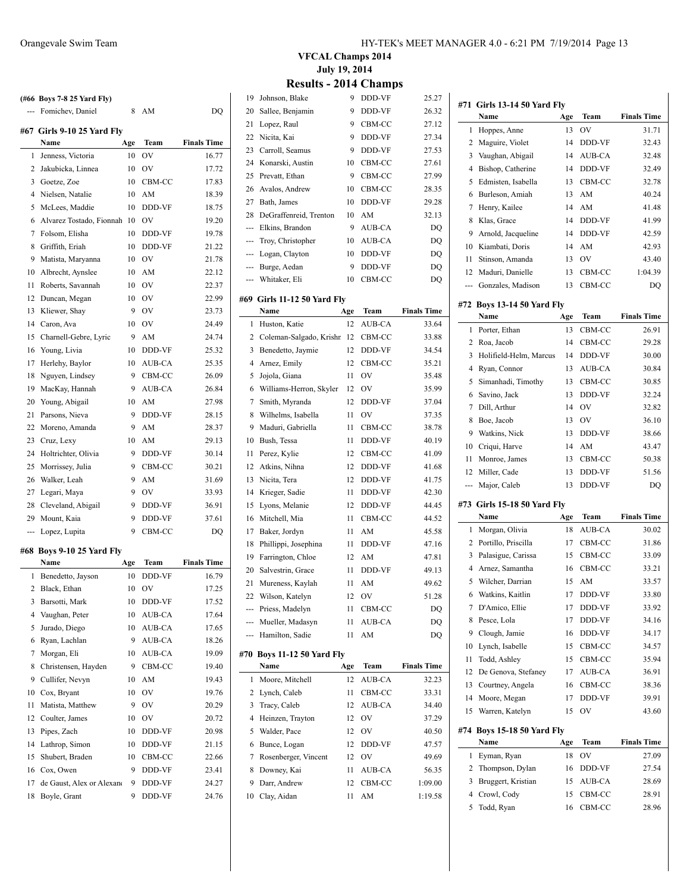## VFCAL Champs 2014

**July 19, 2014**

# Results - 2014 Champs

**(#66 Boys 7-8 25 Yard Fly)**

| | Name | Age | Team | Finals Time |
|---|---|---|---|---|
| --- | Fomichev, Daniel | 8 | AM | DQ |

### #67 Girls 9-10 25 Yard Fly

| | Name | Age | Team | Finals Time |
|---|---|---|---|---|
| 1 | Jenness, Victoria | 10 | OV | 16.77 |
| 2 | Jakubicka, Linnea | 10 | OV | 17.72 |
| 3 | Goetze, Zoe | 10 | CBM-CC | 17.83 |
| 4 | Nielsen, Natalie | 10 | AM | 18.39 |
| 5 | McLees, Maddie | 10 | DDD-VF | 18.75 |
| 6 | Alvarez Tostado, Fionnah | 10 | OV | 19.20 |
| 7 | Folsom, Elisha | 10 | DDD-VF | 19.78 |
| 8 | Griffith, Eriah | 10 | DDD-VF | 21.22 |
| 9 | Matista, Maryanna | 10 | OV | 21.78 |
| 10 | Albrecht, Aynslee | 10 | AM | 22.12 |
| 11 | Roberts, Savannah | 10 | OV | 22.37 |
| 12 | Duncan, Megan | 10 | OV | 22.99 |
| 13 | Kliewer, Shay | 9 | OV | 23.73 |
| 14 | Caron, Ava | 10 | OV | 24.49 |
| 15 | Charnell-Gebre, Lyric | 9 | AM | 24.74 |
| 16 | Young, Livia | 10 | DDD-VF | 25.32 |
| 17 | Herlehy, Baylor | 10 | AUB-CA | 25.35 |
| 18 | Nguyen, Lindsey | 9 | CBM-CC | 26.09 |
| 19 | MacKay, Hannah | 9 | AUB-CA | 26.84 |
| 20 | Young, Abigail | 10 | AM | 27.98 |
| 21 | Parsons, Nieva | 9 | DDD-VF | 28.15 |
| 22 | Moreno, Amanda | 9 | AM | 28.37 |
| 23 | Cruz, Lexy | 10 | AM | 29.13 |
| 24 | Holtrichter, Olivia | 9 | DDD-VF | 30.14 |
| 25 | Morrissey, Julia | 9 | CBM-CC | 30.21 |
| 26 | Walker, Leah | 9 | AM | 31.69 |
| 27 | Legari, Maya | 9 | OV | 33.93 |
| 28 | Cleveland, Abigail | 9 | DDD-VF | 36.91 |
| 29 | Mount, Kaia | 9 | DDD-VF | 37.61 |
| --- | Lopez, Lupita | 9 | CBM-CC | DQ |

### #68 Boys 9-10 25 Yard Fly

| | Name | Age | Team | Finals Time |
|---|---|---|---|---|
| 1 | Benedetto, Jayson | 10 | DDD-VF | 16.79 |
| 2 | Black, Ethan | 10 | OV | 17.25 |
| 3 | Barsotti, Mark | 10 | DDD-VF | 17.52 |
| 4 | Vaughan, Peter | 10 | AUB-CA | 17.64 |
| 5 | Jurado, Diego | 10 | AUB-CA | 17.65 |
| 6 | Ryan, Lachlan | 9 | AUB-CA | 18.26 |
| 7 | Morgan, Eli | 10 | AUB-CA | 19.09 |
| 8 | Christensen, Hayden | 9 | CBM-CC | 19.40 |
| 9 | Cullifer, Nevyn | 10 | AM | 19.43 |
| 10 | Cox, Bryant | 10 | OV | 19.76 |
| 11 | Matista, Matthew | 9 | OV | 20.29 |
| 12 | Coulter, James | 10 | OV | 20.72 |
| 13 | Pipes, Zach | 10 | DDD-VF | 20.98 |
| 14 | Lathrop, Simon | 10 | DDD-VF | 21.15 |
| 15 | Shubert, Braden | 10 | CBM-CC | 22.66 |
| 16 | Cox, Owen | 9 | DDD-VF | 23.41 |
| 17 | de Gaust, Alex or Alexand | 9 | DDD-VF | 24.27 |
| 18 | Boyle, Grant | 9 | DDD-VF | 24.76 |
| 19 | Johnson, Blake | 9 | DDD-VF | 25.27 |
| 20 | Sallee, Benjamin | 9 | DDD-VF | 26.32 |
| 21 | Lopez, Raul | 9 | CBM-CC | 27.12 |
| 22 | Nicita, Kai | 9 | DDD-VF | 27.34 |
| 23 | Carroll, Seamus | 9 | DDD-VF | 27.53 |
| 24 | Konarski, Austin | 10 | CBM-CC | 27.61 |
| 25 | Prevatt, Ethan | 9 | CBM-CC | 27.99 |
| 26 | Avalos, Andrew | 10 | CBM-CC | 28.35 |
| 27 | Bath, James | 10 | DDD-VF | 29.28 |
| 28 | DeGraffenreid, Trenton | 10 | AM | 32.13 |
| --- | Elkins, Brandon | 9 | AUB-CA | DQ |
| --- | Troy, Christopher | 10 | AUB-CA | DQ |
| --- | Logan, Clayton | 10 | DDD-VF | DQ |
| --- | Burge, Aedan | 9 | DDD-VF | DQ |
| --- | Whitaker, Eli | 10 | CBM-CC | DQ |

### #69 Girls 11-12 50 Yard Fly

| | Name | Age | Team | Finals Time |
|---|---|---|---|---|
| 1 | Huston, Katie | 12 | AUB-CA | 33.64 |
| 2 | Coleman-Salgado, Krishn | 12 | CBM-CC | 33.88 |
| 3 | Benedetto, Jaymie | 12 | DDD-VF | 34.54 |
| 4 | Arnez, Emily | 12 | CBM-CC | 35.21 |
| 5 | Jojola, Giana | 11 | OV | 35.48 |
| 6 | Williams-Herron, Skyler | 12 | OV | 35.99 |
| 7 | Smith, Myranda | 12 | DDD-VF | 37.04 |
| 8 | Wilhelms, Isabella | 11 | OV | 37.35 |
| 9 | Maduri, Gabriella | 11 | CBM-CC | 38.78 |
| 10 | Bush, Tessa | 11 | DDD-VF | 40.19 |
| 11 | Perez, Kylie | 12 | CBM-CC | 41.09 |
| 12 | Atkins, Nihna | 12 | DDD-VF | 41.68 |
| 13 | Nicita, Tera | 12 | DDD-VF | 41.75 |
| 14 | Krieger, Sadie | 11 | DDD-VF | 42.30 |
| 15 | Lyons, Melanie | 12 | DDD-VF | 44.45 |
| 16 | Mitchell, Mia | 11 | CBM-CC | 44.52 |
| 17 | Baker, Jordyn | 11 | AM | 45.58 |
| 18 | Phillippi, Josephina | 11 | DDD-VF | 47.16 |
| 19 | Farrington, Chloe | 12 | AM | 47.81 |
| 20 | Salvestrin, Grace | 11 | DDD-VF | 49.13 |
| 21 | Mureness, Kaylah | 11 | AM | 49.62 |
| 22 | Wilson, Katelyn | 12 | OV | 51.28 |
| --- | Priess, Madelyn | 11 | CBM-CC | DQ |
| --- | Mueller, Madasyn | 11 | AUB-CA | DQ |
| --- | Hamilton, Sadie | 11 | AM | DQ |

### #70 Boys 11-12 50 Yard Fly

| | Name | Age | Team | Finals Time |
|---|---|---|---|---|
| 1 | Moore, Mitchell | 12 | AUB-CA | 32.23 |
| 2 | Lynch, Caleb | 11 | CBM-CC | 33.31 |
| 3 | Tracy, Caleb | 12 | AUB-CA | 34.40 |
| 4 | Heinzen, Trayton | 12 | OV | 37.29 |
| 5 | Walder, Pace | 12 | OV | 40.50 |
| 6 | Bunce, Logan | 12 | DDD-VF | 47.57 |
| 7 | Rosenberger, Vincent | 12 | OV | 49.69 |
| 8 | Downey, Kai | 11 | AUB-CA | 56.35 |
| 9 | Darr, Andrew | 12 | CBM-CC | 1:09.00 |
| 10 | Clay, Aidan | 11 | AM | 1:19.58 |

### #71 Girls 13-14 50 Yard Fly

| | Name | Age | Team | Finals Time |
|---|---|---|---|---|
| 1 | Hoppes, Anne | 13 | OV | 31.71 |
| 2 | Maguire, Violet | 14 | DDD-VF | 32.43 |
| 3 | Vaughan, Abigail | 14 | AUB-CA | 32.48 |
| 4 | Bishop, Catherine | 14 | DDD-VF | 32.49 |
| 5 | Edmisten, Isabella | 13 | CBM-CC | 32.78 |
| 6 | Burleson, Amiah | 13 | AM | 40.24 |
| 7 | Henry, Kailee | 14 | AM | 41.48 |
| 8 | Klas, Grace | 14 | DDD-VF | 41.99 |
| 9 | Arnold, Jacqueline | 14 | DDD-VF | 42.59 |
| 10 | Kiambati, Doris | 14 | AM | 42.93 |
| 11 | Stinson, Amanda | 13 | OV | 43.40 |
| 12 | Maduri, Danielle | 13 | CBM-CC | 1:04.39 |
| --- | Gonzales, Madison | 13 | CBM-CC | DQ |

### #72 Boys 13-14 50 Yard Fly

| | Name | Age | Team | Finals Time |
|---|---|---|---|---|
| 1 | Porter, Ethan | 13 | CBM-CC | 26.91 |
| 2 | Roa, Jacob | 14 | CBM-CC | 29.28 |
| 3 | Holifield-Helm, Marcus | 14 | DDD-VF | 30.00 |
| 4 | Ryan, Connor | 13 | AUB-CA | 30.84 |
| 5 | Simanhadi, Timothy | 13 | CBM-CC | 30.85 |
| 6 | Savino, Jack | 13 | DDD-VF | 32.24 |
| 7 | Dill, Arthur | 14 | OV | 32.82 |
| 8 | Boe, Jacob | 13 | OV | 36.10 |
| 9 | Watkins, Nick | 13 | DDD-VF | 38.66 |
| 10 | Criqui, Harve | 14 | AM | 43.47 |
| 11 | Monroe, James | 13 | CBM-CC | 50.38 |
| 12 | Miller, Cade | 13 | DDD-VF | 51.56 |
| --- | Major, Caleb | 13 | DDD-VF | DQ |

### #73 Girls 15-18 50 Yard Fly

| | Name | Age | Team | Finals Time |
|---|---|---|---|---|
| 1 | Morgan, Olivia | 18 | AUB-CA | 30.02 |
| 2 | Portillo, Priscilla | 17 | CBM-CC | 31.86 |
| 3 | Palasigue, Carissa | 15 | CBM-CC | 33.09 |
| 4 | Arnez, Samantha | 16 | CBM-CC | 33.21 |
| 5 | Wilcher, Darrian | 15 | AM | 33.57 |
| 6 | Watkins, Kaitlin | 17 | DDD-VF | 33.80 |
| 7 | D'Amico, Ellie | 17 | DDD-VF | 33.92 |
| 8 | Pesce, Lola | 17 | DDD-VF | 34.16 |
| 9 | Clough, Jamie | 16 | DDD-VF | 34.17 |
| 10 | Lynch, Isabelle | 15 | CBM-CC | 34.57 |
| 11 | Todd, Ashley | 15 | CBM-CC | 35.94 |
| 12 | De Genova, Stefaney | 17 | AUB-CA | 36.91 |
| 13 | Courtney, Angela | 16 | CBM-CC | 38.36 |
| 14 | Moore, Megan | 17 | DDD-VF | 39.91 |
| 15 | Warren, Katelyn | 15 | OV | 43.60 |

### #74 Boys 15-18 50 Yard Fly

| | Name | Age | Team | Finals Time |
|---|---|---|---|---|
| 1 | Eyman, Ryan | 18 | OV | 27.09 |
| 2 | Thompson, Dylan | 16 | DDD-VF | 27.54 |
| 3 | Bruggert, Kristian | 15 | AUB-CA | 28.69 |
| 4 | Crowl, Cody | 15 | CBM-CC | 28.91 |
| 5 | Todd, Ryan | 16 | CBM-CC | 28.96 |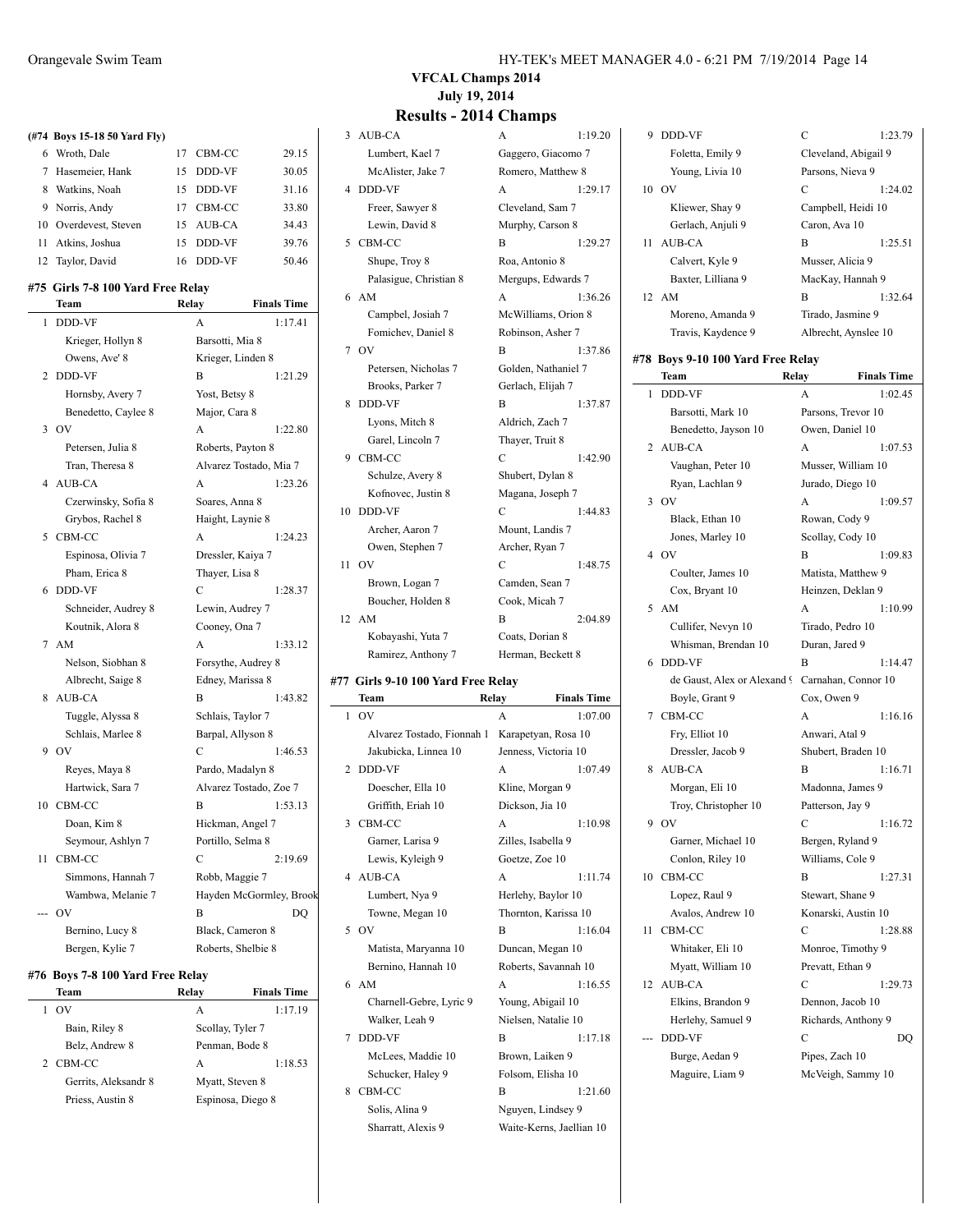## VFCAL Champs 2014

### July 19, 2014

## Results - 2014 Champs

**(#74 Boys 15-18 50 Yard Fly)**

| | Name | Age | Team | Time |
|---|---|---|---|---|
| 6 | Wroth, Dale | 17 | CBM-CC | 29.15 |
| 7 | Hasemeier, Hank | 15 | DDD-VF | 30.05 |
| 8 | Watkins, Noah | 15 | DDD-VF | 31.16 |
| 9 | Norris, Andy | 17 | CBM-CC | 33.80 |
| 10 | Overdevest, Steven | 15 | AUB-CA | 34.43 |
| 11 | Atkins, Joshua | 15 | DDD-VF | 39.76 |
| 12 | Taylor, David | 16 | DDD-VF | 50.46 |

### #75 Girls 7-8 100 Yard Free Relay

| | Team | Relay | Finals Time |
|---|---|---|---|
| 1 | DDD-VF | A | 1:17.41 |
| | Krieger, Hollyn 8 | Barsotti, Mia 8 | |
| | Owens, Ave' 8 | Krieger, Linden 8 | |
| 2 | DDD-VF | B | 1:21.29 |
| | Hornsby, Avery 7 | Yost, Betsy 8 | |
| | Benedetto, Caylee 8 | Major, Cara 8 | |
| 3 | OV | A | 1:22.80 |
| | Petersen, Julia 8 | Roberts, Payton 8 | |
| | Tran, Theresa 8 | Alvarez Tostado, Mia 7 | |
| 4 | AUB-CA | A | 1:23.26 |
| | Czerwinsky, Sofia 8 | Soares, Anna 8 | |
| | Grybos, Rachel 8 | Haight, Laynie 8 | |
| 5 | CBM-CC | A | 1:24.23 |
| | Espinosa, Olivia 7 | Dressler, Kaiya 7 | |
| | Pham, Erica 8 | Thayer, Lisa 8 | |
| 6 | DDD-VF | C | 1:28.37 |
| | Schneider, Audrey 8 | Lewin, Audrey 7 | |
| | Koutnik, Alora 8 | Cooney, Ona 7 | |
| 7 | AM | A | 1:33.12 |
| | Nelson, Siobhan 8 | Forsythe, Audrey 8 | |
| | Albrecht, Saige 8 | Edney, Marissa 8 | |
| 8 | AUB-CA | B | 1:43.82 |
| | Tuggle, Alyssa 8 | Schlais, Taylor 7 | |
| | Schlais, Marlee 8 | Barpal, Allyson 8 | |
| 9 | OV | C | 1:46.53 |
| | Reyes, Maya 8 | Pardo, Madalyn 8 | |
| | Hartwick, Sara 7 | Alvarez Tostado, Zoe 7 | |
| 10 | CBM-CC | B | 1:53.13 |
| | Doan, Kim 8 | Hickman, Angel 7 | |
| | Seymour, Ashlyn 7 | Portillo, Selma 8 | |
| 11 | CBM-CC | C | 2:19.69 |
| | Simmons, Hannah 7 | Robb, Maggie 7 | |
| | Wambwa, Melanie 7 | Hayden McGormley, Brook | |
| --- | OV | B | DQ |
| | Bernino, Lucy 8 | Black, Cameron 8 | |
| | Bergen, Kylie 7 | Roberts, Shelbie 8 | |

### #76 Boys 7-8 100 Yard Free Relay

| | Team | Relay | Finals Time |
|---|---|---|---|
| 1 | OV | A | 1:17.19 |
| | Bain, Riley 8 | Scollay, Tyler 7 | |
| | Belz, Andrew 8 | Penman, Bode 8 | |
| 2 | CBM-CC | A | 1:18.53 |
| | Gerrits, Aleksandr 8 | Myatt, Steven 8 | |
| | Priess, Austin 8 | Espinosa, Diego 8 | |
| 3 | AUB-CA | A | 1:19.20 |
| | Lumbert, Kael 7 | Gaggero, Giacomo 7 | |
| | McAlister, Jake 7 | Romero, Matthew 8 | |
| 4 | DDD-VF | A | 1:29.17 |
| | Freer, Sawyer 8 | Cleveland, Sam 7 | |
| | Lewin, David 8 | Murphy, Carson 8 | |
| 5 | CBM-CC | B | 1:29.27 |
| | Shupe, Troy 8 | Roa, Antonio 8 | |
| | Palasigue, Christian 8 | Mergups, Edwards 7 | |
| 6 | AM | A | 1:36.26 |
| | Campbel, Josiah 7 | McWilliams, Orion 8 | |
| | Fomichev, Daniel 8 | Robinson, Asher 7 | |
| 7 | OV | B | 1:37.86 |
| | Petersen, Nicholas 7 | Golden, Nathaniel 7 | |
| | Brooks, Parker 7 | Gerlach, Elijah 7 | |
| 8 | DDD-VF | B | 1:37.87 |
| | Lyons, Mitch 8 | Aldrich, Zach 7 | |
| | Garel, Lincoln 7 | Thayer, Truit 8 | |
| 9 | CBM-CC | C | 1:42.90 |
| | Schulze, Avery 8 | Shubert, Dylan 8 | |
| | Kofnovec, Justin 8 | Magana, Joseph 7 | |
| 10 | DDD-VF | C | 1:44.83 |
| | Archer, Aaron 7 | Mount, Landis 7 | |
| | Owen, Stephen 7 | Archer, Ryan 7 | |
| 11 | OV | C | 1:48.75 |
| | Brown, Logan 7 | Camden, Sean 7 | |
| | Boucher, Holden 8 | Cook, Micah 7 | |
| 12 | AM | B | 2:04.89 |
| | Kobayashi, Yuta 7 | Coats, Dorian 8 | |
| | Ramirez, Anthony 7 | Herman, Beckett 8 | |

### #77 Girls 9-10 100 Yard Free Relay

| | Team | Relay | Finals Time |
|---|---|---|---|
| 1 | OV | A | 1:07.00 |
| | Alvarez Tostado, Fionnah 1 | Karapetyan, Rosa 10 | |
| | Jakubicka, Linnea 10 | Jenness, Victoria 10 | |
| 2 | DDD-VF | A | 1:07.49 |
| | Doescher, Ella 10 | Kline, Morgan 9 | |
| | Griffith, Eriah 10 | Dickson, Jia 10 | |
| 3 | CBM-CC | A | 1:10.98 |
| | Garner, Larisa 9 | Zilles, Isabella 9 | |
| | Lewis, Kyleigh 9 | Goetze, Zoe 10 | |
| 4 | AUB-CA | A | 1:11.74 |
| | Lumbert, Nya 9 | Herlehy, Baylor 10 | |
| | Towne, Megan 10 | Thornton, Karissa 10 | |
| 5 | OV | B | 1:16.04 |
| | Matista, Maryanna 10 | Duncan, Megan 10 | |
| | Bernino, Hannah 10 | Roberts, Savannah 10 | |
| 6 | AM | A | 1:16.55 |
| | Charnell-Gebre, Lyric 9 | Young, Abigail 10 | |
| | Walker, Leah 9 | Nielsen, Natalie 10 | |
| 7 | DDD-VF | B | 1:17.18 |
| | McLees, Maddie 10 | Brown, Laiken 9 | |
| | Schucker, Haley 9 | Folsom, Elisha 10 | |
| 8 | CBM-CC | B | 1:21.60 |
| | Solis, Alina 9 | Nguyen, Lindsey 9 | |
| | Sharratt, Alexis 9 | Waite-Kerns, Jaellian 10 | |
| 9 | DDD-VF | C | 1:23.79 |
| | Foletta, Emily 9 | Cleveland, Abigail 9 | |
| | Young, Livia 10 | Parsons, Nieva 9 | |
| 10 | OV | C | 1:24.02 |
| | Kliewer, Shay 9 | Campbell, Heidi 10 | |
| | Gerlach, Anjuli 9 | Caron, Ava 10 | |
| 11 | AUB-CA | B | 1:25.51 |
| | Calvert, Kyle 9 | Musser, Alicia 9 | |
| | Baxter, Lilliana 9 | MacKay, Hannah 9 | |
| 12 | AM | B | 1:32.64 |
| | Moreno, Amanda 9 | Tirado, Jasmine 9 | |
| | Travis, Kaydence 9 | Albrecht, Aynslee 10 | |

### #78 Boys 9-10 100 Yard Free Relay

| | Team | Relay | Finals Time |
|---|---|---|---|
| 1 | DDD-VF | A | 1:02.45 |
| | Barsotti, Mark 10 | Parsons, Trevor 10 | |
| | Benedetto, Jayson 10 | Owen, Daniel 10 | |
| 2 | AUB-CA | A | 1:07.53 |
| | Vaughan, Peter 10 | Musser, William 10 | |
| | Ryan, Lachlan 9 | Jurado, Diego 10 | |
| 3 | OV | A | 1:09.57 |
| | Black, Ethan 10 | Rowan, Cody 9 | |
| | Jones, Marley 10 | Scollay, Cody 10 | |
| 4 | OV | B | 1:09.83 |
| | Coulter, James 10 | Matista, Matthew 9 | |
| | Cox, Bryant 10 | Heinzen, Deklan 9 | |
| 5 | AM | A | 1:10.99 |
| | Cullifer, Nevyn 10 | Tirado, Pedro 10 | |
| | Whisman, Brendan 10 | Duran, Jared 9 | |
| 6 | DDD-VF | B | 1:14.47 |
| | de Gaust, Alex or Alexand 9 | Carnahan, Connor 10 | |
| | Boyle, Grant 9 | Cox, Owen 9 | |
| 7 | CBM-CC | A | 1:16.16 |
| | Fry, Elliot 10 | Anwari, Atal 9 | |
| | Dressler, Jacob 9 | Shubert, Braden 10 | |
| 8 | AUB-CA | B | 1:16.71 |
| | Morgan, Eli 10 | Madonna, James 9 | |
| | Troy, Christopher 10 | Patterson, Jay 9 | |
| 9 | OV | C | 1:16.72 |
| | Garner, Michael 10 | Bergen, Ryland 9 | |
| | Conlon, Riley 10 | Williams, Cole 9 | |
| 10 | CBM-CC | B | 1:27.31 |
| | Lopez, Raul 9 | Stewart, Shane 9 | |
| | Avalos, Andrew 10 | Konarski, Austin 10 | |
| 11 | CBM-CC | C | 1:28.88 |
| | Whitaker, Eli 10 | Monroe, Timothy 9 | |
| | Myatt, William 10 | Prevatt, Ethan 9 | |
| 12 | AUB-CA | C | 1:29.73 |
| | Elkins, Brandon 9 | Dennon, Jacob 10 | |
| | Herlehy, Samuel 9 | Richards, Anthony 9 | |
| --- | DDD-VF | C | DQ |
| | Burge, Aedan 9 | Pipes, Zach 10 | |
| | Maguire, Liam 9 | McVeigh, Sammy 10 | |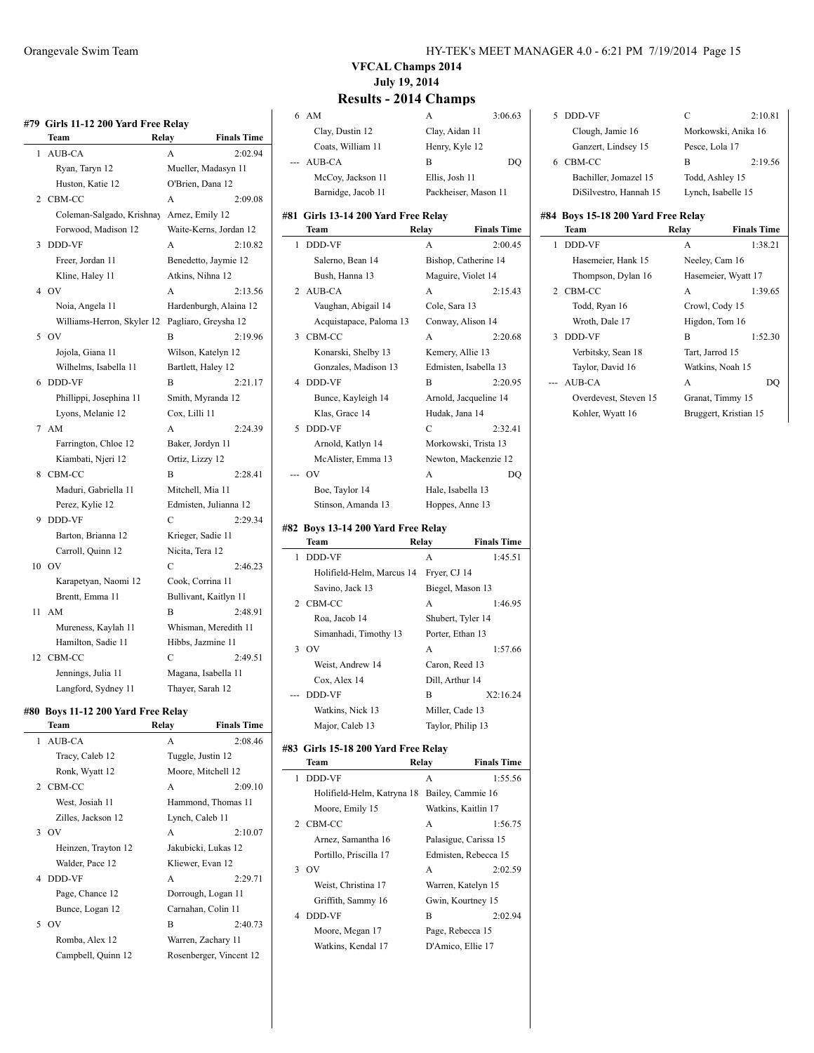# VFCAL Champs 2014

**July 19, 2014**

## Results - 2014 Champs

### #79 Girls 11-12 200 Yard Free Relay

| | Team | Relay | Finals Time |
|---|---|---|---|
| 1 | AUB-CA | A | 2:02.94 |
| | Ryan, Taryn 12 | Mueller, Madasyn 11 | |
| | Huston, Katie 12 | O'Brien, Dana 12 | |
| 2 | CBM-CC | A | 2:09.08 |
| | Coleman-Salgado, Krishnay | Arnez, Emily 12 | |
| | Forwood, Madison 12 | Waite-Kerns, Jordan 12 | |
| 3 | DDD-VF | A | 2:10.82 |
| | Freer, Jordan 11 | Benedetto, Jaymie 12 | |
| | Kline, Haley 11 | Atkins, Nihna 12 | |
| 4 | OV | A | 2:13.56 |
| | Noia, Angela 11 | Hardenburgh, Alaina 12 | |
| | Williams-Herron, Skyler 12 | Pagliaro, Greysha 12 | |
| 5 | OV | B | 2:19.96 |
| | Jojola, Giana 11 | Wilson, Katelyn 12 | |
| | Wilhelms, Isabella 11 | Bartlett, Haley 12 | |
| 6 | DDD-VF | B | 2:21.17 |
| | Phillippi, Josephina 11 | Smith, Myranda 12 | |
| | Lyons, Melanie 12 | Cox, Lilli 11 | |
| 7 | AM | A | 2:24.39 |
| | Farrington, Chloe 12 | Baker, Jordyn 11 | |
| | Kiambati, Njeri 12 | Ortiz, Lizzy 12 | |
| 8 | CBM-CC | B | 2:28.41 |
| | Maduri, Gabriella 11 | Mitchell, Mia 11 | |
| | Perez, Kylie 12 | Edmisten, Julianna 12 | |
| 9 | DDD-VF | C | 2:29.34 |
| | Barton, Brianna 12 | Krieger, Sadie 11 | |
| | Carroll, Quinn 12 | Nicita, Tera 12 | |
| 10 | OV | C | 2:46.23 |
| | Karapetyan, Naomi 12 | Cook, Corrina 11 | |
| | Brentt, Emma 11 | Bullivant, Kaitlyn 11 | |
| 11 | AM | B | 2:48.91 |
| | Mureness, Kaylah 11 | Whisman, Meredith 11 | |
| | Hamilton, Sadie 11 | Hibbs, Jazmine 11 | |
| 12 | CBM-CC | C | 2:49.51 |
| | Jennings, Julia 11 | Magana, Isabella 11 | |
| | Langford, Sydney 11 | Thayer, Sarah 12 | |

### #80 Boys 11-12 200 Yard Free Relay

| | Team | Relay | Finals Time |
|---|---|---|---|
| 1 | AUB-CA | A | 2:08.46 |
| | Tracy, Caleb 12 | Tuggle, Justin 12 | |
| | Ronk, Wyatt 12 | Moore, Mitchell 12 | |
| 2 | CBM-CC | A | 2:09.10 |
| | West, Josiah 11 | Hammond, Thomas 11 | |
| | Zilles, Jackson 12 | Lynch, Caleb 11 | |
| 3 | OV | A | 2:10.07 |
| | Heinzen, Trayton 12 | Jakubicki, Lukas 12 | |
| | Walder, Pace 12 | Kliewer, Evan 12 | |
| 4 | DDD-VF | A | 2:29.71 |
| | Page, Chance 12 | Dorrough, Logan 11 | |
| | Bunce, Logan 12 | Carnahan, Colin 11 | |
| 5 | OV | B | 2:40.73 |
| | Romba, Alex 12 | Warren, Zachary 11 | |
| | Campbell, Quinn 12 | Rosenberger, Vincent 12 | |
| 6 | AM | A | 3:06.63 |
| | Clay, Dustin 12 | Clay, Aidan 11 | |
| | Coats, William 11 | Henry, Kyle 12 | |
| --- | AUB-CA | B | DQ |
| | McCoy, Jackson 11 | Ellis, Josh 11 | |
| | Barnidge, Jacob 11 | Packheiser, Mason 11 | |

### #81 Girls 13-14 200 Yard Free Relay

| | Team | Relay | Finals Time |
|---|---|---|---|
| 1 | DDD-VF | A | 2:00.45 |
| | Salerno, Bean 14 | Bishop, Catherine 14 | |
| | Bush, Hanna 13 | Maguire, Violet 14 | |
| 2 | AUB-CA | A | 2:15.43 |
| | Vaughan, Abigail 14 | Cole, Sara 13 | |
| | Acquistapace, Paloma 13 | Conway, Alison 14 | |
| 3 | CBM-CC | A | 2:20.68 |
| | Konarski, Shelby 13 | Kemery, Allie 13 | |
| | Gonzales, Madison 13 | Edmisten, Isabella 13 | |
| 4 | DDD-VF | B | 2:20.95 |
| | Bunce, Kayleigh 14 | Arnold, Jacqueline 14 | |
| | Klas, Grace 14 | Hudak, Jana 14 | |
| 5 | DDD-VF | C | 2:32.41 |
| | Arnold, Katlyn 14 | Morkowski, Trista 13 | |
| | McAlister, Emma 13 | Newton, Mackenzie 12 | |
| --- | OV | A | DQ |
| | Boe, Taylor 14 | Hale, Isabella 13 | |
| | Stinson, Amanda 13 | Hoppes, Anne 13 | |

### #82 Boys 13-14 200 Yard Free Relay

| | Team | Relay | Finals Time |
|---|---|---|---|
| 1 | DDD-VF | A | 1:45.51 |
| | Holifield-Helm, Marcus 14 | Fryer, CJ 14 | |
| | Savino, Jack 13 | Biegel, Mason 13 | |
| 2 | CBM-CC | A | 1:46.95 |
| | Roa, Jacob 14 | Shubert, Tyler 14 | |
| | Simanhadi, Timothy 13 | Porter, Ethan 13 | |
| 3 | OV | A | 1:57.66 |
| | Weist, Andrew 14 | Caron, Reed 13 | |
| | Cox, Alex 14 | Dill, Arthur 14 | |
| --- | DDD-VF | B | X2:16.24 |
| | Watkins, Nick 13 | Miller, Cade 13 | |
| | Major, Caleb 13 | Taylor, Philip 13 | |

### #83 Girls 15-18 200 Yard Free Relay

| | Team | Relay | Finals Time |
|---|---|---|---|
| 1 | DDD-VF | A | 1:55.56 |
| | Holifield-Helm, Katryna 18 | Bailey, Cammie 16 | |
| | Moore, Emily 15 | Watkins, Kaitlin 17 | |
| 2 | CBM-CC | A | 1:56.75 |
| | Arnez, Samantha 16 | Palasigue, Carissa 15 | |
| | Portillo, Priscilla 17 | Edmisten, Rebecca 15 | |
| 3 | OV | A | 2:02.59 |
| | Weist, Christina 17 | Warren, Katelyn 15 | |
| | Griffith, Sammy 16 | Gwin, Kourtney 15 | |
| 4 | DDD-VF | B | 2:02.94 |
| | Moore, Megan 17 | Page, Rebecca 15 | |
| | Watkins, Kendal 17 | D'Amico, Ellie 17 | |
| 5 | DDD-VF | C | 2:10.81 |
| | Clough, Jamie 16 | Morkowski, Anika 16 | |
| | Ganzert, Lindsey 15 | Pesce, Lola 17 | |
| 6 | CBM-CC | B | 2:19.56 |
| | Bachiller, Jomazel 15 | Todd, Ashley 15 | |
| | DiSilvestro, Hannah 15 | Lynch, Isabelle 15 | |

### #84 Boys 15-18 200 Yard Free Relay

| | Team | Relay | Finals Time |
|---|---|---|---|
| 1 | DDD-VF | A | 1:38.21 |
| | Hasemeier, Hank 15 | Neeley, Cam 16 | |
| | Thompson, Dylan 16 | Hasemeier, Wyatt 17 | |
| 2 | CBM-CC | A | 1:39.65 |
| | Todd, Ryan 16 | Crowl, Cody 15 | |
| | Wroth, Dale 17 | Higdon, Tom 16 | |
| 3 | DDD-VF | B | 1:52.30 |
| | Verbitsky, Sean 18 | Tart, Jarrod 15 | |
| | Taylor, David 16 | Watkins, Noah 15 | |
| --- | AUB-CA | A | DQ |
| | Overdevest, Steven 15 | Granat, Timmy 15 | |
| | Kohler, Wyatt 16 | Bruggert, Kristian 15 | |